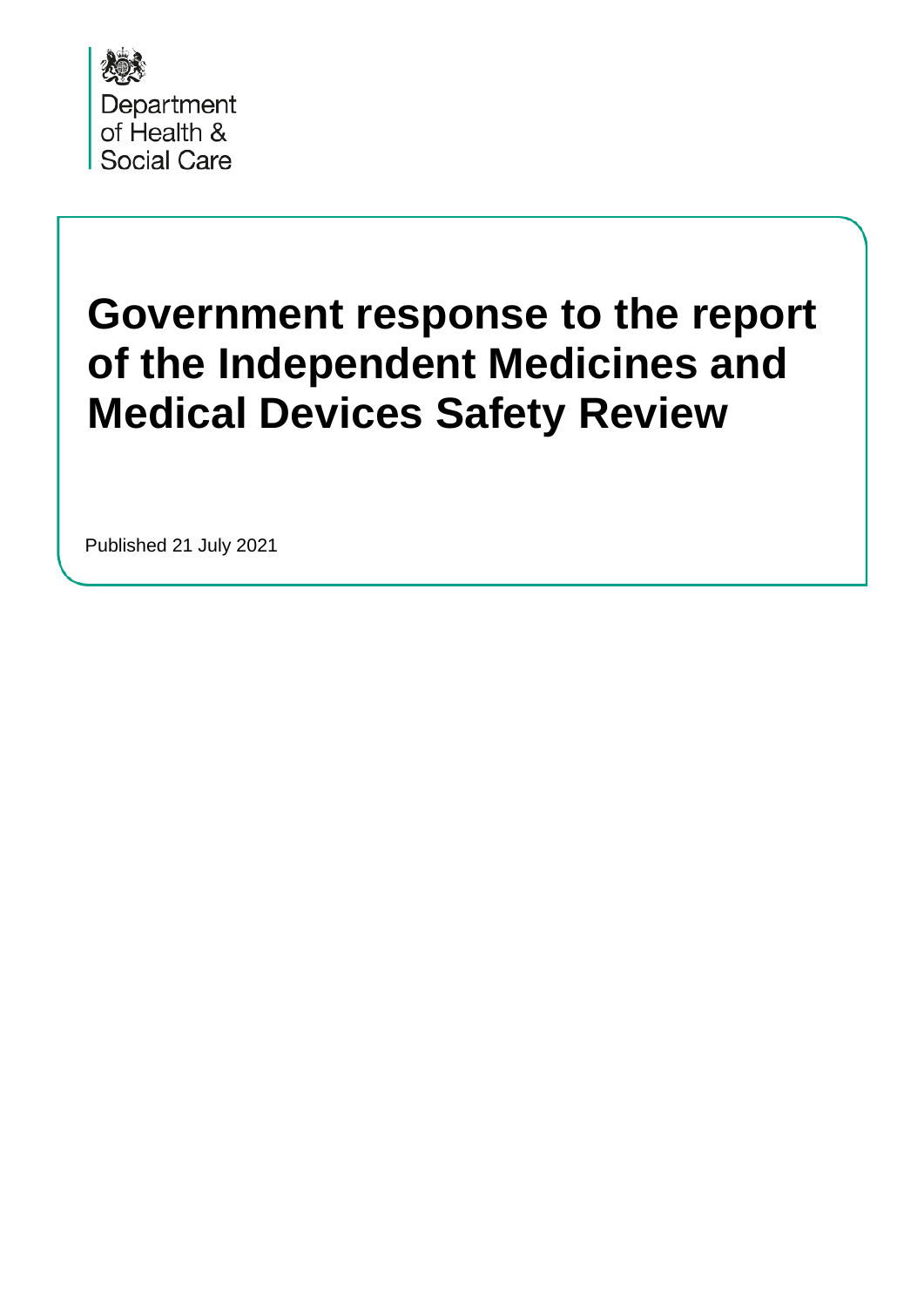Department of Health & Social Care

# Government response to the report of the Independent Medicines and Medical Devices Safety Review

Published 21 July 2021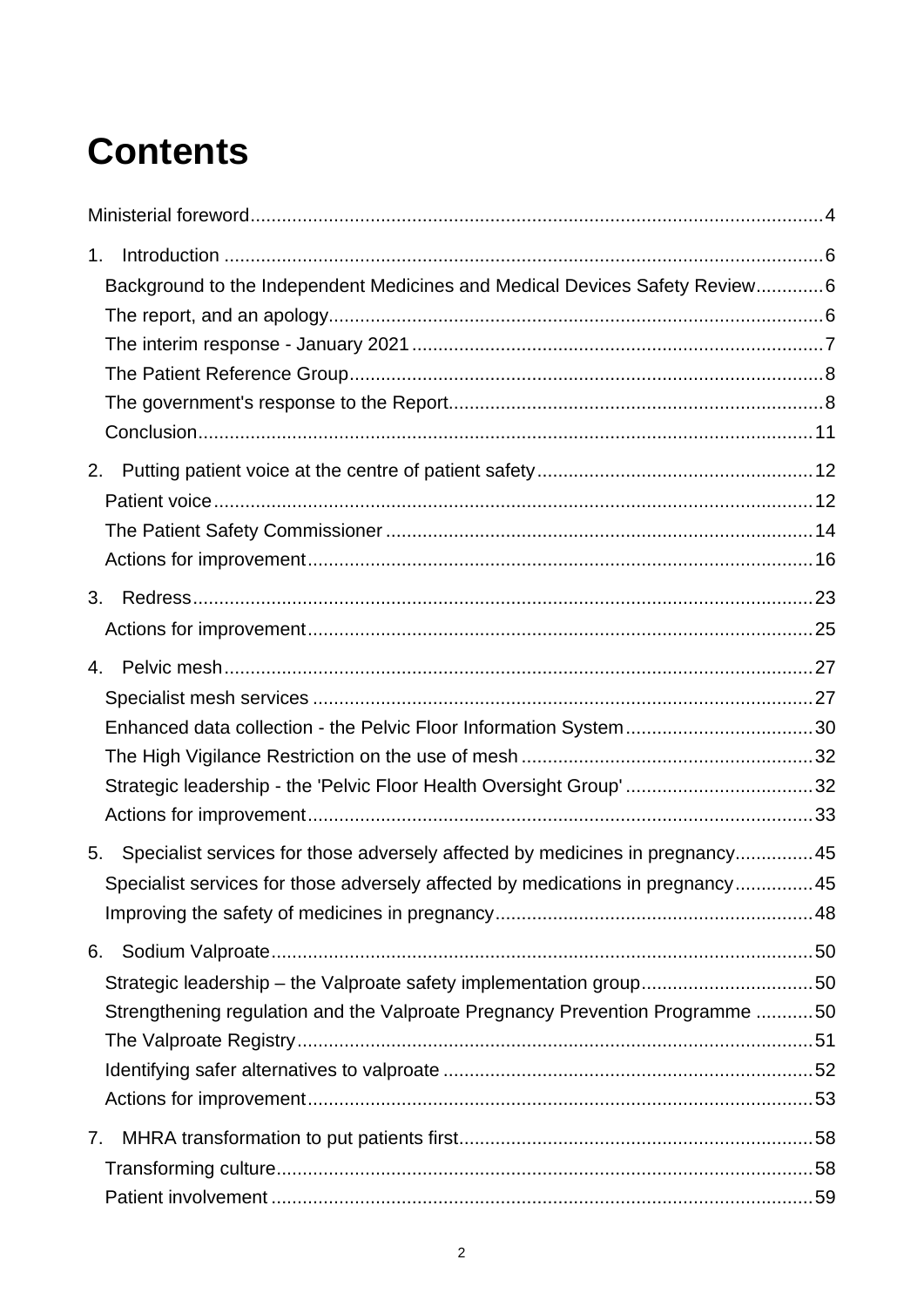# Contents

Ministerial foreword....4

1. Introduction....6
   - Background to the Independent Medicines and Medical Devices Safety Review....6
   - The report, and an apology....6
   - The interim response - January 2021....7
   - The Patient Reference Group....8
   - The government's response to the Report....8
   - Conclusion....11

2. Putting patient voice at the centre of patient safety....12
   - Patient voice....12
   - The Patient Safety Commissioner....14
   - Actions for improvement....16

3. Redress....23
   - Actions for improvement....25

4. Pelvic mesh....27
   - Specialist mesh services....27
   - Enhanced data collection - the Pelvic Floor Information System....30
   - The High Vigilance Restriction on the use of mesh....32
   - Strategic leadership - the 'Pelvic Floor Health Oversight Group'....32
   - Actions for improvement....33

5. Specialist services for those adversely affected by medicines in pregnancy....45
   - Specialist services for those adversely affected by medications in pregnancy....45
   - Improving the safety of medicines in pregnancy....48

6. Sodium Valproate....50
   - Strategic leadership – the Valproate safety implementation group....50
   - Strengthening regulation and the Valproate Pregnancy Prevention Programme....50
   - The Valproate Registry....51
   - Identifying safer alternatives to valproate....52
   - Actions for improvement....53

7. MHRA transformation to put patients first....58
   - Transforming culture....58
   - Patient involvement....59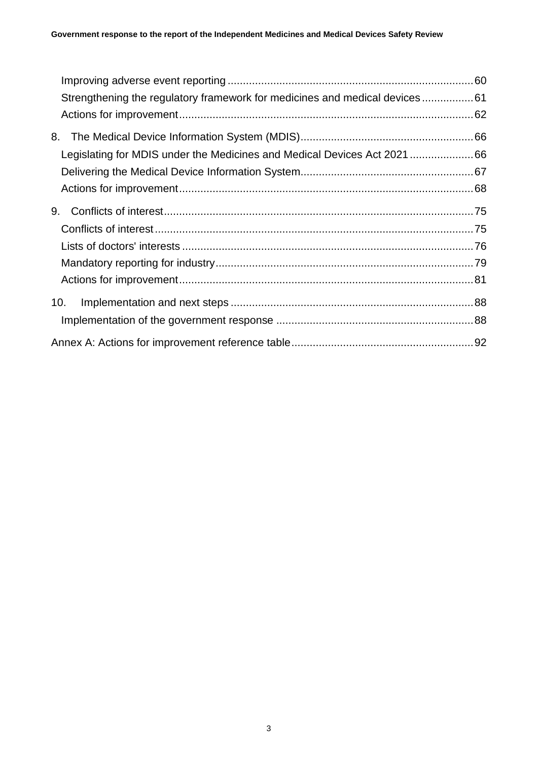- Improving adverse event reporting ................................................................................ 60
- Strengthening the regulatory framework for medicines and medical devices ................. 61
- Actions for improvement ............................................................................................... 62

8. The Medical Device Information System (MDIS) ......................................................... 66
   - Legislating for MDIS under the Medicines and Medical Devices Act 2021 ..................... 66
   - Delivering the Medical Device Information System ......................................................... 67
   - Actions for improvement ............................................................................................... 68

9. Conflicts of interest ..................................................................................................... 75
   - Conflicts of interest ........................................................................................................ 75
   - Lists of doctors' interests ............................................................................................... 76
   - Mandatory reporting for industry .................................................................................... 79
   - Actions for improvement ............................................................................................... 81

10. Implementation and next steps ................................................................................ 88
    - Implementation of the government response ................................................................ 88

Annex A: Actions for improvement reference table ........................................................... 92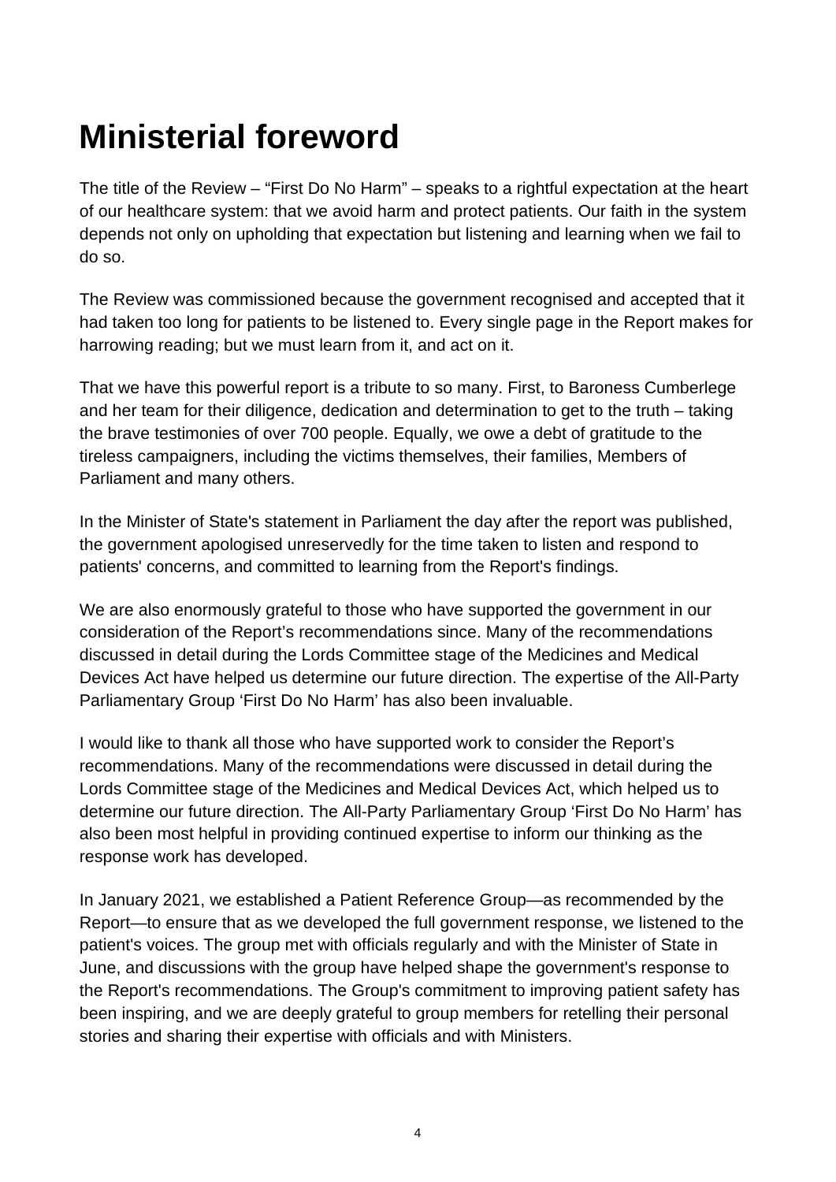# Ministerial foreword

The title of the Review – "First Do No Harm" – speaks to a rightful expectation at the heart of our healthcare system: that we avoid harm and protect patients. Our faith in the system depends not only on upholding that expectation but listening and learning when we fail to do so.

The Review was commissioned because the government recognised and accepted that it had taken too long for patients to be listened to. Every single page in the Report makes for harrowing reading; but we must learn from it, and act on it.

That we have this powerful report is a tribute to so many. First, to Baroness Cumberlege and her team for their diligence, dedication and determination to get to the truth – taking the brave testimonies of over 700 people. Equally, we owe a debt of gratitude to the tireless campaigners, including the victims themselves, their families, Members of Parliament and many others.

In the Minister of State's statement in Parliament the day after the report was published, the government apologised unreservedly for the time taken to listen and respond to patients' concerns, and committed to learning from the Report's findings.

We are also enormously grateful to those who have supported the government in our consideration of the Report's recommendations since. Many of the recommendations discussed in detail during the Lords Committee stage of the Medicines and Medical Devices Act have helped us determine our future direction. The expertise of the All-Party Parliamentary Group 'First Do No Harm' has also been invaluable.

I would like to thank all those who have supported work to consider the Report's recommendations. Many of the recommendations were discussed in detail during the Lords Committee stage of the Medicines and Medical Devices Act, which helped us to determine our future direction. The All-Party Parliamentary Group 'First Do No Harm' has also been most helpful in providing continued expertise to inform our thinking as the response work has developed.

In January 2021, we established a Patient Reference Group—as recommended by the Report—to ensure that as we developed the full government response, we listened to the patient's voices. The group met with officials regularly and with the Minister of State in June, and discussions with the group have helped shape the government's response to the Report's recommendations. The Group's commitment to improving patient safety has been inspiring, and we are deeply grateful to group members for retelling their personal stories and sharing their expertise with officials and with Ministers.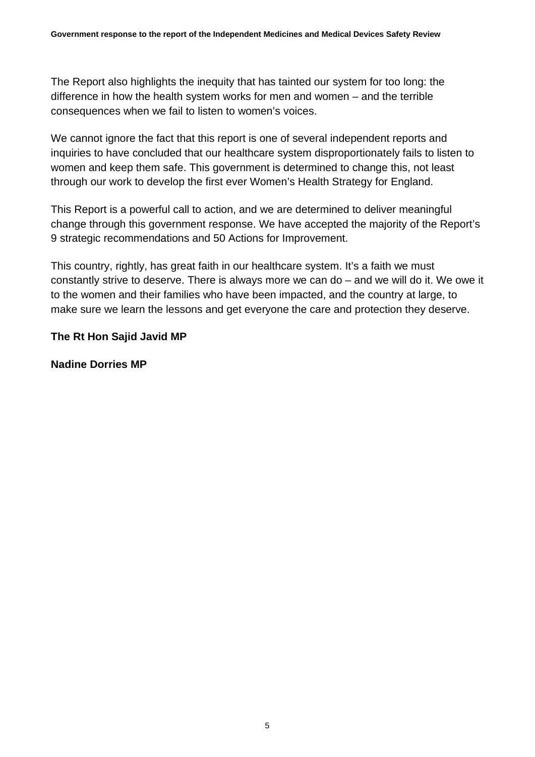The Report also highlights the inequity that has tainted our system for too long: the difference in how the health system works for men and women – and the terrible consequences when we fail to listen to women's voices.

We cannot ignore the fact that this report is one of several independent reports and inquiries to have concluded that our healthcare system disproportionately fails to listen to women and keep them safe. This government is determined to change this, not least through our work to develop the first ever Women's Health Strategy for England.

This Report is a powerful call to action, and we are determined to deliver meaningful change through this government response. We have accepted the majority of the Report's 9 strategic recommendations and 50 Actions for Improvement.

This country, rightly, has great faith in our healthcare system. It's a faith we must constantly strive to deserve. There is always more we can do – and we will do it. We owe it to the women and their families who have been impacted, and the country at large, to make sure we learn the lessons and get everyone the care and protection they deserve.

**The Rt Hon Sajid Javid MP**

**Nadine Dorries MP**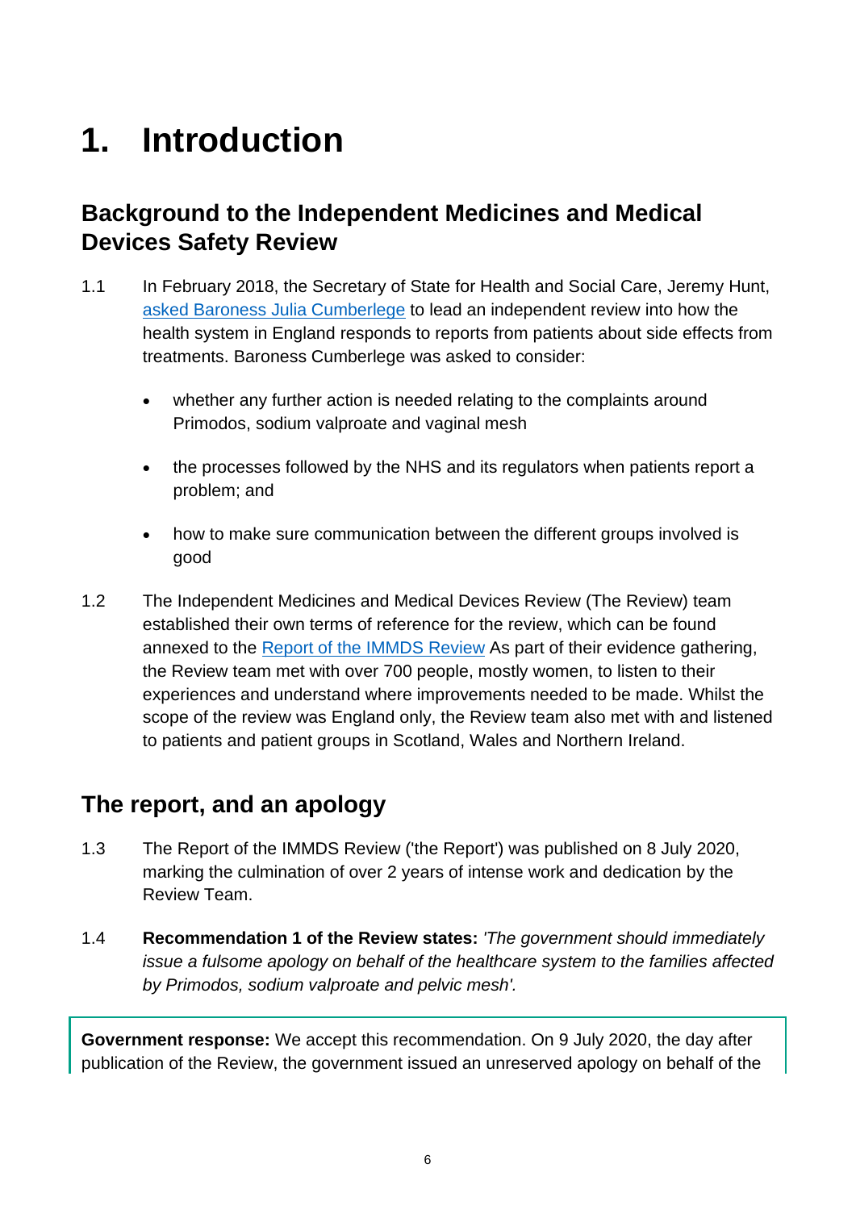# 1. Introduction

## Background to the Independent Medicines and Medical Devices Safety Review

1.1 In February 2018, the Secretary of State for Health and Social Care, Jeremy Hunt, asked Baroness Julia Cumberlege to lead an independent review into how the health system in England responds to reports from patients about side effects from treatments. Baroness Cumberlege was asked to consider:

- whether any further action is needed relating to the complaints around Primodos, sodium valproate and vaginal mesh
- the processes followed by the NHS and its regulators when patients report a problem; and
- how to make sure communication between the different groups involved is good

1.2 The Independent Medicines and Medical Devices Review (The Review) team established their own terms of reference for the review, which can be found annexed to the Report of the IMMDS Review As part of their evidence gathering, the Review team met with over 700 people, mostly women, to listen to their experiences and understand where improvements needed to be made. Whilst the scope of the review was England only, the Review team also met with and listened to patients and patient groups in Scotland, Wales and Northern Ireland.

## The report, and an apology

1.3 The Report of the IMMDS Review ('the Report') was published on 8 July 2020, marking the culmination of over 2 years of intense work and dedication by the Review Team.

1.4 **Recommendation 1 of the Review states:** *'The government should immediately issue a fulsome apology on behalf of the healthcare system to the families affected by Primodos, sodium valproate and pelvic mesh'.*

**Government response:** We accept this recommendation. On 9 July 2020, the day after publication of the Review, the government issued an unreserved apology on behalf of the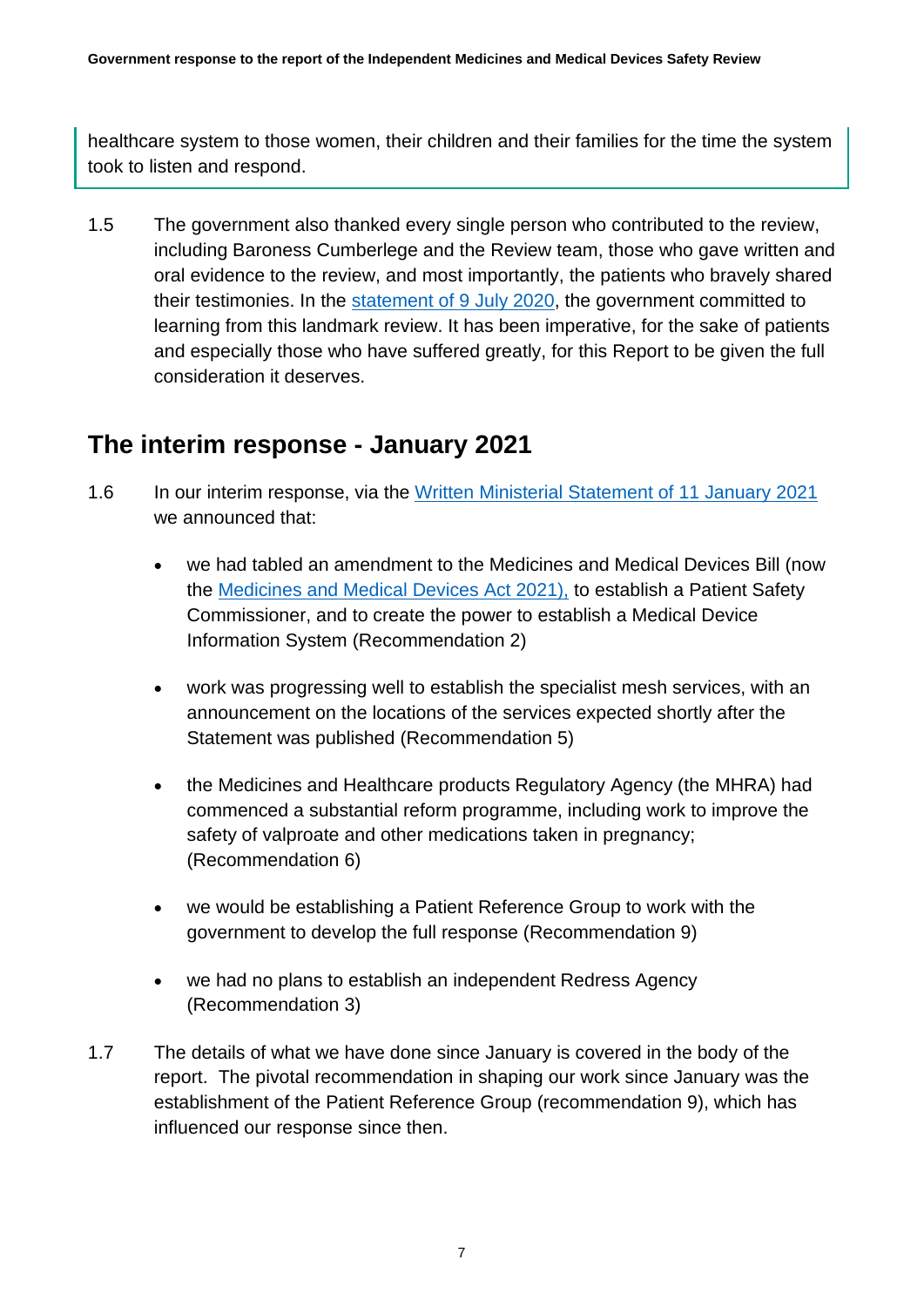healthcare system to those women, their children and their families for the time the system took to listen and respond.

1.5 The government also thanked every single person who contributed to the review, including Baroness Cumberlege and the Review team, those who gave written and oral evidence to the review, and most importantly, the patients who bravely shared their testimonies. In the statement of 9 July 2020, the government committed to learning from this landmark review. It has been imperative, for the sake of patients and especially those who have suffered greatly, for this Report to be given the full consideration it deserves.

## The interim response - January 2021

1.6 In our interim response, via the Written Ministerial Statement of 11 January 2021 we announced that:

- we had tabled an amendment to the Medicines and Medical Devices Bill (now the Medicines and Medical Devices Act 2021), to establish a Patient Safety Commissioner, and to create the power to establish a Medical Device Information System (Recommendation 2)
- work was progressing well to establish the specialist mesh services, with an announcement on the locations of the services expected shortly after the Statement was published (Recommendation 5)
- the Medicines and Healthcare products Regulatory Agency (the MHRA) had commenced a substantial reform programme, including work to improve the safety of valproate and other medications taken in pregnancy; (Recommendation 6)
- we would be establishing a Patient Reference Group to work with the government to develop the full response (Recommendation 9)
- we had no plans to establish an independent Redress Agency (Recommendation 3)

1.7 The details of what we have done since January is covered in the body of the report. The pivotal recommendation in shaping our work since January was the establishment of the Patient Reference Group (recommendation 9), which has influenced our response since then.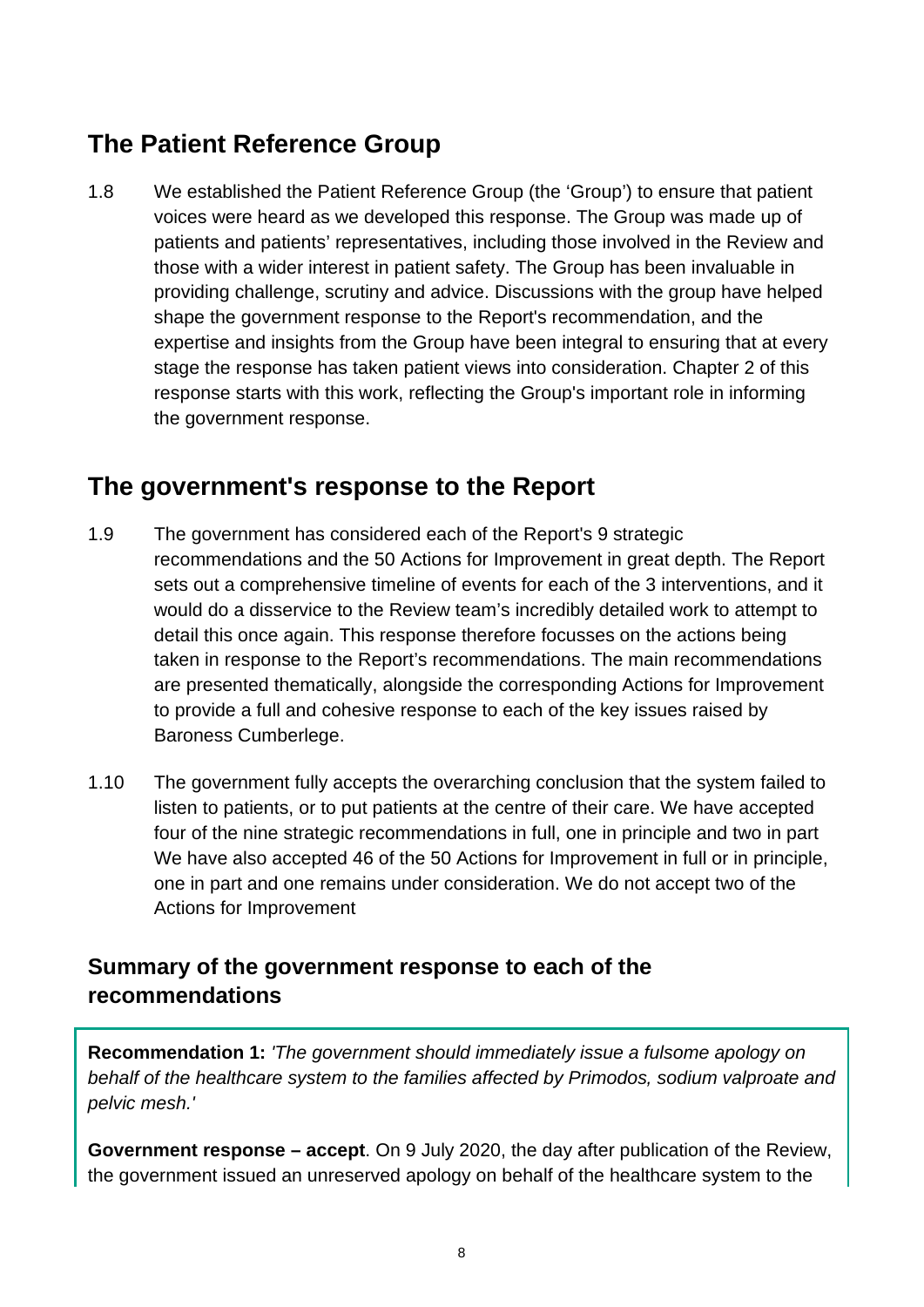## The Patient Reference Group

1.8 We established the Patient Reference Group (the 'Group') to ensure that patient voices were heard as we developed this response. The Group was made up of patients and patients' representatives, including those involved in the Review and those with a wider interest in patient safety. The Group has been invaluable in providing challenge, scrutiny and advice. Discussions with the group have helped shape the government response to the Report's recommendation, and the expertise and insights from the Group have been integral to ensuring that at every stage the response has taken patient views into consideration. Chapter 2 of this response starts with this work, reflecting the Group's important role in informing the government response.

## The government's response to the Report

1.9 The government has considered each of the Report's 9 strategic recommendations and the 50 Actions for Improvement in great depth. The Report sets out a comprehensive timeline of events for each of the 3 interventions, and it would do a disservice to the Review team's incredibly detailed work to attempt to detail this once again. This response therefore focusses on the actions being taken in response to the Report's recommendations. The main recommendations are presented thematically, alongside the corresponding Actions for Improvement to provide a full and cohesive response to each of the key issues raised by Baroness Cumberlege.

1.10 The government fully accepts the overarching conclusion that the system failed to listen to patients, or to put patients at the centre of their care. We have accepted four of the nine strategic recommendations in full, one in principle and two in part We have also accepted 46 of the 50 Actions for Improvement in full or in principle, one in part and one remains under consideration. We do not accept two of the Actions for Improvement

### Summary of the government response to each of the recommendations

**Recommendation 1:** *'The government should immediately issue a fulsome apology on behalf of the healthcare system to the families affected by Primodos, sodium valproate and pelvic mesh.'*

**Government response – accept**. On 9 July 2020, the day after publication of the Review, the government issued an unreserved apology on behalf of the healthcare system to the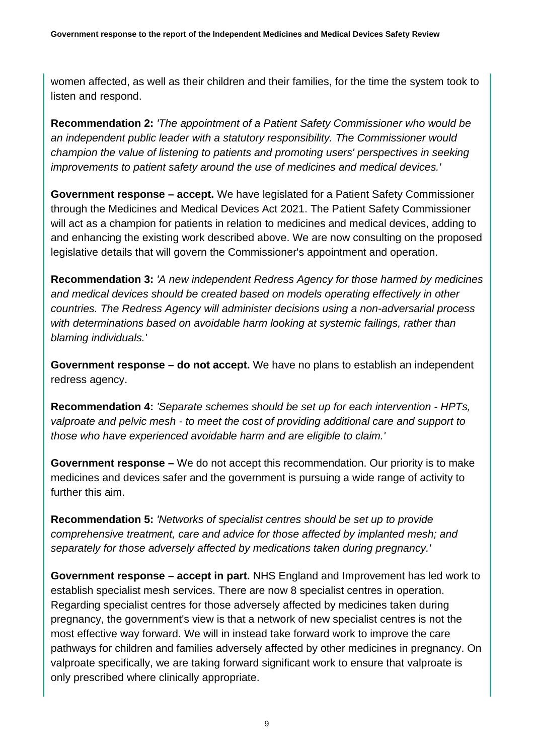women affected, as well as their children and their families, for the time the system took to listen and respond.

**Recommendation 2:** *'The appointment of a Patient Safety Commissioner who would be an independent public leader with a statutory responsibility. The Commissioner would champion the value of listening to patients and promoting users' perspectives in seeking improvements to patient safety around the use of medicines and medical devices.'*

**Government response – accept.** We have legislated for a Patient Safety Commissioner through the Medicines and Medical Devices Act 2021. The Patient Safety Commissioner will act as a champion for patients in relation to medicines and medical devices, adding to and enhancing the existing work described above. We are now consulting on the proposed legislative details that will govern the Commissioner's appointment and operation.

**Recommendation 3:** *'A new independent Redress Agency for those harmed by medicines and medical devices should be created based on models operating effectively in other countries. The Redress Agency will administer decisions using a non-adversarial process with determinations based on avoidable harm looking at systemic failings, rather than blaming individuals.'*

**Government response – do not accept.** We have no plans to establish an independent redress agency.

**Recommendation 4:** *'Separate schemes should be set up for each intervention - HPTs, valproate and pelvic mesh - to meet the cost of providing additional care and support to those who have experienced avoidable harm and are eligible to claim.'*

**Government response –** We do not accept this recommendation. Our priority is to make medicines and devices safer and the government is pursuing a wide range of activity to further this aim.

**Recommendation 5:** *'Networks of specialist centres should be set up to provide comprehensive treatment, care and advice for those affected by implanted mesh; and separately for those adversely affected by medications taken during pregnancy.'*

**Government response – accept in part.** NHS England and Improvement has led work to establish specialist mesh services. There are now 8 specialist centres in operation. Regarding specialist centres for those adversely affected by medicines taken during pregnancy, the government's view is that a network of new specialist centres is not the most effective way forward. We will in instead take forward work to improve the care pathways for children and families adversely affected by other medicines in pregnancy. On valproate specifically, we are taking forward significant work to ensure that valproate is only prescribed where clinically appropriate.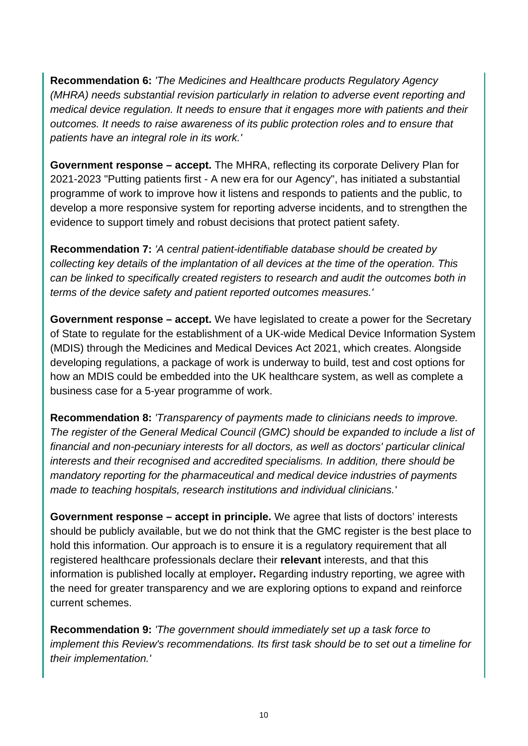**Recommendation 6:** *'The Medicines and Healthcare products Regulatory Agency (MHRA) needs substantial revision particularly in relation to adverse event reporting and medical device regulation. It needs to ensure that it engages more with patients and their outcomes. It needs to raise awareness of its public protection roles and to ensure that patients have an integral role in its work.'*

**Government response – accept.** The MHRA, reflecting its corporate Delivery Plan for 2021-2023 "Putting patients first - A new era for our Agency", has initiated a substantial programme of work to improve how it listens and responds to patients and the public, to develop a more responsive system for reporting adverse incidents, and to strengthen the evidence to support timely and robust decisions that protect patient safety.

**Recommendation 7:** *'A central patient-identifiable database should be created by collecting key details of the implantation of all devices at the time of the operation. This can be linked to specifically created registers to research and audit the outcomes both in terms of the device safety and patient reported outcomes measures.'*

**Government response – accept.** We have legislated to create a power for the Secretary of State to regulate for the establishment of a UK-wide Medical Device Information System (MDIS) through the Medicines and Medical Devices Act 2021, which creates. Alongside developing regulations, a package of work is underway to build, test and cost options for how an MDIS could be embedded into the UK healthcare system, as well as complete a business case for a 5-year programme of work.

**Recommendation 8:** *'Transparency of payments made to clinicians needs to improve. The register of the General Medical Council (GMC) should be expanded to include a list of financial and non-pecuniary interests for all doctors, as well as doctors' particular clinical interests and their recognised and accredited specialisms. In addition, there should be mandatory reporting for the pharmaceutical and medical device industries of payments made to teaching hospitals, research institutions and individual clinicians.'*

**Government response – accept in principle.** We agree that lists of doctors' interests should be publicly available, but we do not think that the GMC register is the best place to hold this information. Our approach is to ensure it is a regulatory requirement that all registered healthcare professionals declare their **relevant** interests, and that this information is published locally at employer**.** Regarding industry reporting, we agree with the need for greater transparency and we are exploring options to expand and reinforce current schemes.

**Recommendation 9:** *'The government should immediately set up a task force to implement this Review's recommendations. Its first task should be to set out a timeline for their implementation.'*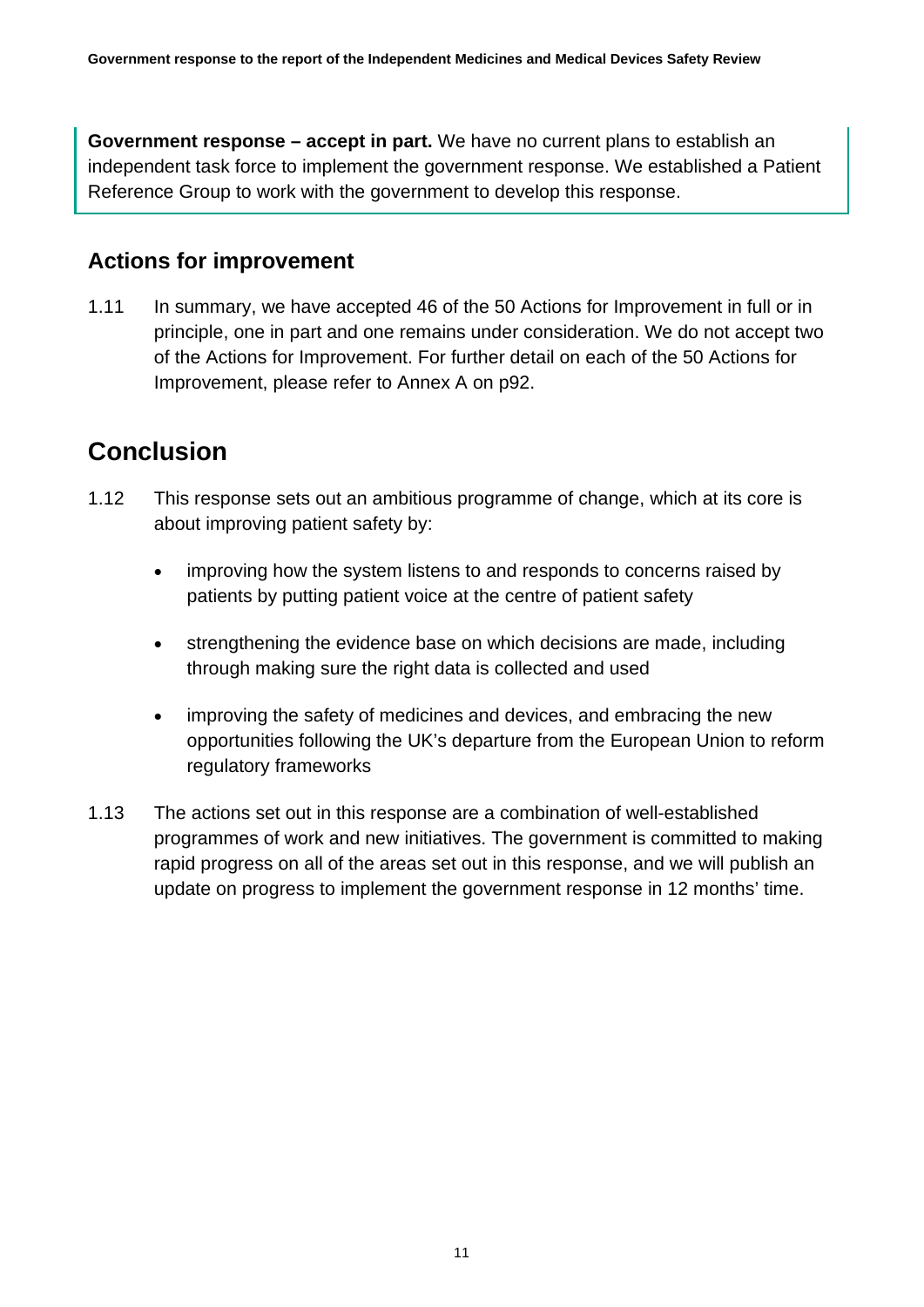**Government response – accept in part.** We have no current plans to establish an independent task force to implement the government response. We established a Patient Reference Group to work with the government to develop this response.

### Actions for improvement

1.11 In summary, we have accepted 46 of the 50 Actions for Improvement in full or in principle, one in part and one remains under consideration. We do not accept two of the Actions for Improvement. For further detail on each of the 50 Actions for Improvement, please refer to Annex A on p92.

## Conclusion

1.12 This response sets out an ambitious programme of change, which at its core is about improving patient safety by:

- improving how the system listens to and responds to concerns raised by patients by putting patient voice at the centre of patient safety
- strengthening the evidence base on which decisions are made, including through making sure the right data is collected and used
- improving the safety of medicines and devices, and embracing the new opportunities following the UK's departure from the European Union to reform regulatory frameworks

1.13 The actions set out in this response are a combination of well-established programmes of work and new initiatives. The government is committed to making rapid progress on all of the areas set out in this response, and we will publish an update on progress to implement the government response in 12 months' time.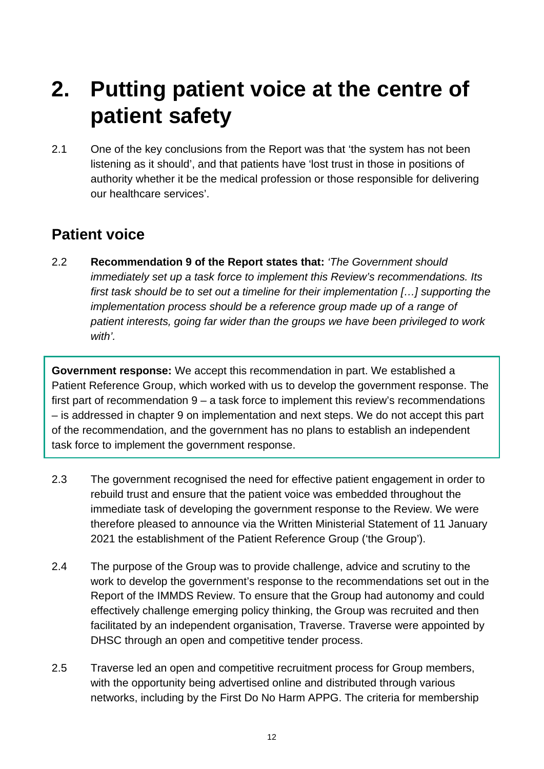# 2. Putting patient voice at the centre of patient safety

2.1 One of the key conclusions from the Report was that 'the system has not been listening as it should', and that patients have 'lost trust in those in positions of authority whether it be the medical profession or those responsible for delivering our healthcare services'.

## Patient voice

2.2 **Recommendation 9 of the Report states that:** *'The Government should immediately set up a task force to implement this Review's recommendations. Its first task should be to set out a timeline for their implementation […] supporting the implementation process should be a reference group made up of a range of patient interests, going far wider than the groups we have been privileged to work with'.*

> **Government response:** We accept this recommendation in part. We established a Patient Reference Group, which worked with us to develop the government response. The first part of recommendation 9 – a task force to implement this review's recommendations – is addressed in chapter 9 on implementation and next steps. We do not accept this part of the recommendation, and the government has no plans to establish an independent task force to implement the government response.

2.3 The government recognised the need for effective patient engagement in order to rebuild trust and ensure that the patient voice was embedded throughout the immediate task of developing the government response to the Review. We were therefore pleased to announce via the Written Ministerial Statement of 11 January 2021 the establishment of the Patient Reference Group ('the Group').

2.4 The purpose of the Group was to provide challenge, advice and scrutiny to the work to develop the government's response to the recommendations set out in the Report of the IMMDS Review. To ensure that the Group had autonomy and could effectively challenge emerging policy thinking, the Group was recruited and then facilitated by an independent organisation, Traverse. Traverse were appointed by DHSC through an open and competitive tender process.

2.5 Traverse led an open and competitive recruitment process for Group members, with the opportunity being advertised online and distributed through various networks, including by the First Do No Harm APPG. The criteria for membership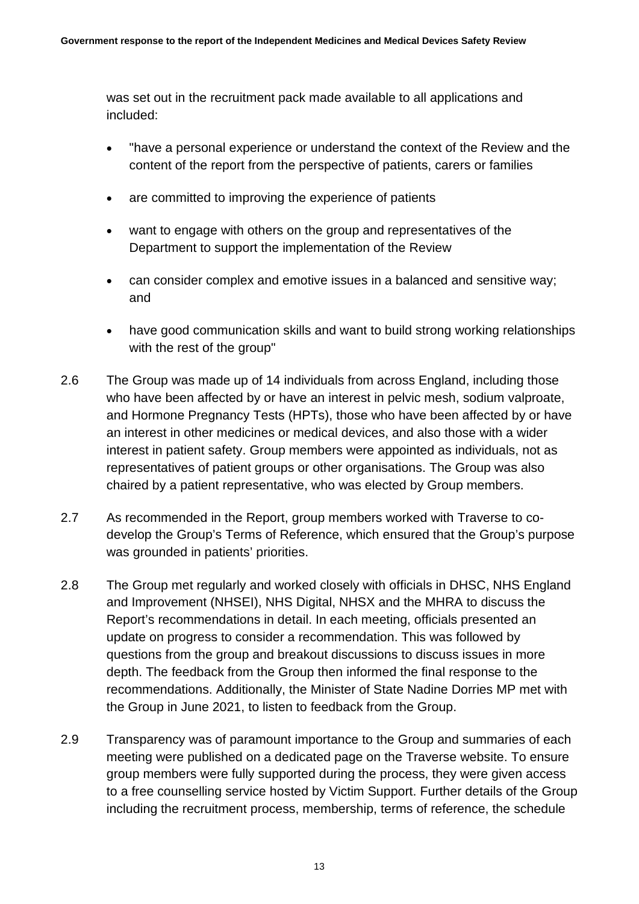was set out in the recruitment pack made available to all applications and included:

- "have a personal experience or understand the context of the Review and the content of the report from the perspective of patients, carers or families
- are committed to improving the experience of patients
- want to engage with others on the group and representatives of the Department to support the implementation of the Review
- can consider complex and emotive issues in a balanced and sensitive way; and
- have good communication skills and want to build strong working relationships with the rest of the group"

2.6 The Group was made up of 14 individuals from across England, including those who have been affected by or have an interest in pelvic mesh, sodium valproate, and Hormone Pregnancy Tests (HPTs), those who have been affected by or have an interest in other medicines or medical devices, and also those with a wider interest in patient safety. Group members were appointed as individuals, not as representatives of patient groups or other organisations. The Group was also chaired by a patient representative, who was elected by Group members.

2.7 As recommended in the Report, group members worked with Traverse to co-develop the Group's Terms of Reference, which ensured that the Group's purpose was grounded in patients' priorities.

2.8 The Group met regularly and worked closely with officials in DHSC, NHS England and Improvement (NHSEI), NHS Digital, NHSX and the MHRA to discuss the Report's recommendations in detail. In each meeting, officials presented an update on progress to consider a recommendation. This was followed by questions from the group and breakout discussions to discuss issues in more depth. The feedback from the Group then informed the final response to the recommendations. Additionally, the Minister of State Nadine Dorries MP met with the Group in June 2021, to listen to feedback from the Group.

2.9 Transparency was of paramount importance to the Group and summaries of each meeting were published on a dedicated page on the Traverse website. To ensure group members were fully supported during the process, they were given access to a free counselling service hosted by Victim Support. Further details of the Group including the recruitment process, membership, terms of reference, the schedule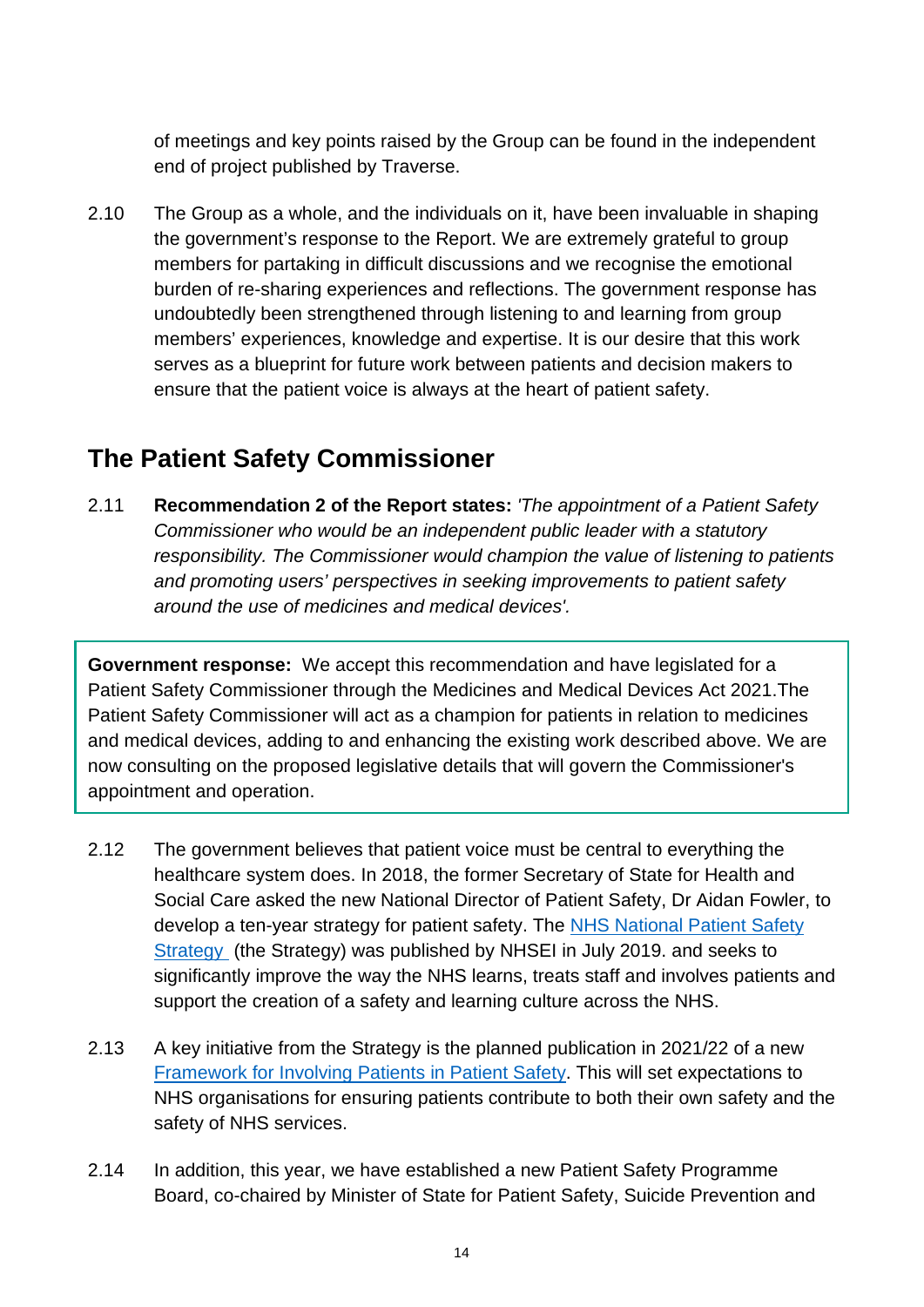of meetings and key points raised by the Group can be found in the independent end of project published by Traverse.

2.10 The Group as a whole, and the individuals on it, have been invaluable in shaping the government's response to the Report. We are extremely grateful to group members for partaking in difficult discussions and we recognise the emotional burden of re-sharing experiences and reflections. The government response has undoubtedly been strengthened through listening to and learning from group members' experiences, knowledge and expertise. It is our desire that this work serves as a blueprint for future work between patients and decision makers to ensure that the patient voice is always at the heart of patient safety.

## The Patient Safety Commissioner

2.11 **Recommendation 2 of the Report states:** *'The appointment of a Patient Safety Commissioner who would be an independent public leader with a statutory responsibility. The Commissioner would champion the value of listening to patients and promoting users' perspectives in seeking improvements to patient safety around the use of medicines and medical devices'.*

> **Government response:** We accept this recommendation and have legislated for a Patient Safety Commissioner through the Medicines and Medical Devices Act 2021.The Patient Safety Commissioner will act as a champion for patients in relation to medicines and medical devices, adding to and enhancing the existing work described above. We are now consulting on the proposed legislative details that will govern the Commissioner's appointment and operation.

2.12 The government believes that patient voice must be central to everything the healthcare system does. In 2018, the former Secretary of State for Health and Social Care asked the new National Director of Patient Safety, Dr Aidan Fowler, to develop a ten-year strategy for patient safety. The [NHS National Patient Safety Strategy](#) (the Strategy) was published by NHSEI in July 2019. and seeks to significantly improve the way the NHS learns, treats staff and involves patients and support the creation of a safety and learning culture across the NHS.

2.13 A key initiative from the Strategy is the planned publication in 2021/22 of a new [Framework for Involving Patients in Patient Safety](#). This will set expectations to NHS organisations for ensuring patients contribute to both their own safety and the safety of NHS services.

2.14 In addition, this year, we have established a new Patient Safety Programme Board, co-chaired by Minister of State for Patient Safety, Suicide Prevention and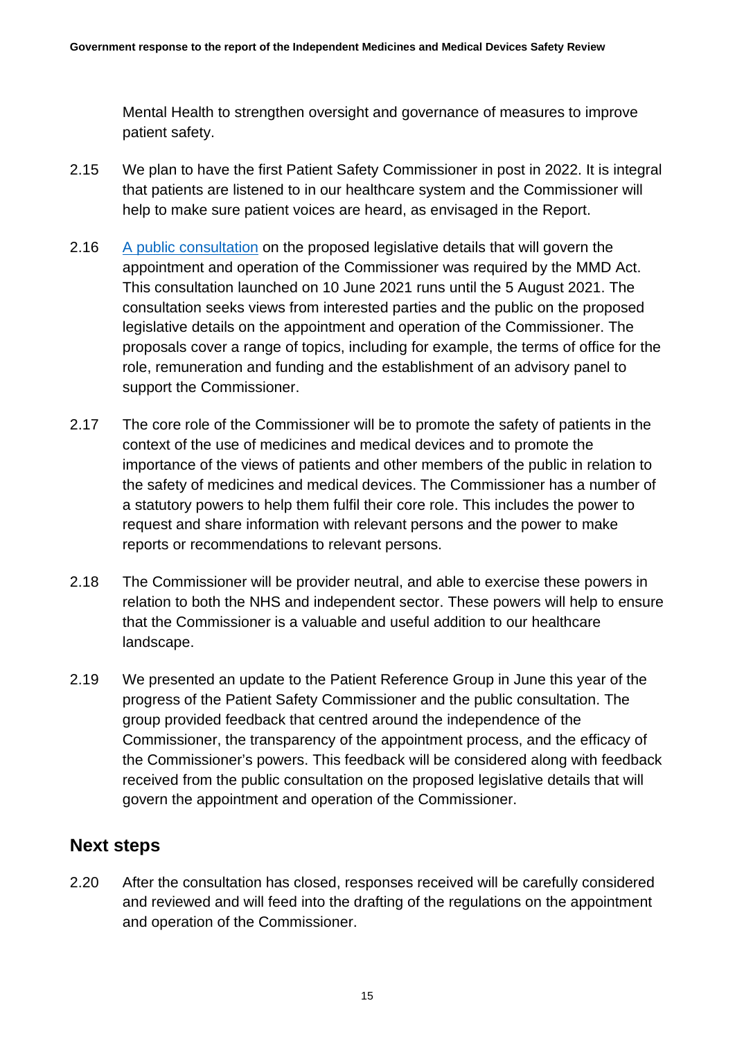Mental Health to strengthen oversight and governance of measures to improve patient safety.

2.15 We plan to have the first Patient Safety Commissioner in post in 2022. It is integral that patients are listened to in our healthcare system and the Commissioner will help to make sure patient voices are heard, as envisaged in the Report.

2.16 A public consultation on the proposed legislative details that will govern the appointment and operation of the Commissioner was required by the MMD Act. This consultation launched on 10 June 2021 runs until the 5 August 2021. The consultation seeks views from interested parties and the public on the proposed legislative details on the appointment and operation of the Commissioner. The proposals cover a range of topics, including for example, the terms of office for the role, remuneration and funding and the establishment of an advisory panel to support the Commissioner.

2.17 The core role of the Commissioner will be to promote the safety of patients in the context of the use of medicines and medical devices and to promote the importance of the views of patients and other members of the public in relation to the safety of medicines and medical devices. The Commissioner has a number of a statutory powers to help them fulfil their core role. This includes the power to request and share information with relevant persons and the power to make reports or recommendations to relevant persons.

2.18 The Commissioner will be provider neutral, and able to exercise these powers in relation to both the NHS and independent sector. These powers will help to ensure that the Commissioner is a valuable and useful addition to our healthcare landscape.

2.19 We presented an update to the Patient Reference Group in June this year of the progress of the Patient Safety Commissioner and the public consultation. The group provided feedback that centred around the independence of the Commissioner, the transparency of the appointment process, and the efficacy of the Commissioner's powers. This feedback will be considered along with feedback received from the public consultation on the proposed legislative details that will govern the appointment and operation of the Commissioner.

## Next steps

2.20 After the consultation has closed, responses received will be carefully considered and reviewed and will feed into the drafting of the regulations on the appointment and operation of the Commissioner.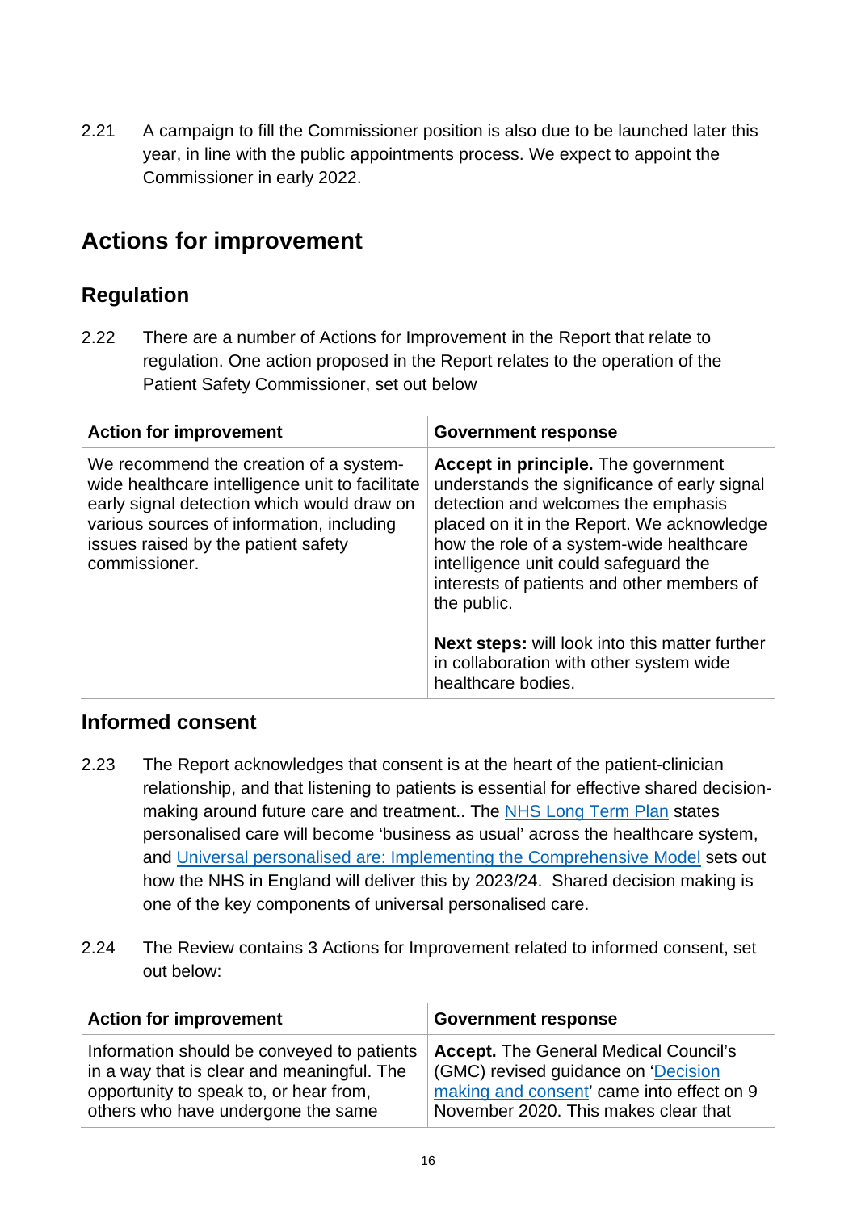2.21 A campaign to fill the Commissioner position is also due to be launched later this year, in line with the public appointments process. We expect to appoint the Commissioner in early 2022.

## Actions for improvement

### Regulation

2.22 There are a number of Actions for Improvement in the Report that relate to regulation. One action proposed in the Report relates to the operation of the Patient Safety Commissioner, set out below

| Action for improvement | Government response |
|---|---|
| We recommend the creation of a system-wide healthcare intelligence unit to facilitate early signal detection which would draw on various sources of information, including issues raised by the patient safety commissioner. | **Accept in principle.** The government understands the significance of early signal detection and welcomes the emphasis placed on it in the Report. We acknowledge how the role of a system-wide healthcare intelligence unit could safeguard the interests of patients and other members of the public.<br><br>**Next steps:** will look into this matter further in collaboration with other system wide healthcare bodies. |

### Informed consent

2.23 The Report acknowledges that consent is at the heart of the patient-clinician relationship, and that listening to patients is essential for effective shared decision-making around future care and treatment.. The NHS Long Term Plan states personalised care will become 'business as usual' across the healthcare system, and Universal personalised are: Implementing the Comprehensive Model sets out how the NHS in England will deliver this by 2023/24. Shared decision making is one of the key components of universal personalised care.

2.24 The Review contains 3 Actions for Improvement related to informed consent, set out below:

| Action for improvement | Government response |
|---|---|
| Information should be conveyed to patients in a way that is clear and meaningful. The opportunity to speak to, or hear from, others who have undergone the same | **Accept.** The General Medical Council's (GMC) revised guidance on 'Decision making and consent' came into effect on 9 November 2020. This makes clear that |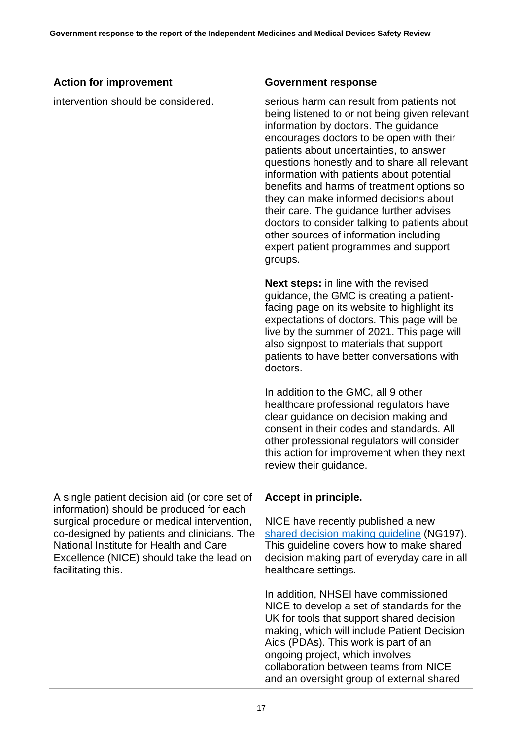| Action for improvement | Government response |
|---|---|
| intervention should be considered. | serious harm can result from patients not being listened to or not being given relevant information by doctors. The guidance encourages doctors to be open with their patients about uncertainties, to answer questions honestly and to share all relevant information with patients about potential benefits and harms of treatment options so they can make informed decisions about their care. The guidance further advises doctors to consider talking to patients about other sources of information including expert patient programmes and support groups.<br><br>**Next steps:** in line with the revised guidance, the GMC is creating a patient-facing page on its website to highlight its expectations of doctors. This page will be live by the summer of 2021. This page will also signpost to materials that support patients to have better conversations with doctors.<br><br>In addition to the GMC, all 9 other healthcare professional regulators have clear guidance on decision making and consent in their codes and standards. All other professional regulators will consider this action for improvement when they next review their guidance. |
| A single patient decision aid (or core set of information) should be produced for each surgical procedure or medical intervention, co-designed by patients and clinicians. The National Institute for Health and Care Excellence (NICE) should take the lead on facilitating this. | **Accept in principle.**<br><br>NICE have recently published a new shared decision making guideline (NG197). This guideline covers how to make shared decision making part of everyday care in all healthcare settings.<br><br>In addition, NHSEI have commissioned NICE to develop a set of standards for the UK for tools that support shared decision making, which will include Patient Decision Aids (PDAs). This work is part of an ongoing project, which involves collaboration between teams from NICE and an oversight group of external shared |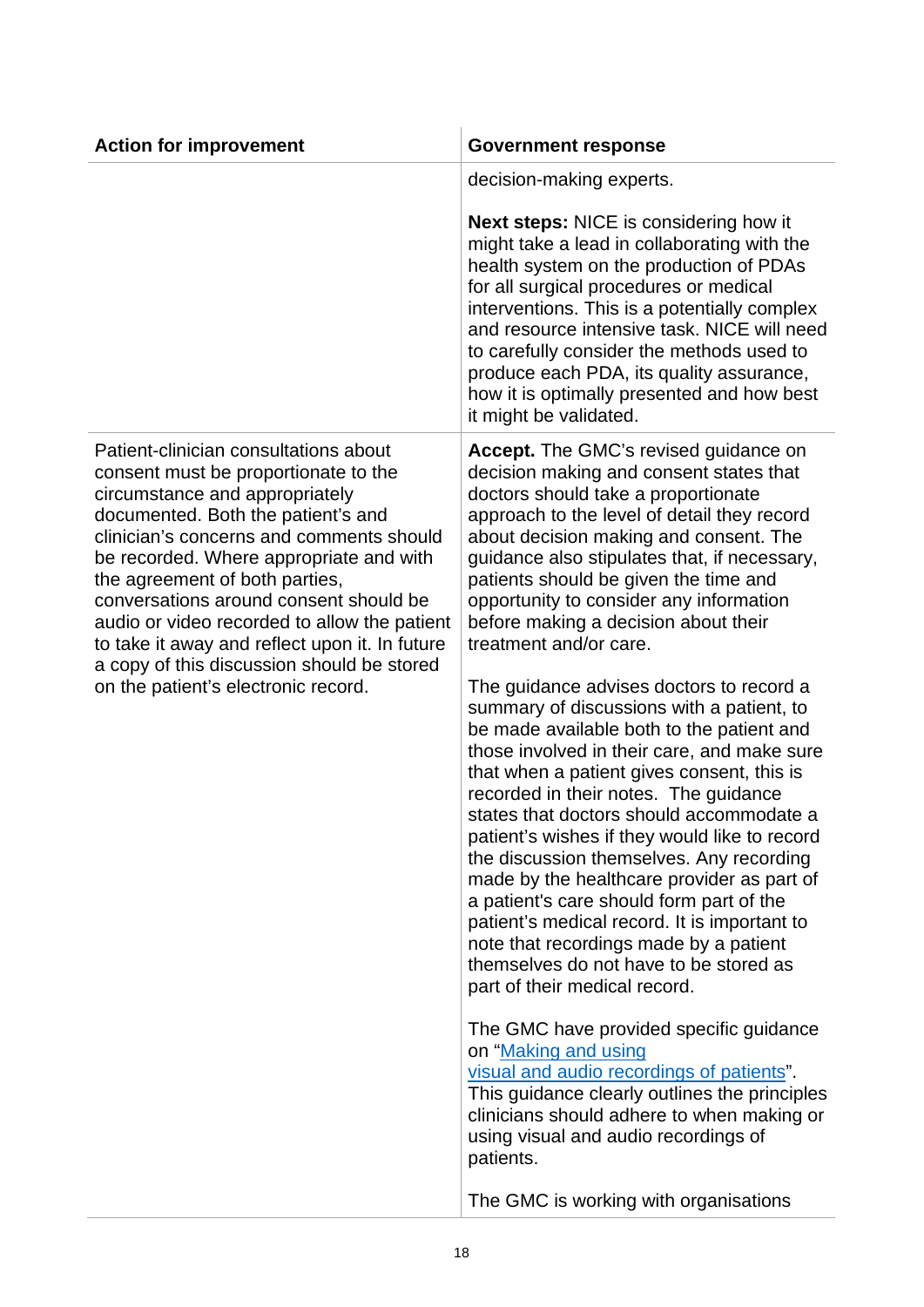| Action for improvement | Government response |
|---|---|
| | decision-making experts.<br><br>**Next steps:** NICE is considering how it might take a lead in collaborating with the health system on the production of PDAs for all surgical procedures or medical interventions. This is a potentially complex and resource intensive task. NICE will need to carefully consider the methods used to produce each PDA, its quality assurance, how it is optimally presented and how best it might be validated. |
| Patient-clinician consultations about consent must be proportionate to the circumstance and appropriately documented. Both the patient's and clinician's concerns and comments should be recorded. Where appropriate and with the agreement of both parties, conversations around consent should be audio or video recorded to allow the patient to take it away and reflect upon it. In future a copy of this discussion should be stored on the patient's electronic record. | **Accept.** The GMC's revised guidance on decision making and consent states that doctors should take a proportionate approach to the level of detail they record about decision making and consent. The guidance also stipulates that, if necessary, patients should be given the time and opportunity to consider any information before making a decision about their treatment and/or care.<br><br>The guidance advises doctors to record a summary of discussions with a patient, to be made available both to the patient and those involved in their care, and make sure that when a patient gives consent, this is recorded in their notes. The guidance states that doctors should accommodate a patient's wishes if they would like to record the discussion themselves. Any recording made by the healthcare provider as part of a patient's care should form part of the patient's medical record. It is important to note that recordings made by a patient themselves do not have to be stored as part of their medical record.<br><br>The GMC have provided specific guidance on "Making and using visual and audio recordings of patients". This guidance clearly outlines the principles clinicians should adhere to when making or using visual and audio recordings of patients.<br><br>The GMC is working with organisations |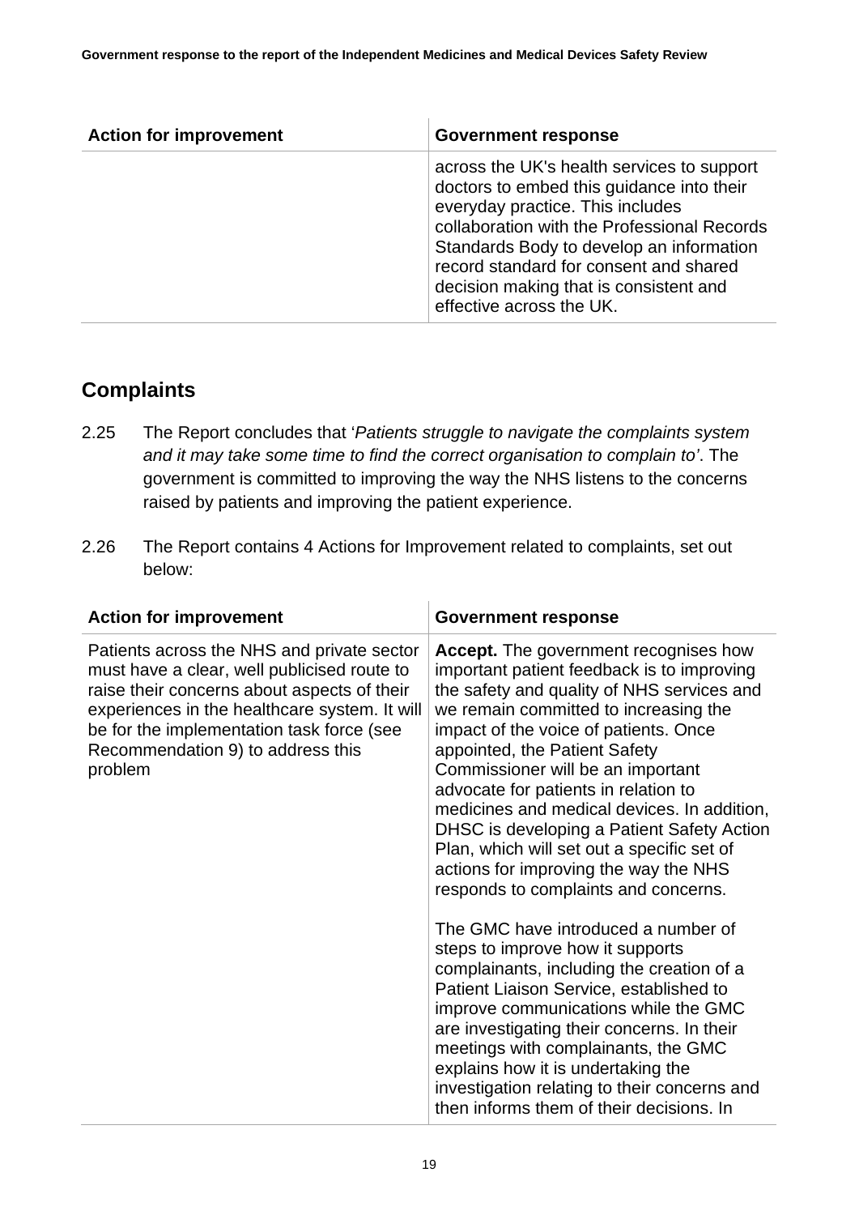| Action for improvement | Government response |
|---|---|
| | across the UK's health services to support doctors to embed this guidance into their everyday practice. This includes collaboration with the Professional Records Standards Body to develop an information record standard for consent and shared decision making that is consistent and effective across the UK. |

## Complaints

2.25 The Report concludes that '*Patients struggle to navigate the complaints system and it may take some time to find the correct organisation to complain to'*. The government is committed to improving the way the NHS listens to the concerns raised by patients and improving the patient experience.

2.26 The Report contains 4 Actions for Improvement related to complaints, set out below:

| Action for improvement | Government response |
|---|---|
| Patients across the NHS and private sector must have a clear, well publicised route to raise their concerns about aspects of their experiences in the healthcare system. It will be for the implementation task force (see Recommendation 9) to address this problem | **Accept.** The government recognises how important patient feedback is to improving the safety and quality of NHS services and we remain committed to increasing the impact of the voice of patients. Once appointed, the Patient Safety Commissioner will be an important advocate for patients in relation to medicines and medical devices. In addition, DHSC is developing a Patient Safety Action Plan, which will set out a specific set of actions for improving the way the NHS responds to complaints and concerns.<br><br>The GMC have introduced a number of steps to improve how it supports complainants, including the creation of a Patient Liaison Service, established to improve communications while the GMC are investigating their concerns. In their meetings with complainants, the GMC explains how it is undertaking the investigation relating to their concerns and then informs them of their decisions. In |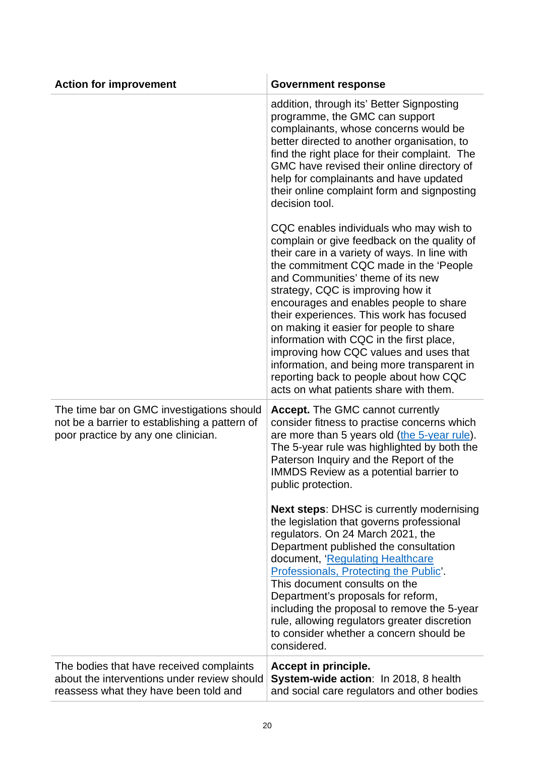| Action for improvement | Government response |
|---|---|
| | addition, through its' Better Signposting programme, the GMC can support complainants, whose concerns would be better directed to another organisation, to find the right place for their complaint. The GMC have revised their online directory of help for complainants and have updated their online complaint form and signposting decision tool.<br><br>CQC enables individuals who may wish to complain or give feedback on the quality of their care in a variety of ways. In line with the commitment CQC made in the 'People and Communities' theme of its new strategy, CQC is improving how it encourages and enables people to share their experiences. This work has focused on making it easier for people to share information with CQC in the first place, improving how CQC values and uses that information, and being more transparent in reporting back to people about how CQC acts on what patients share with them. |
| The time bar on GMC investigations should not be a barrier to establishing a pattern of poor practice by any one clinician. | **Accept.** The GMC cannot currently consider fitness to practise concerns which are more than 5 years old (the 5-year rule). The 5-year rule was highlighted by both the Paterson Inquiry and the Report of the IMMDS Review as a potential barrier to public protection.<br><br>**Next steps**: DHSC is currently modernising the legislation that governs professional regulators. On 24 March 2021, the Department published the consultation document, 'Regulating Healthcare Professionals, Protecting the Public'. This document consults on the Department's proposals for reform, including the proposal to remove the 5-year rule, allowing regulators greater discretion to consider whether a concern should be considered. |
| The bodies that have received complaints about the interventions under review should reassess what they have been told and | **Accept in principle.**<br>**System-wide action**: In 2018, 8 health and social care regulators and other bodies |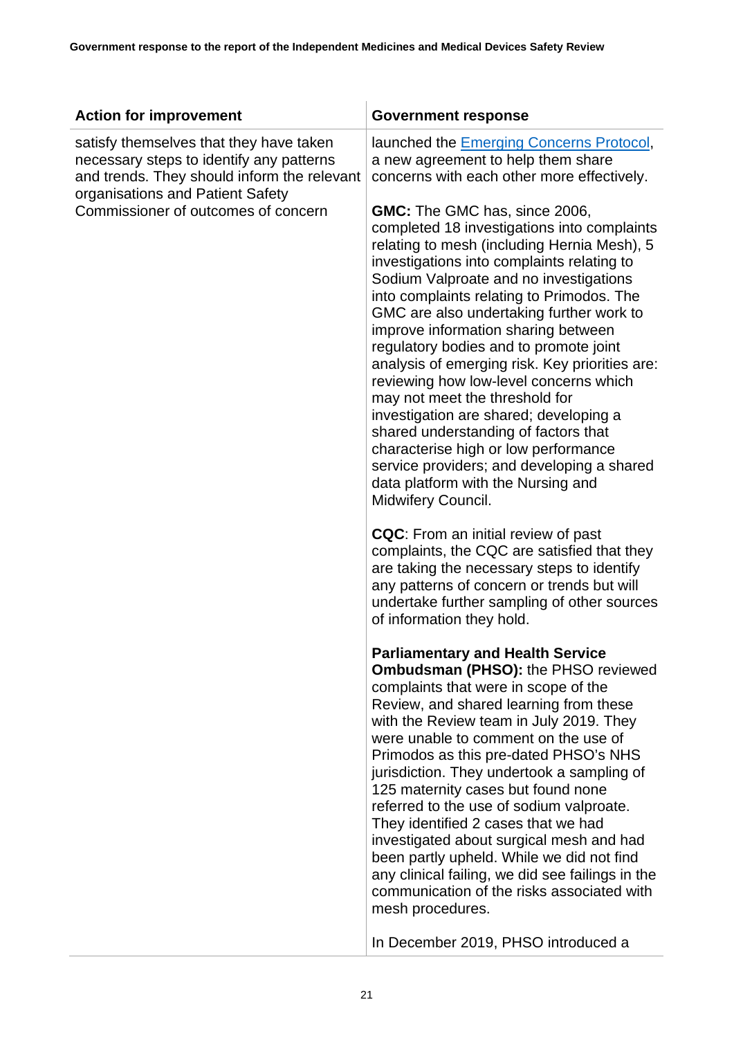| Action for improvement | Government response |
| --- | --- |
| satisfy themselves that they have taken necessary steps to identify any patterns and trends. They should inform the relevant organisations and Patient Safety Commissioner of outcomes of concern | launched the [Emerging Concerns Protocol](), a new agreement to help them share concerns with each other more effectively.<br><br>**GMC:** The GMC has, since 2006, completed 18 investigations into complaints relating to mesh (including Hernia Mesh), 5 investigations into complaints relating to Sodium Valproate and no investigations into complaints relating to Primodos. The GMC are also undertaking further work to improve information sharing between regulatory bodies and to promote joint analysis of emerging risk. Key priorities are: reviewing how low-level concerns which may not meet the threshold for investigation are shared; developing a shared understanding of factors that characterise high or low performance service providers; and developing a shared data platform with the Nursing and Midwifery Council.<br><br>**CQC**: From an initial review of past complaints, the CQC are satisfied that they are taking the necessary steps to identify any patterns of concern or trends but will undertake further sampling of other sources of information they hold.<br><br>**Parliamentary and Health Service Ombudsman (PHSO):** the PHSO reviewed complaints that were in scope of the Review, and shared learning from these with the Review team in July 2019. They were unable to comment on the use of Primodos as this pre-dated PHSO's NHS jurisdiction. They undertook a sampling of 125 maternity cases but found none referred to the use of sodium valproate. They identified 2 cases that we had investigated about surgical mesh and had been partly upheld. While we did not find any clinical failing, we did see failings in the communication of the risks associated with mesh procedures.<br><br>In December 2019, PHSO introduced a |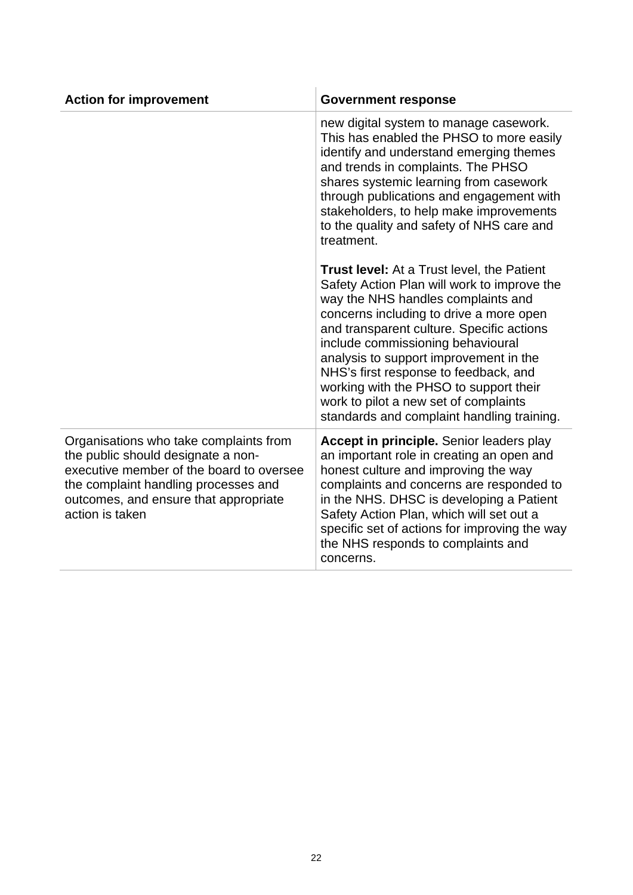| Action for improvement | Government response |
|---|---|
| | new digital system to manage casework. This has enabled the PHSO to more easily identify and understand emerging themes and trends in complaints. The PHSO shares systemic learning from casework through publications and engagement with stakeholders, to help make improvements to the quality and safety of NHS care and treatment.<br><br>**Trust level:** At a Trust level, the Patient Safety Action Plan will work to improve the way the NHS handles complaints and concerns including to drive a more open and transparent culture. Specific actions include commissioning behavioural analysis to support improvement in the NHS's first response to feedback, and working with the PHSO to support their work to pilot a new set of complaints standards and complaint handling training. |
| Organisations who take complaints from the public should designate a non-executive member of the board to oversee the complaint handling processes and outcomes, and ensure that appropriate action is taken | **Accept in principle.** Senior leaders play an important role in creating an open and honest culture and improving the way complaints and concerns are responded to in the NHS. DHSC is developing a Patient Safety Action Plan, which will set out a specific set of actions for improving the way the NHS responds to complaints and concerns. |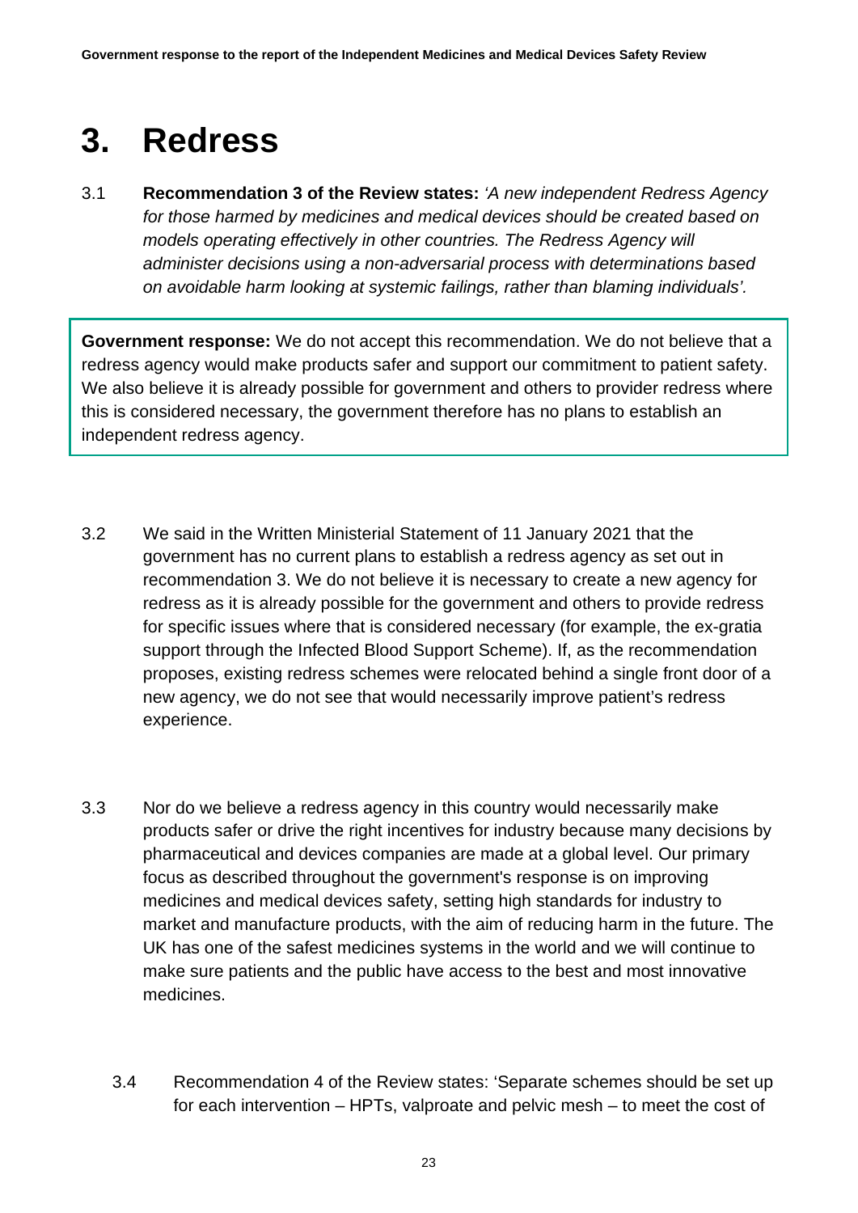# 3. Redress

3.1 **Recommendation 3 of the Review states:** *'A new independent Redress Agency for those harmed by medicines and medical devices should be created based on models operating effectively in other countries. The Redress Agency will administer decisions using a non-adversarial process with determinations based on avoidable harm looking at systemic failings, rather than blaming individuals'.*

**Government response:** We do not accept this recommendation. We do not believe that a redress agency would make products safer and support our commitment to patient safety. We also believe it is already possible for government and others to provider redress where this is considered necessary, the government therefore has no plans to establish an independent redress agency.

3.2 We said in the Written Ministerial Statement of 11 January 2021 that the government has no current plans to establish a redress agency as set out in recommendation 3. We do not believe it is necessary to create a new agency for redress as it is already possible for the government and others to provide redress for specific issues where that is considered necessary (for example, the ex-gratia support through the Infected Blood Support Scheme). If, as the recommendation proposes, existing redress schemes were relocated behind a single front door of a new agency, we do not see that would necessarily improve patient's redress experience.

3.3 Nor do we believe a redress agency in this country would necessarily make products safer or drive the right incentives for industry because many decisions by pharmaceutical and devices companies are made at a global level. Our primary focus as described throughout the government's response is on improving medicines and medical devices safety, setting high standards for industry to market and manufacture products, with the aim of reducing harm in the future. The UK has one of the safest medicines systems in the world and we will continue to make sure patients and the public have access to the best and most innovative medicines.

3.4 Recommendation 4 of the Review states: 'Separate schemes should be set up for each intervention – HPTs, valproate and pelvic mesh – to meet the cost of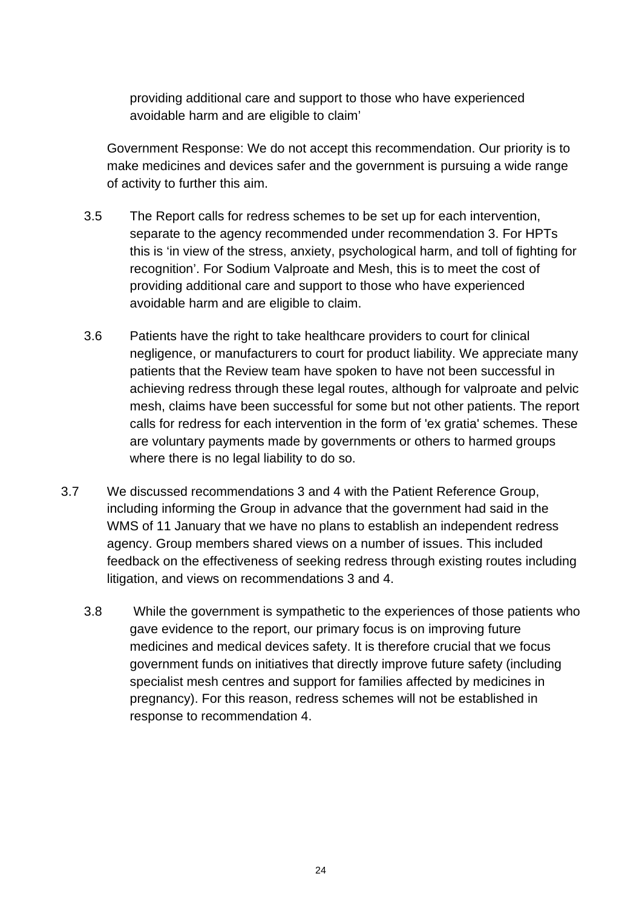providing additional care and support to those who have experienced avoidable harm and are eligible to claim'

Government Response: We do not accept this recommendation. Our priority is to make medicines and devices safer and the government is pursuing a wide range of activity to further this aim.

3.5 The Report calls for redress schemes to be set up for each intervention, separate to the agency recommended under recommendation 3. For HPTs this is 'in view of the stress, anxiety, psychological harm, and toll of fighting for recognition'. For Sodium Valproate and Mesh, this is to meet the cost of providing additional care and support to those who have experienced avoidable harm and are eligible to claim.

3.6 Patients have the right to take healthcare providers to court for clinical negligence, or manufacturers to court for product liability. We appreciate many patients that the Review team have spoken to have not been successful in achieving redress through these legal routes, although for valproate and pelvic mesh, claims have been successful for some but not other patients. The report calls for redress for each intervention in the form of 'ex gratia' schemes. These are voluntary payments made by governments or others to harmed groups where there is no legal liability to do so.

3.7 We discussed recommendations 3 and 4 with the Patient Reference Group, including informing the Group in advance that the government had said in the WMS of 11 January that we have no plans to establish an independent redress agency. Group members shared views on a number of issues. This included feedback on the effectiveness of seeking redress through existing routes including litigation, and views on recommendations 3 and 4.

3.8 While the government is sympathetic to the experiences of those patients who gave evidence to the report, our primary focus is on improving future medicines and medical devices safety. It is therefore crucial that we focus government funds on initiatives that directly improve future safety (including specialist mesh centres and support for families affected by medicines in pregnancy). For this reason, redress schemes will not be established in response to recommendation 4.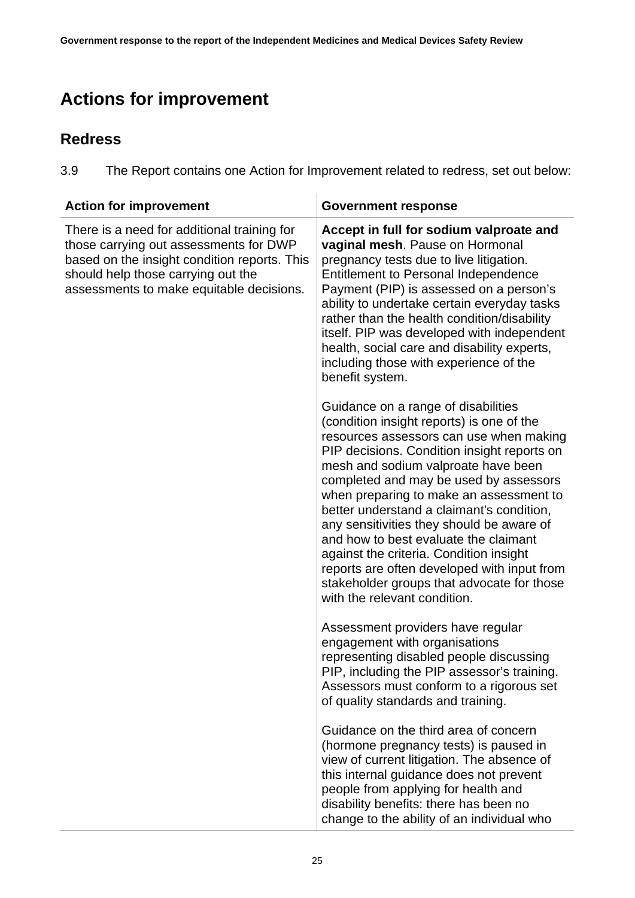# Actions for improvement

## Redress

3.9 The Report contains one Action for Improvement related to redress, set out below:

| Action for improvement | Government response |
|---|---|
| There is a need for additional training for those carrying out assessments for DWP based on the insight condition reports. This should help those carrying out the assessments to make equitable decisions. | **Accept in full for sodium valproate and vaginal mesh**. Pause on Hormonal pregnancy tests due to live litigation. Entitlement to Personal Independence Payment (PIP) is assessed on a person's ability to undertake certain everyday tasks rather than the health condition/disability itself. PIP was developed with independent health, social care and disability experts, including those with experience of the benefit system.<br><br>Guidance on a range of disabilities (condition insight reports) is one of the resources assessors can use when making PIP decisions. Condition insight reports on mesh and sodium valproate have been completed and may be used by assessors when preparing to make an assessment to better understand a claimant's condition, any sensitivities they should be aware of and how to best evaluate the claimant against the criteria. Condition insight reports are often developed with input from stakeholder groups that advocate for those with the relevant condition.<br><br>Assessment providers have regular engagement with organisations representing disabled people discussing PIP, including the PIP assessor's training. Assessors must conform to a rigorous set of quality standards and training.<br><br>Guidance on the third area of concern (hormone pregnancy tests) is paused in view of current litigation. The absence of this internal guidance does not prevent people from applying for health and disability benefits: there has been no change to the ability of an individual who |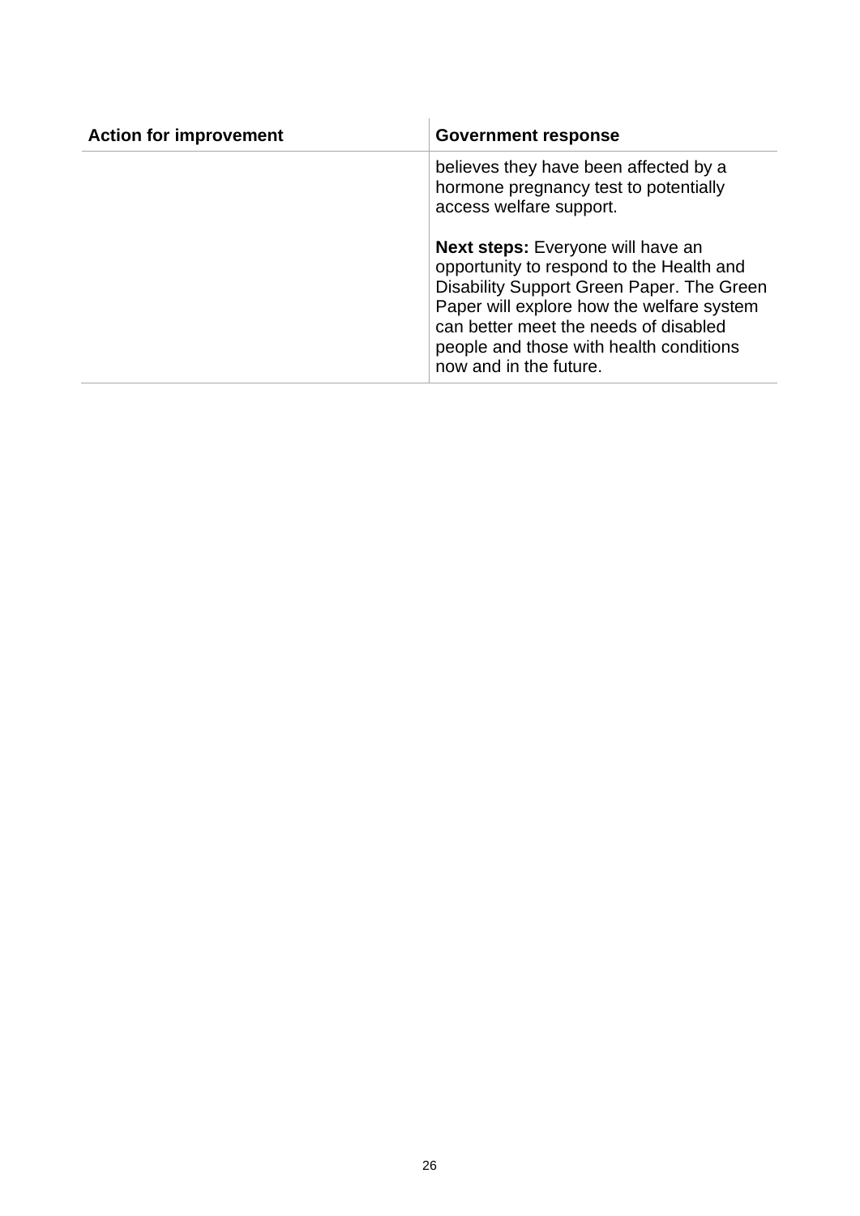| Action for improvement | Government response |
| --- | --- |
| | believes they have been affected by a hormone pregnancy test to potentially access welfare support.<br><br>**Next steps:** Everyone will have an opportunity to respond to the Health and Disability Support Green Paper. The Green Paper will explore how the welfare system can better meet the needs of disabled people and those with health conditions now and in the future. |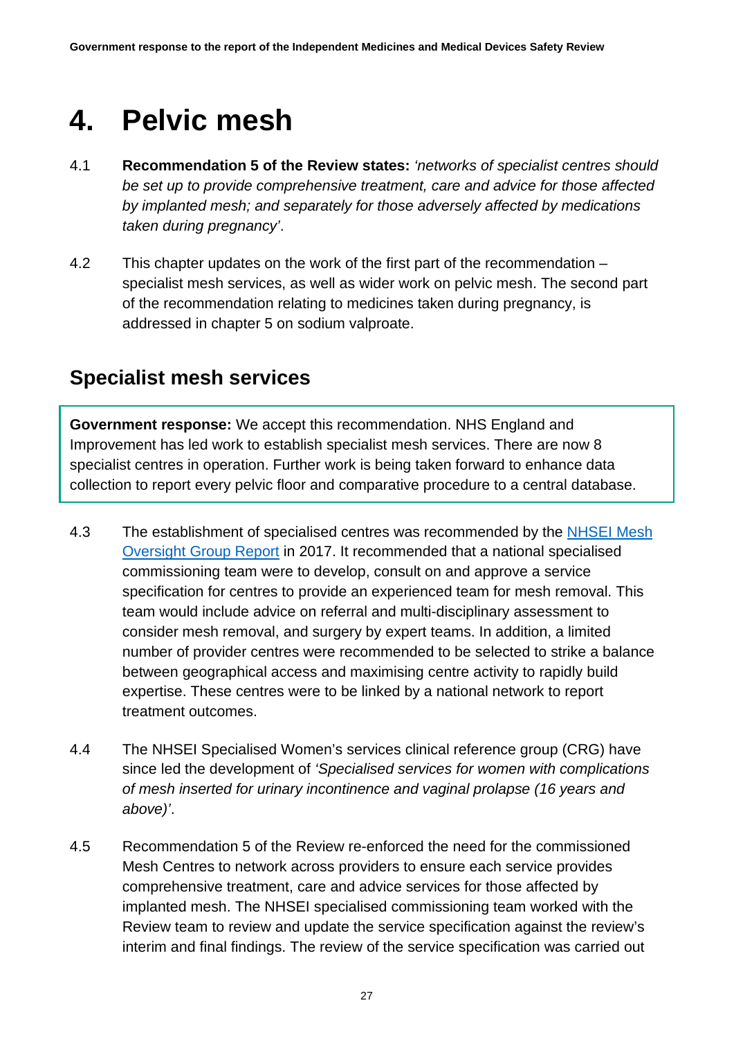# 4. Pelvic mesh

4.1 **Recommendation 5 of the Review states:** *'networks of specialist centres should be set up to provide comprehensive treatment, care and advice for those affected by implanted mesh; and separately for those adversely affected by medications taken during pregnancy'*.

4.2 This chapter updates on the work of the first part of the recommendation – specialist mesh services, as well as wider work on pelvic mesh. The second part of the recommendation relating to medicines taken during pregnancy, is addressed in chapter 5 on sodium valproate.

## Specialist mesh services

**Government response:** We accept this recommendation. NHS England and Improvement has led work to establish specialist mesh services. There are now 8 specialist centres in operation. Further work is being taken forward to enhance data collection to report every pelvic floor and comparative procedure to a central database.

4.3 The establishment of specialised centres was recommended by the [NHSEI Mesh Oversight Group Report](NHSEI Mesh Oversight Group Report) in 2017. It recommended that a national specialised commissioning team were to develop, consult on and approve a service specification for centres to provide an experienced team for mesh removal. This team would include advice on referral and multi-disciplinary assessment to consider mesh removal, and surgery by expert teams. In addition, a limited number of provider centres were recommended to be selected to strike a balance between geographical access and maximising centre activity to rapidly build expertise. These centres were to be linked by a national network to report treatment outcomes.

4.4 The NHSEI Specialised Women's services clinical reference group (CRG) have since led the development of *'Specialised services for women with complications of mesh inserted for urinary incontinence and vaginal prolapse (16 years and above)'*.

4.5 Recommendation 5 of the Review re-enforced the need for the commissioned Mesh Centres to network across providers to ensure each service provides comprehensive treatment, care and advice services for those affected by implanted mesh. The NHSEI specialised commissioning team worked with the Review team to review and update the service specification against the review's interim and final findings. The review of the service specification was carried out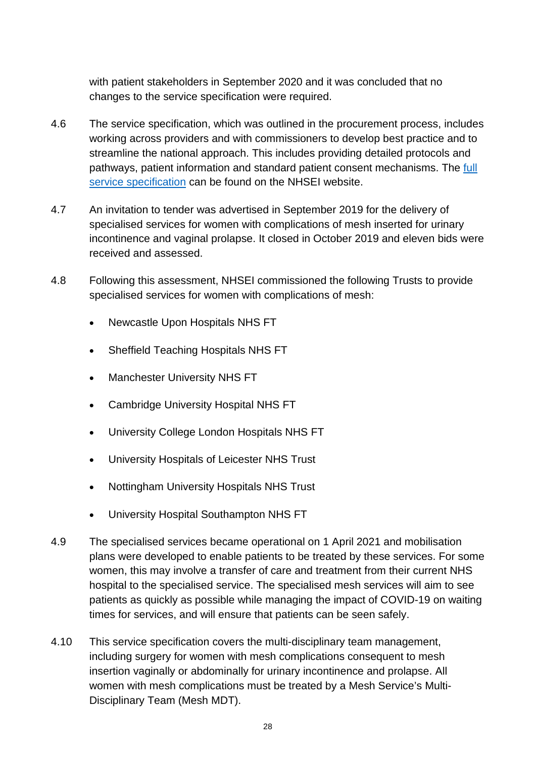with patient stakeholders in September 2020 and it was concluded that no changes to the service specification were required.

4.6 The service specification, which was outlined in the procurement process, includes working across providers and with commissioners to develop best practice and to streamline the national approach. This includes providing detailed protocols and pathways, patient information and standard patient consent mechanisms. The full service specification can be found on the NHSEI website.

4.7 An invitation to tender was advertised in September 2019 for the delivery of specialised services for women with complications of mesh inserted for urinary incontinence and vaginal prolapse. It closed in October 2019 and eleven bids were received and assessed.

4.8 Following this assessment, NHSEI commissioned the following Trusts to provide specialised services for women with complications of mesh:

- Newcastle Upon Hospitals NHS FT
- Sheffield Teaching Hospitals NHS FT
- Manchester University NHS FT
- Cambridge University Hospital NHS FT
- University College London Hospitals NHS FT
- University Hospitals of Leicester NHS Trust
- Nottingham University Hospitals NHS Trust
- University Hospital Southampton NHS FT

4.9 The specialised services became operational on 1 April 2021 and mobilisation plans were developed to enable patients to be treated by these services. For some women, this may involve a transfer of care and treatment from their current NHS hospital to the specialised service. The specialised mesh services will aim to see patients as quickly as possible while managing the impact of COVID-19 on waiting times for services, and will ensure that patients can be seen safely.

4.10 This service specification covers the multi-disciplinary team management, including surgery for women with mesh complications consequent to mesh insertion vaginally or abdominally for urinary incontinence and prolapse. All women with mesh complications must be treated by a Mesh Service's Multi-Disciplinary Team (Mesh MDT).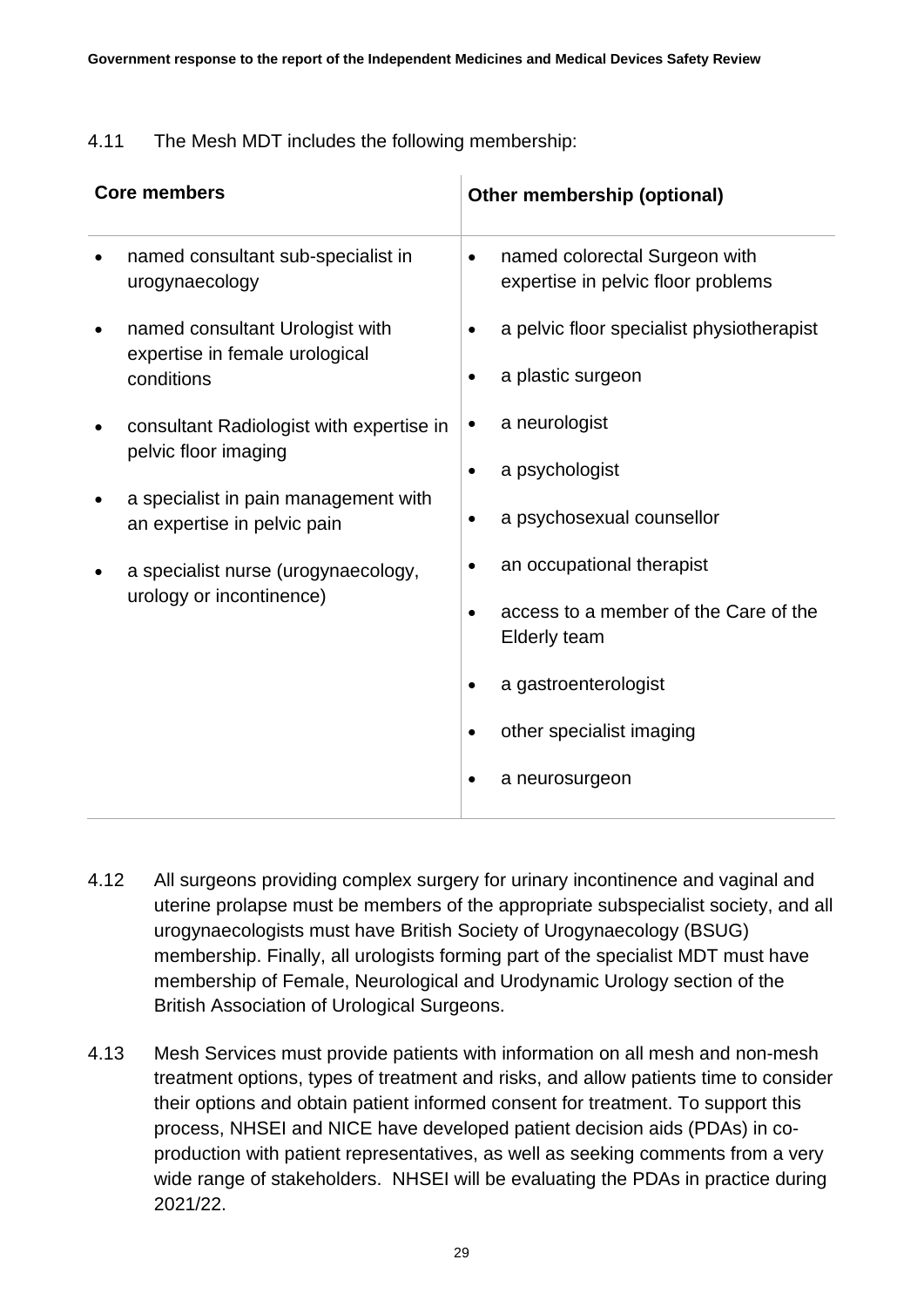4.11 The Mesh MDT includes the following membership:

| Core members | Other membership (optional) |
| --- | --- |
| • named consultant sub-specialist in urogynaecology<br>• named consultant Urologist with expertise in female urological conditions<br>• consultant Radiologist with expertise in pelvic floor imaging<br>• a specialist in pain management with an expertise in pelvic pain<br>• a specialist nurse (urogynaecology, urology or incontinence) | • named colorectal Surgeon with expertise in pelvic floor problems<br>• a pelvic floor specialist physiotherapist<br>• a plastic surgeon<br>• a neurologist<br>• a psychologist<br>• a psychosexual counsellor<br>• an occupational therapist<br>• access to a member of the Care of the Elderly team<br>• a gastroenterologist<br>• other specialist imaging<br>• a neurosurgeon |

4.12 All surgeons providing complex surgery for urinary incontinence and vaginal and uterine prolapse must be members of the appropriate subspecialist society, and all urogynaecologists must have British Society of Urogynaecology (BSUG) membership. Finally, all urologists forming part of the specialist MDT must have membership of Female, Neurological and Urodynamic Urology section of the British Association of Urological Surgeons.

4.13 Mesh Services must provide patients with information on all mesh and non-mesh treatment options, types of treatment and risks, and allow patients time to consider their options and obtain patient informed consent for treatment. To support this process, NHSEI and NICE have developed patient decision aids (PDAs) in co-production with patient representatives, as well as seeking comments from a very wide range of stakeholders. NHSEI will be evaluating the PDAs in practice during 2021/22.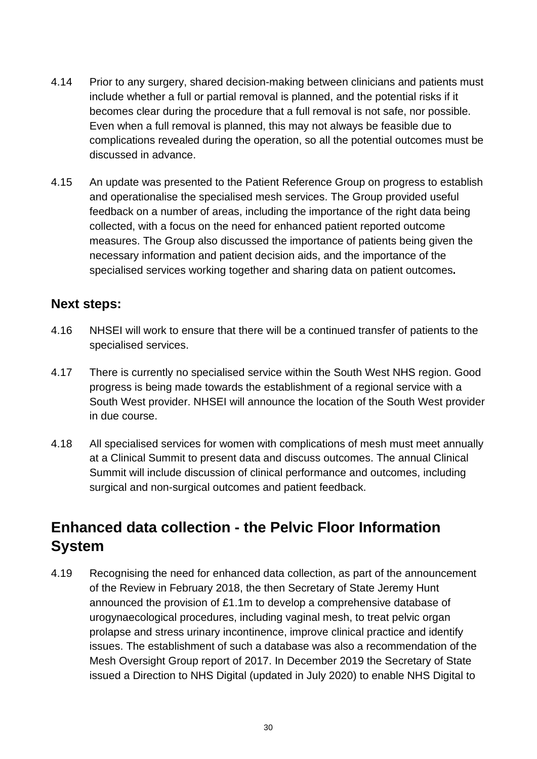4.14 Prior to any surgery, shared decision-making between clinicians and patients must include whether a full or partial removal is planned, and the potential risks if it becomes clear during the procedure that a full removal is not safe, nor possible. Even when a full removal is planned, this may not always be feasible due to complications revealed during the operation, so all the potential outcomes must be discussed in advance.

4.15 An update was presented to the Patient Reference Group on progress to establish and operationalise the specialised mesh services. The Group provided useful feedback on a number of areas, including the importance of the right data being collected, with a focus on the need for enhanced patient reported outcome measures. The Group also discussed the importance of patients being given the necessary information and patient decision aids, and the importance of the specialised services working together and sharing data on patient outcomes**.**

### Next steps:

4.16 NHSEI will work to ensure that there will be a continued transfer of patients to the specialised services.

4.17 There is currently no specialised service within the South West NHS region. Good progress is being made towards the establishment of a regional service with a South West provider. NHSEI will announce the location of the South West provider in due course.

4.18 All specialised services for women with complications of mesh must meet annually at a Clinical Summit to present data and discuss outcomes. The annual Clinical Summit will include discussion of clinical performance and outcomes, including surgical and non-surgical outcomes and patient feedback.

## Enhanced data collection - the Pelvic Floor Information System

4.19 Recognising the need for enhanced data collection, as part of the announcement of the Review in February 2018, the then Secretary of State Jeremy Hunt announced the provision of £1.1m to develop a comprehensive database of urogynaecological procedures, including vaginal mesh, to treat pelvic organ prolapse and stress urinary incontinence, improve clinical practice and identify issues. The establishment of such a database was also a recommendation of the Mesh Oversight Group report of 2017. In December 2019 the Secretary of State issued a Direction to NHS Digital (updated in July 2020) to enable NHS Digital to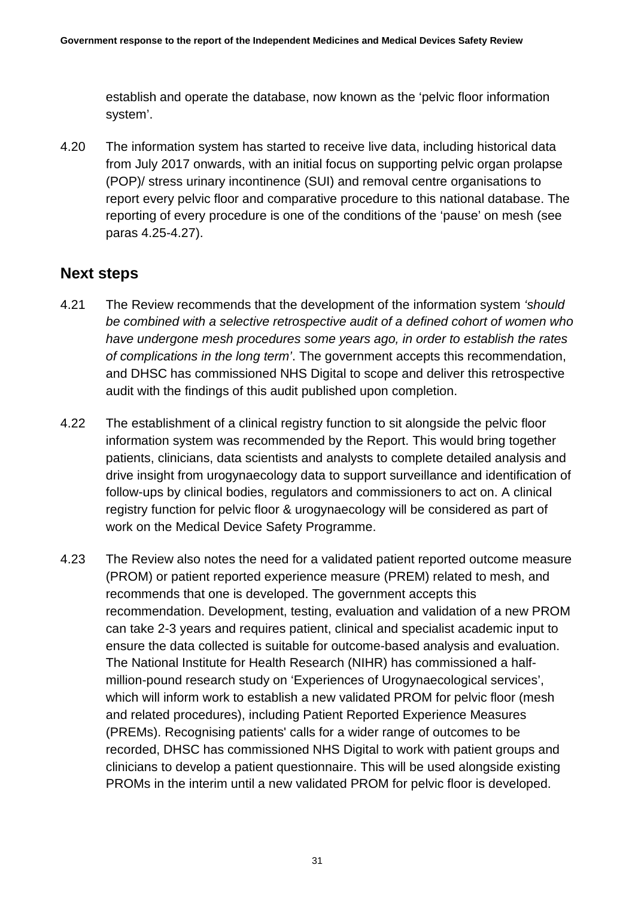establish and operate the database, now known as the ‘pelvic floor information system’.

4.20 The information system has started to receive live data, including historical data from July 2017 onwards, with an initial focus on supporting pelvic organ prolapse (POP)/ stress urinary incontinence (SUI) and removal centre organisations to report every pelvic floor and comparative procedure to this national database. The reporting of every procedure is one of the conditions of the ‘pause’ on mesh (see paras 4.25-4.27).

## Next steps

4.21 The Review recommends that the development of the information system *‘should be combined with a selective retrospective audit of a defined cohort of women who have undergone mesh procedures some years ago, in order to establish the rates of complications in the long term’*. The government accepts this recommendation, and DHSC has commissioned NHS Digital to scope and deliver this retrospective audit with the findings of this audit published upon completion.

4.22 The establishment of a clinical registry function to sit alongside the pelvic floor information system was recommended by the Report. This would bring together patients, clinicians, data scientists and analysts to complete detailed analysis and drive insight from urogynaecology data to support surveillance and identification of follow-ups by clinical bodies, regulators and commissioners to act on. A clinical registry function for pelvic floor & urogynaecology will be considered as part of work on the Medical Device Safety Programme.

4.23 The Review also notes the need for a validated patient reported outcome measure (PROM) or patient reported experience measure (PREM) related to mesh, and recommends that one is developed. The government accepts this recommendation. Development, testing, evaluation and validation of a new PROM can take 2-3 years and requires patient, clinical and specialist academic input to ensure the data collected is suitable for outcome-based analysis and evaluation. The National Institute for Health Research (NIHR) has commissioned a half-million-pound research study on ‘Experiences of Urogynaecological services’, which will inform work to establish a new validated PROM for pelvic floor (mesh and related procedures), including Patient Reported Experience Measures (PREMs). Recognising patients' calls for a wider range of outcomes to be recorded, DHSC has commissioned NHS Digital to work with patient groups and clinicians to develop a patient questionnaire. This will be used alongside existing PROMs in the interim until a new validated PROM for pelvic floor is developed.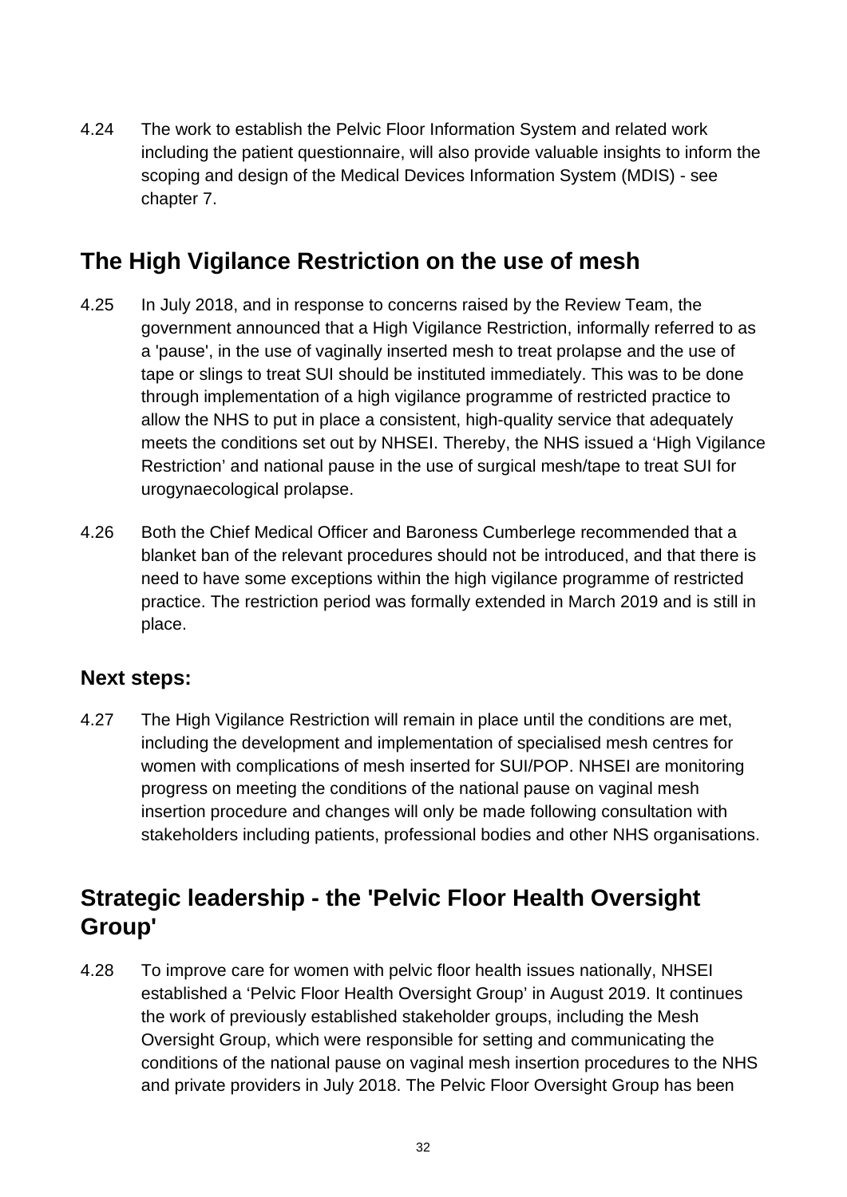4.24 The work to establish the Pelvic Floor Information System and related work including the patient questionnaire, will also provide valuable insights to inform the scoping and design of the Medical Devices Information System (MDIS) - see chapter 7.

## The High Vigilance Restriction on the use of mesh

4.25 In July 2018, and in response to concerns raised by the Review Team, the government announced that a High Vigilance Restriction, informally referred to as a 'pause', in the use of vaginally inserted mesh to treat prolapse and the use of tape or slings to treat SUI should be instituted immediately. This was to be done through implementation of a high vigilance programme of restricted practice to allow the NHS to put in place a consistent, high-quality service that adequately meets the conditions set out by NHSEI. Thereby, the NHS issued a 'High Vigilance Restriction' and national pause in the use of surgical mesh/tape to treat SUI for urogynaecological prolapse.

4.26 Both the Chief Medical Officer and Baroness Cumberlege recommended that a blanket ban of the relevant procedures should not be introduced, and that there is need to have some exceptions within the high vigilance programme of restricted practice. The restriction period was formally extended in March 2019 and is still in place.

### Next steps:

4.27 The High Vigilance Restriction will remain in place until the conditions are met, including the development and implementation of specialised mesh centres for women with complications of mesh inserted for SUI/POP. NHSEI are monitoring progress on meeting the conditions of the national pause on vaginal mesh insertion procedure and changes will only be made following consultation with stakeholders including patients, professional bodies and other NHS organisations.

## Strategic leadership - the 'Pelvic Floor Health Oversight Group'

4.28 To improve care for women with pelvic floor health issues nationally, NHSEI established a 'Pelvic Floor Health Oversight Group' in August 2019. It continues the work of previously established stakeholder groups, including the Mesh Oversight Group, which were responsible for setting and communicating the conditions of the national pause on vaginal mesh insertion procedures to the NHS and private providers in July 2018. The Pelvic Floor Oversight Group has been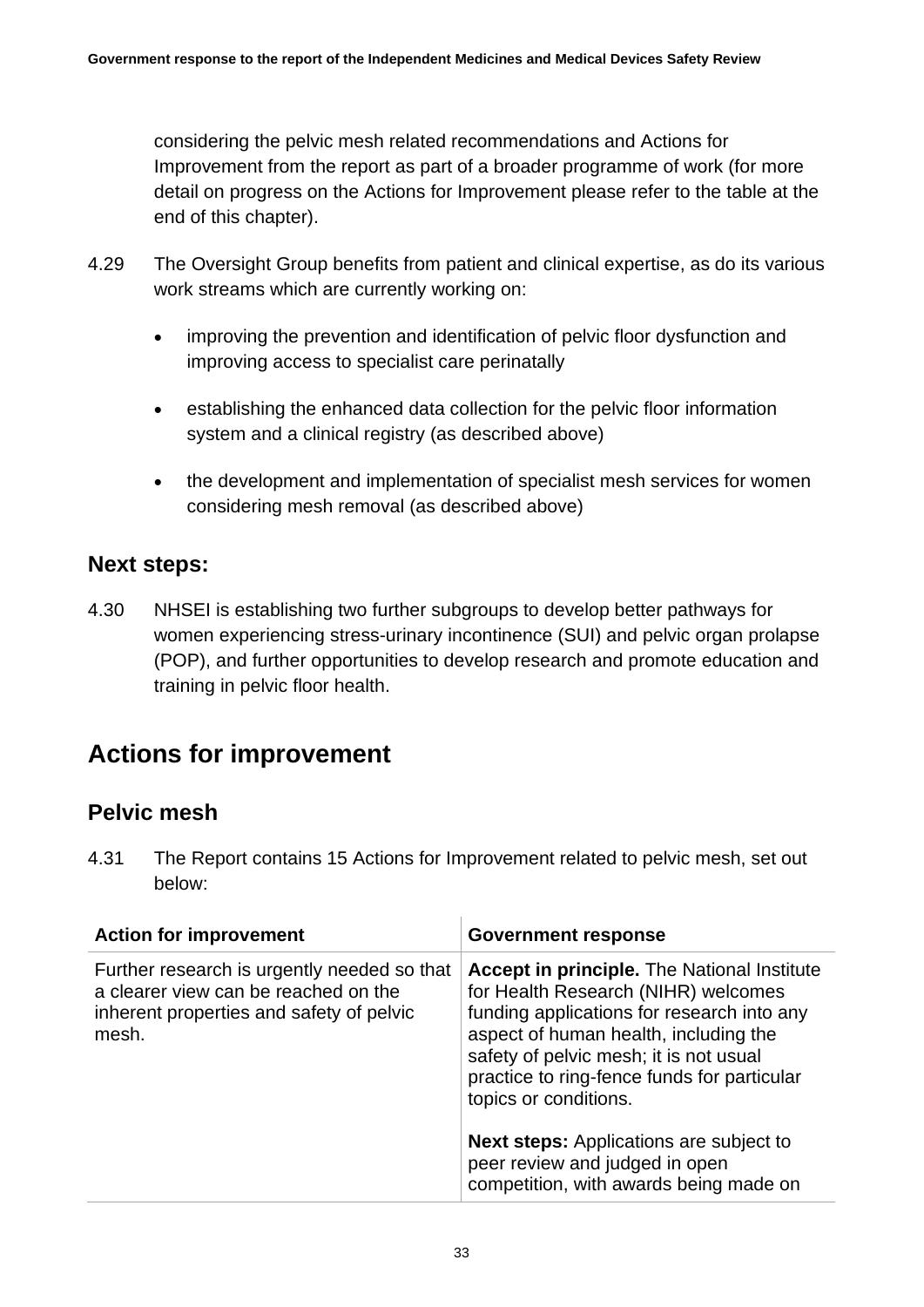considering the pelvic mesh related recommendations and Actions for Improvement from the report as part of a broader programme of work (for more detail on progress on the Actions for Improvement please refer to the table at the end of this chapter).

4.29 The Oversight Group benefits from patient and clinical expertise, as do its various work streams which are currently working on:

- improving the prevention and identification of pelvic floor dysfunction and improving access to specialist care perinatally
- establishing the enhanced data collection for the pelvic floor information system and a clinical registry (as described above)
- the development and implementation of specialist mesh services for women considering mesh removal (as described above)

### Next steps:

4.30 NHSEI is establishing two further subgroups to develop better pathways for women experiencing stress-urinary incontinence (SUI) and pelvic organ prolapse (POP), and further opportunities to develop research and promote education and training in pelvic floor health.

## Actions for improvement

### Pelvic mesh

4.31 The Report contains 15 Actions for Improvement related to pelvic mesh, set out below:

| Action for improvement | Government response |
|---|---|
| Further research is urgently needed so that a clearer view can be reached on the inherent properties and safety of pelvic mesh. | **Accept in principle.** The National Institute for Health Research (NIHR) welcomes funding applications for research into any aspect of human health, including the safety of pelvic mesh; it is not usual practice to ring-fence funds for particular topics or conditions.<br><br>**Next steps:** Applications are subject to peer review and judged in open competition, with awards being made on |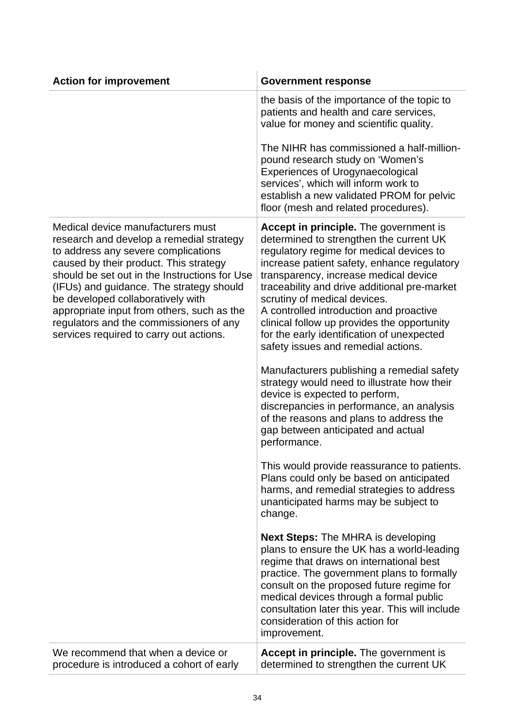| Action for improvement | Government response |
| --- | --- |
| | the basis of the importance of the topic to patients and health and care services, value for money and scientific quality.<br><br>The NIHR has commissioned a half-million-pound research study on 'Women's Experiences of Urogynaecological services', which will inform work to establish a new validated PROM for pelvic floor (mesh and related procedures). |
| Medical device manufacturers must research and develop a remedial strategy to address any severe complications caused by their product. This strategy should be set out in the Instructions for Use (IFUs) and guidance. The strategy should be developed collaboratively with appropriate input from others, such as the regulators and the commissioners of any services required to carry out actions. | **Accept in principle.** The government is determined to strengthen the current UK regulatory regime for medical devices to increase patient safety, enhance regulatory transparency, increase medical device traceability and drive additional pre-market scrutiny of medical devices.<br>A controlled introduction and proactive clinical follow up provides the opportunity for the early identification of unexpected safety issues and remedial actions.<br><br>Manufacturers publishing a remedial safety strategy would need to illustrate how their device is expected to perform, discrepancies in performance, an analysis of the reasons and plans to address the gap between anticipated and actual performance.<br><br>This would provide reassurance to patients. Plans could only be based on anticipated harms, and remedial strategies to address unanticipated harms may be subject to change.<br><br>**Next Steps:** The MHRA is developing plans to ensure the UK has a world-leading regime that draws on international best practice. The government plans to formally consult on the proposed future regime for medical devices through a formal public consultation later this year. This will include consideration of this action for improvement. |
| We recommend that when a device or procedure is introduced a cohort of early | **Accept in principle.** The government is determined to strengthen the current UK |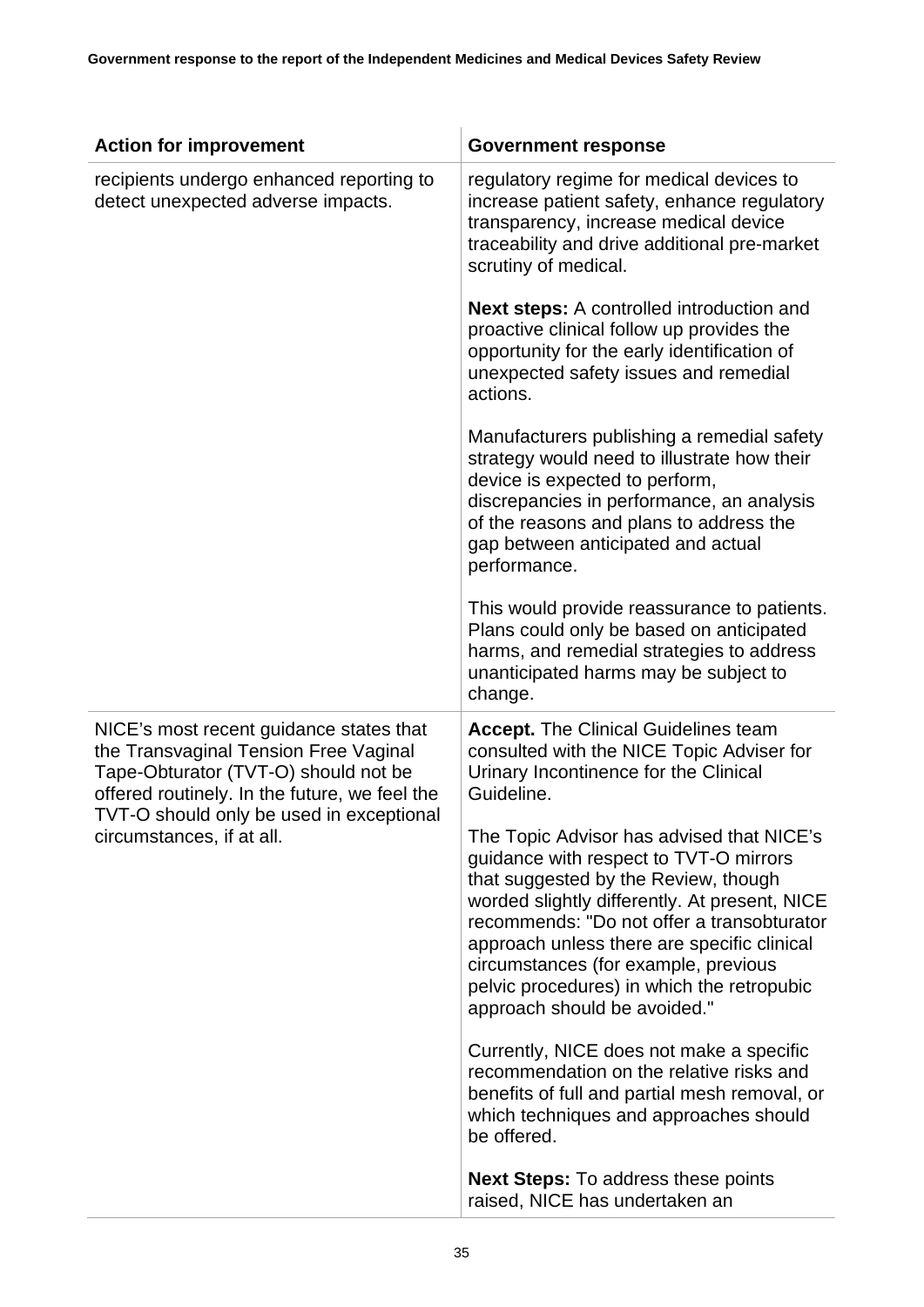| Action for improvement | Government response |
| --- | --- |
| recipients undergo enhanced reporting to detect unexpected adverse impacts. | regulatory regime for medical devices to increase patient safety, enhance regulatory transparency, increase medical device traceability and drive additional pre-market scrutiny of medical.<br><br>**Next steps:** A controlled introduction and proactive clinical follow up provides the opportunity for the early identification of unexpected safety issues and remedial actions.<br><br>Manufacturers publishing a remedial safety strategy would need to illustrate how their device is expected to perform, discrepancies in performance, an analysis of the reasons and plans to address the gap between anticipated and actual performance.<br><br>This would provide reassurance to patients. Plans could only be based on anticipated harms, and remedial strategies to address unanticipated harms may be subject to change. |
| NICE's most recent guidance states that the Transvaginal Tension Free Vaginal Tape-Obturator (TVT-O) should not be offered routinely. In the future, we feel the TVT-O should only be used in exceptional circumstances, if at all. | **Accept.** The Clinical Guidelines team consulted with the NICE Topic Adviser for Urinary Incontinence for the Clinical Guideline.<br><br>The Topic Advisor has advised that NICE's guidance with respect to TVT-O mirrors that suggested by the Review, though worded slightly differently. At present, NICE recommends: "Do not offer a transobturator approach unless there are specific clinical circumstances (for example, previous pelvic procedures) in which the retropubic approach should be avoided."<br><br>Currently, NICE does not make a specific recommendation on the relative risks and benefits of full and partial mesh removal, or which techniques and approaches should be offered.<br><br>**Next Steps:** To address these points raised, NICE has undertaken an |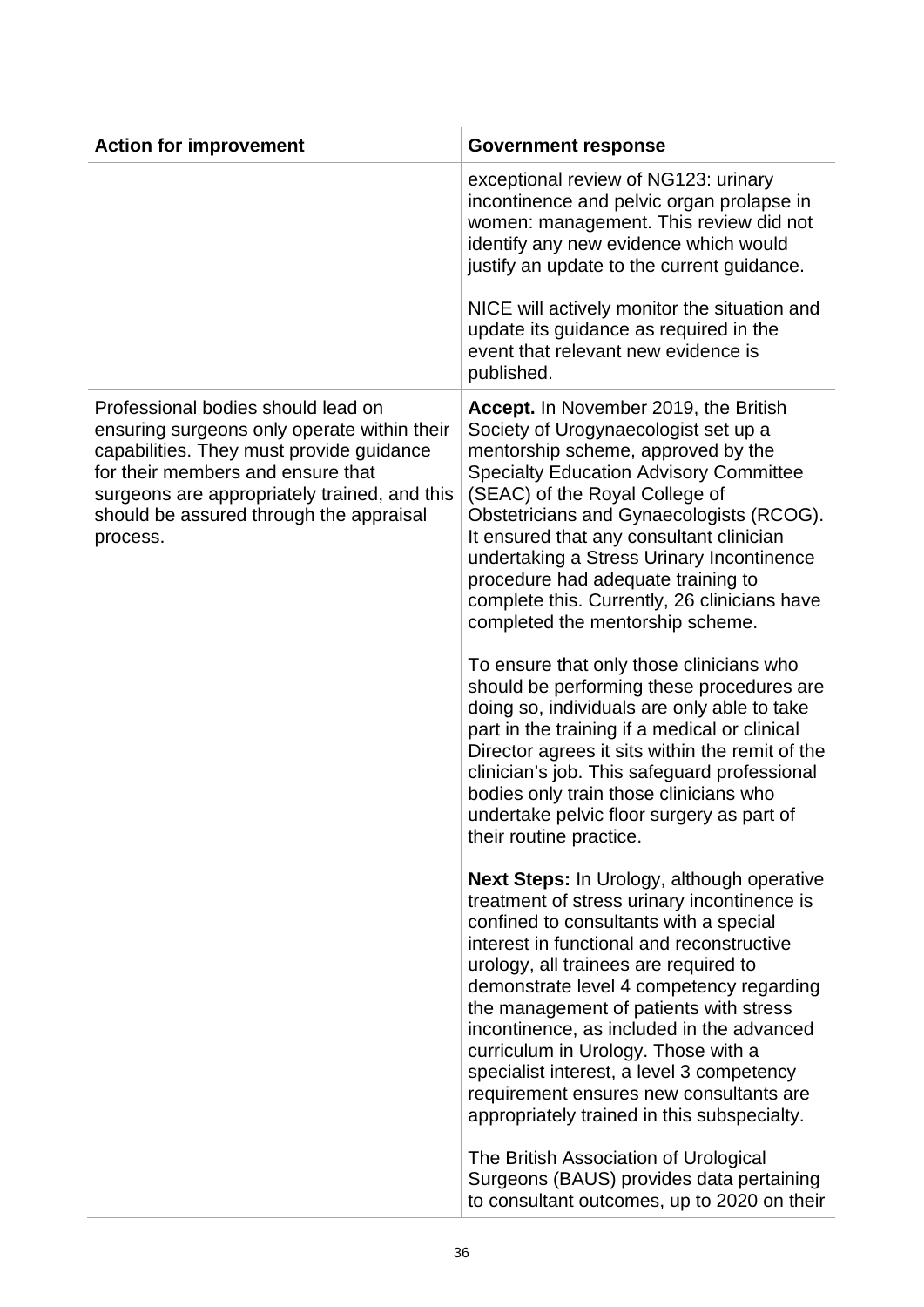| Action for improvement | Government response |
|---|---|
| | exceptional review of NG123: urinary incontinence and pelvic organ prolapse in women: management. This review did not identify any new evidence which would justify an update to the current guidance.<br><br>NICE will actively monitor the situation and update its guidance as required in the event that relevant new evidence is published. |
| Professional bodies should lead on ensuring surgeons only operate within their capabilities. They must provide guidance for their members and ensure that surgeons are appropriately trained, and this should be assured through the appraisal process. | **Accept.** In November 2019, the British Society of Urogynaecologist set up a mentorship scheme, approved by the Specialty Education Advisory Committee (SEAC) of the Royal College of Obstetricians and Gynaecologists (RCOG). It ensured that any consultant clinician undertaking a Stress Urinary Incontinence procedure had adequate training to complete this. Currently, 26 clinicians have completed the mentorship scheme.<br><br>To ensure that only those clinicians who should be performing these procedures are doing so, individuals are only able to take part in the training if a medical or clinical Director agrees it sits within the remit of the clinician's job. This safeguard professional bodies only train those clinicians who undertake pelvic floor surgery as part of their routine practice.<br><br>**Next Steps:** In Urology, although operative treatment of stress urinary incontinence is confined to consultants with a special interest in functional and reconstructive urology, all trainees are required to demonstrate level 4 competency regarding the management of patients with stress incontinence, as included in the advanced curriculum in Urology. Those with a specialist interest, a level 3 competency requirement ensures new consultants are appropriately trained in this subspecialty.<br><br>The British Association of Urological Surgeons (BAUS) provides data pertaining to consultant outcomes, up to 2020 on their |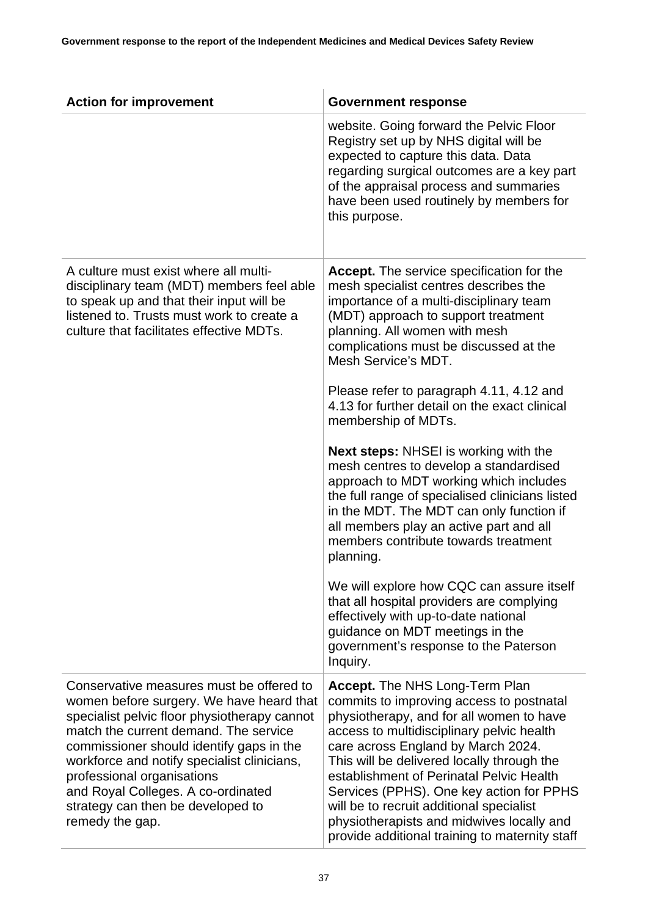| Action for improvement | Government response |
|---|---|
| | website. Going forward the Pelvic Floor Registry set up by NHS digital will be expected to capture this data. Data regarding surgical outcomes are a key part of the appraisal process and summaries have been used routinely by members for this purpose. |
| A culture must exist where all multi-disciplinary team (MDT) members feel able to speak up and that their input will be listened to. Trusts must work to create a culture that facilitates effective MDTs. | **Accept.** The service specification for the mesh specialist centres describes the importance of a multi-disciplinary team (MDT) approach to support treatment planning. All women with mesh complications must be discussed at the Mesh Service's MDT.<br><br>Please refer to paragraph 4.11, 4.12 and 4.13 for further detail on the exact clinical membership of MDTs.<br><br>**Next steps:** NHSEI is working with the mesh centres to develop a standardised approach to MDT working which includes the full range of specialised clinicians listed in the MDT. The MDT can only function if all members play an active part and all members contribute towards treatment planning.<br><br>We will explore how CQC can assure itself that all hospital providers are complying effectively with up-to-date national guidance on MDT meetings in the government's response to the Paterson Inquiry. |
| Conservative measures must be offered to women before surgery. We have heard that specialist pelvic floor physiotherapy cannot match the current demand. The service commissioner should identify gaps in the workforce and notify specialist clinicians, professional organisations and Royal Colleges. A co-ordinated strategy can then be developed to remedy the gap. | **Accept.** The NHS Long-Term Plan commits to improving access to postnatal physiotherapy, and for all women to have access to multidisciplinary pelvic health care across England by March 2024. This will be delivered locally through the establishment of Perinatal Pelvic Health Services (PPHS). One key action for PPHS will be to recruit additional specialist physiotherapists and midwives locally and provide additional training to maternity staff |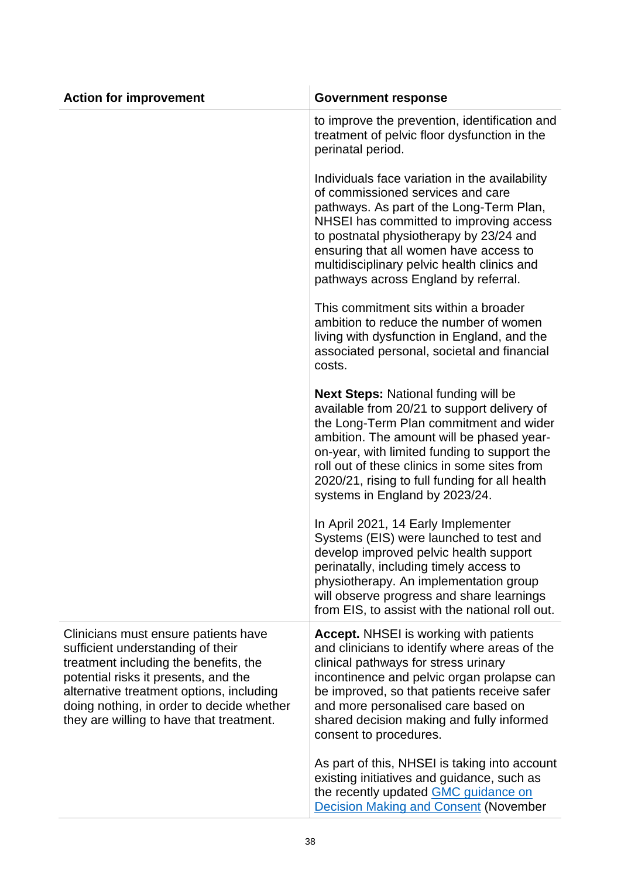| Action for improvement | Government response |
|---|---|
| | to improve the prevention, identification and treatment of pelvic floor dysfunction in the perinatal period.<br><br>Individuals face variation in the availability of commissioned services and care pathways. As part of the Long-Term Plan, NHSEI has committed to improving access to postnatal physiotherapy by 23/24 and ensuring that all women have access to multidisciplinary pelvic health clinics and pathways across England by referral.<br><br>This commitment sits within a broader ambition to reduce the number of women living with dysfunction in England, and the associated personal, societal and financial costs.<br><br>**Next Steps:** National funding will be available from 20/21 to support delivery of the Long-Term Plan commitment and wider ambition. The amount will be phased year-on-year, with limited funding to support the roll out of these clinics in some sites from 2020/21, rising to full funding for all health systems in England by 2023/24.<br><br>In April 2021, 14 Early Implementer Systems (EIS) were launched to test and develop improved pelvic health support perinatally, including timely access to physiotherapy. An implementation group will observe progress and share learnings from EIS, to assist with the national roll out. |
| Clinicians must ensure patients have sufficient understanding of their treatment including the benefits, the potential risks it presents, and the alternative treatment options, including doing nothing, in order to decide whether they are willing to have that treatment. | **Accept.** NHSEI is working with patients and clinicians to identify where areas of the clinical pathways for stress urinary incontinence and pelvic organ prolapse can be improved, so that patients receive safer and more personalised care based on shared decision making and fully informed consent to procedures.<br><br>As part of this, NHSEI is taking into account existing initiatives and guidance, such as the recently updated GMC guidance on Decision Making and Consent (November |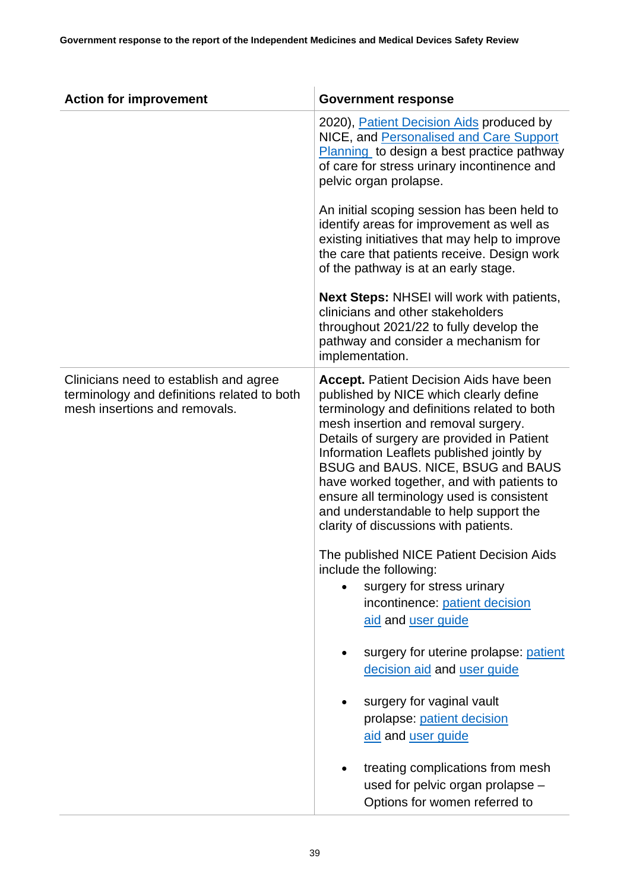| Action for improvement | Government response |
|---|---|
| | 2020), Patient Decision Aids produced by NICE, and Personalised and Care Support Planning to design a best practice pathway of care for stress urinary incontinence and pelvic organ prolapse.<br><br>An initial scoping session has been held to identify areas for improvement as well as existing initiatives that may help to improve the care that patients receive. Design work of the pathway is at an early stage.<br><br>**Next Steps:** NHSEI will work with patients, clinicians and other stakeholders throughout 2021/22 to fully develop the pathway and consider a mechanism for implementation. |
| Clinicians need to establish and agree terminology and definitions related to both mesh insertions and removals. | **Accept.** Patient Decision Aids have been published by NICE which clearly define terminology and definitions related to both mesh insertion and removal surgery. Details of surgery are provided in Patient Information Leaflets published jointly by BSUG and BAUS. NICE, BSUG and BAUS have worked together, and with patients to ensure all terminology used is consistent and understandable to help support the clarity of discussions with patients.<br><br>The published NICE Patient Decision Aids include the following:<br>• surgery for stress urinary incontinence: patient decision aid and user guide<br>• surgery for uterine prolapse: patient decision aid and user guide<br>• surgery for vaginal vault prolapse: patient decision aid and user guide<br>• treating complications from mesh used for pelvic organ prolapse – Options for women referred to |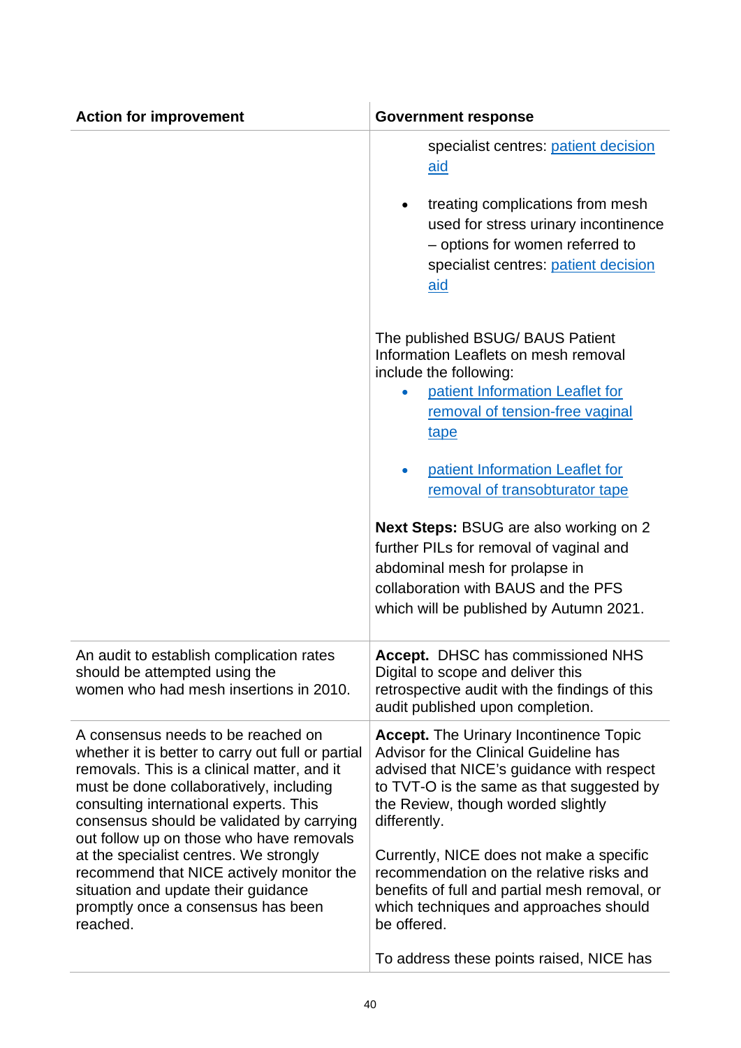| Action for improvement | Government response |
|---|---|
| | specialist centres: patient decision aid<br><br>• treating complications from mesh used for stress urinary incontinence – options for women referred to specialist centres: patient decision aid<br><br>The published BSUG/ BAUS Patient Information Leaflets on mesh removal include the following:<br>• patient Information Leaflet for removal of tension-free vaginal tape<br>• patient Information Leaflet for removal of transobturator tape<br><br>**Next Steps:** BSUG are also working on 2 further PILs for removal of vaginal and abdominal mesh for prolapse in collaboration with BAUS and the PFS which will be published by Autumn 2021. |
| An audit to establish complication rates should be attempted using the women who had mesh insertions in 2010. | **Accept.** DHSC has commissioned NHS Digital to scope and deliver this retrospective audit with the findings of this audit published upon completion. |
| A consensus needs to be reached on whether it is better to carry out full or partial removals. This is a clinical matter, and it must be done collaboratively, including consulting international experts. This consensus should be validated by carrying out follow up on those who have removals at the specialist centres. We strongly recommend that NICE actively monitor the situation and update their guidance promptly once a consensus has been reached. | **Accept.** The Urinary Incontinence Topic Advisor for the Clinical Guideline has advised that NICE's guidance with respect to TVT-O is the same as that suggested by the Review, though worded slightly differently.<br><br>Currently, NICE does not make a specific recommendation on the relative risks and benefits of full and partial mesh removal, or which techniques and approaches should be offered.<br><br>To address these points raised, NICE has |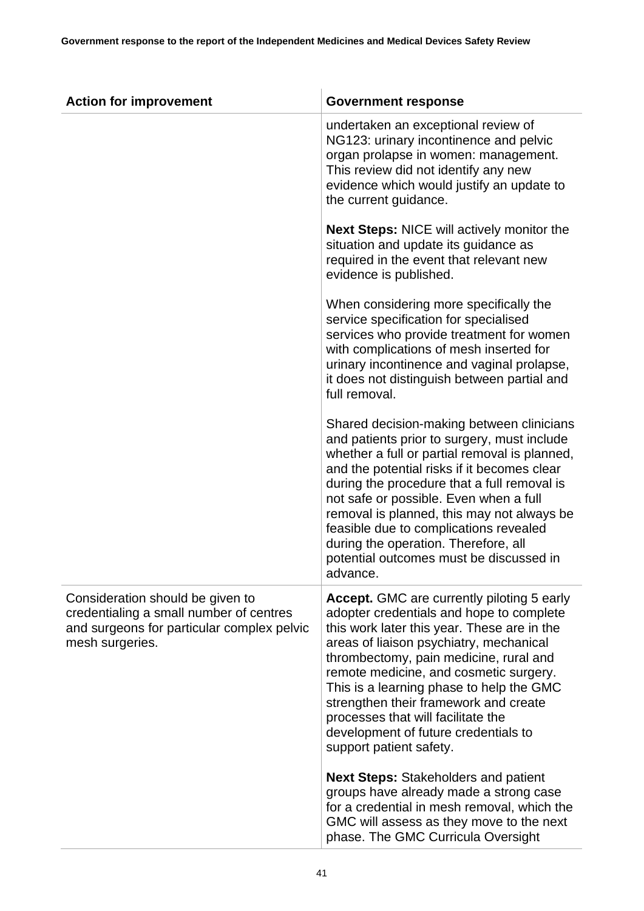| Action for improvement | Government response |
|---|---|
| | undertaken an exceptional review of NG123: urinary incontinence and pelvic organ prolapse in women: management. This review did not identify any new evidence which would justify an update to the current guidance.<br><br>**Next Steps:** NICE will actively monitor the situation and update its guidance as required in the event that relevant new evidence is published.<br><br>When considering more specifically the service specification for specialised services who provide treatment for women with complications of mesh inserted for urinary incontinence and vaginal prolapse, it does not distinguish between partial and full removal.<br><br>Shared decision-making between clinicians and patients prior to surgery, must include whether a full or partial removal is planned, and the potential risks if it becomes clear during the procedure that a full removal is not safe or possible. Even when a full removal is planned, this may not always be feasible due to complications revealed during the operation. Therefore, all potential outcomes must be discussed in advance. |
| Consideration should be given to credentialing a small number of centres and surgeons for particular complex pelvic mesh surgeries. | **Accept.** GMC are currently piloting 5 early adopter credentials and hope to complete this work later this year. These are in the areas of liaison psychiatry, mechanical thrombectomy, pain medicine, rural and remote medicine, and cosmetic surgery. This is a learning phase to help the GMC strengthen their framework and create processes that will facilitate the development of future credentials to support patient safety.<br><br>**Next Steps:** Stakeholders and patient groups have already made a strong case for a credential in mesh removal, which the GMC will assess as they move to the next phase. The GMC Curricula Oversight |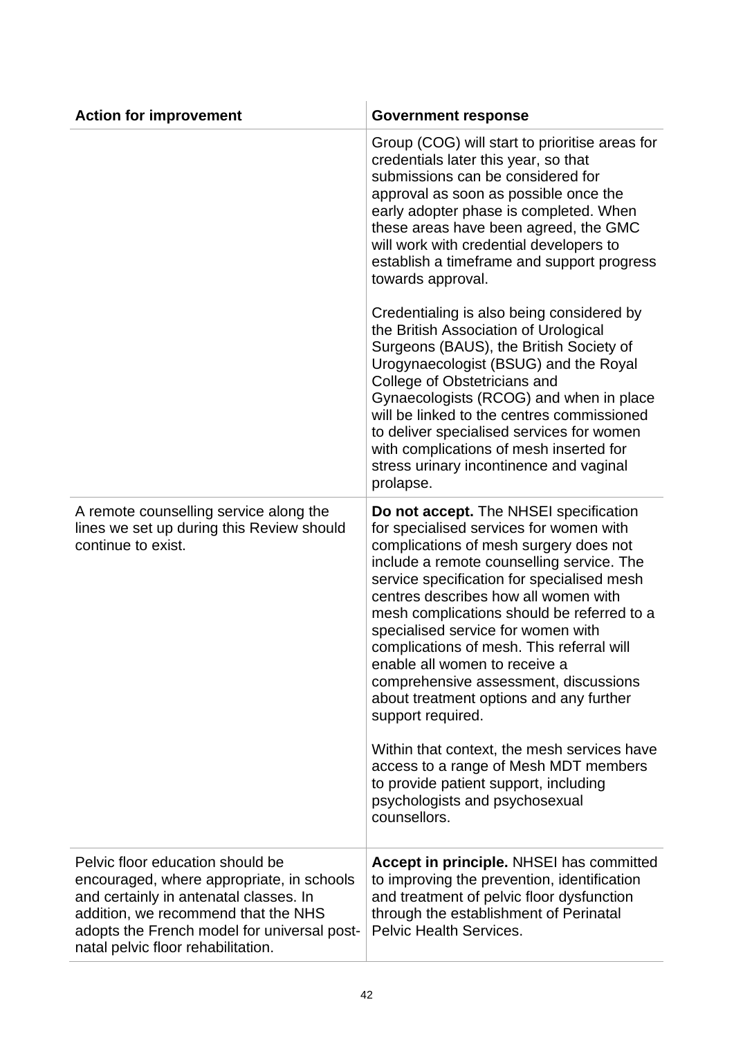| Action for improvement | Government response |
|---|---|
| | Group (COG) will start to prioritise areas for credentials later this year, so that submissions can be considered for approval as soon as possible once the early adopter phase is completed. When these areas have been agreed, the GMC will work with credential developers to establish a timeframe and support progress towards approval.<br><br>Credentialing is also being considered by the British Association of Urological Surgeons (BAUS), the British Society of Urogynaecologist (BSUG) and the Royal College of Obstetricians and Gynaecologists (RCOG) and when in place will be linked to the centres commissioned to deliver specialised services for women with complications of mesh inserted for stress urinary incontinence and vaginal prolapse. |
| A remote counselling service along the lines we set up during this Review should continue to exist. | **Do not accept.** The NHSEI specification for specialised services for women with complications of mesh surgery does not include a remote counselling service. The service specification for specialised mesh centres describes how all women with mesh complications should be referred to a specialised service for women with complications of mesh. This referral will enable all women to receive a comprehensive assessment, discussions about treatment options and any further support required.<br><br>Within that context, the mesh services have access to a range of Mesh MDT members to provide patient support, including psychologists and psychosexual counsellors. |
| Pelvic floor education should be encouraged, where appropriate, in schools and certainly in antenatal classes. In addition, we recommend that the NHS adopts the French model for universal post-natal pelvic floor rehabilitation. | **Accept in principle.** NHSEI has committed to improving the prevention, identification and treatment of pelvic floor dysfunction through the establishment of Perinatal Pelvic Health Services. |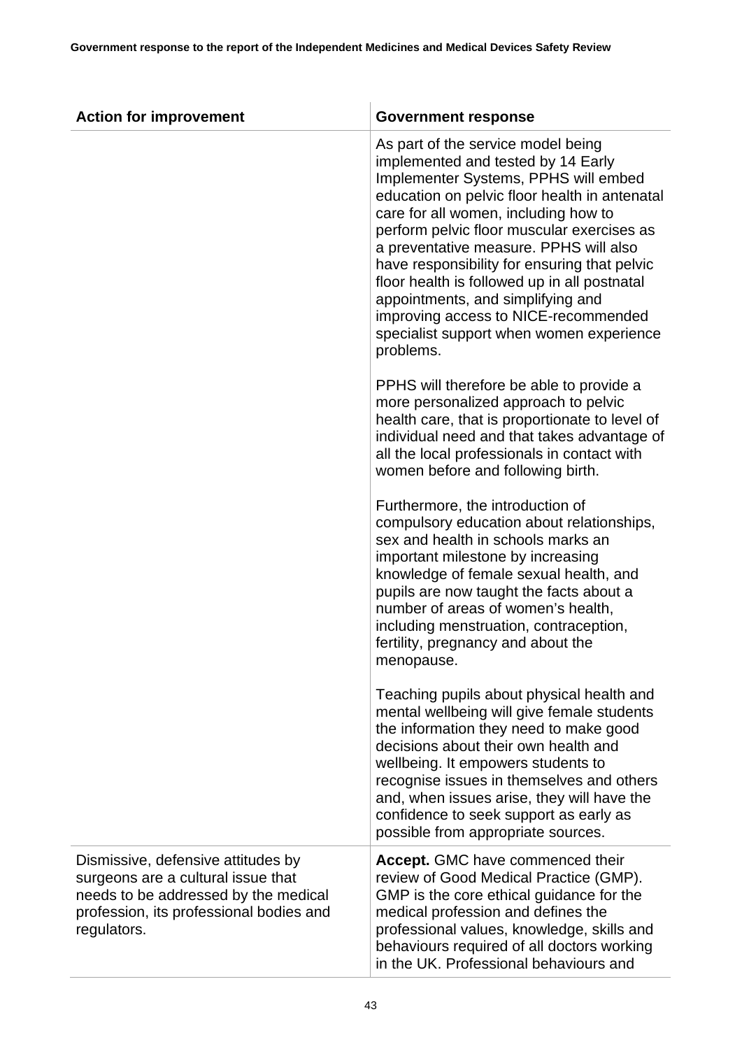| Action for improvement | Government response |
|---|---|
| | As part of the service model being implemented and tested by 14 Early Implementer Systems, PPHS will embed education on pelvic floor health in antenatal care for all women, including how to perform pelvic floor muscular exercises as a preventative measure. PPHS will also have responsibility for ensuring that pelvic floor health is followed up in all postnatal appointments, and simplifying and improving access to NICE-recommended specialist support when women experience problems.<br><br>PPHS will therefore be able to provide a more personalized approach to pelvic health care, that is proportionate to level of individual need and that takes advantage of all the local professionals in contact with women before and following birth.<br><br>Furthermore, the introduction of compulsory education about relationships, sex and health in schools marks an important milestone by increasing knowledge of female sexual health, and pupils are now taught the facts about a number of areas of women's health, including menstruation, contraception, fertility, pregnancy and about the menopause.<br><br>Teaching pupils about physical health and mental wellbeing will give female students the information they need to make good decisions about their own health and wellbeing. It empowers students to recognise issues in themselves and others and, when issues arise, they will have the confidence to seek support as early as possible from appropriate sources. |
| Dismissive, defensive attitudes by surgeons are a cultural issue that needs to be addressed by the medical profession, its professional bodies and regulators. | **Accept.** GMC have commenced their review of Good Medical Practice (GMP). GMP is the core ethical guidance for the medical profession and defines the professional values, knowledge, skills and behaviours required of all doctors working in the UK. Professional behaviours and |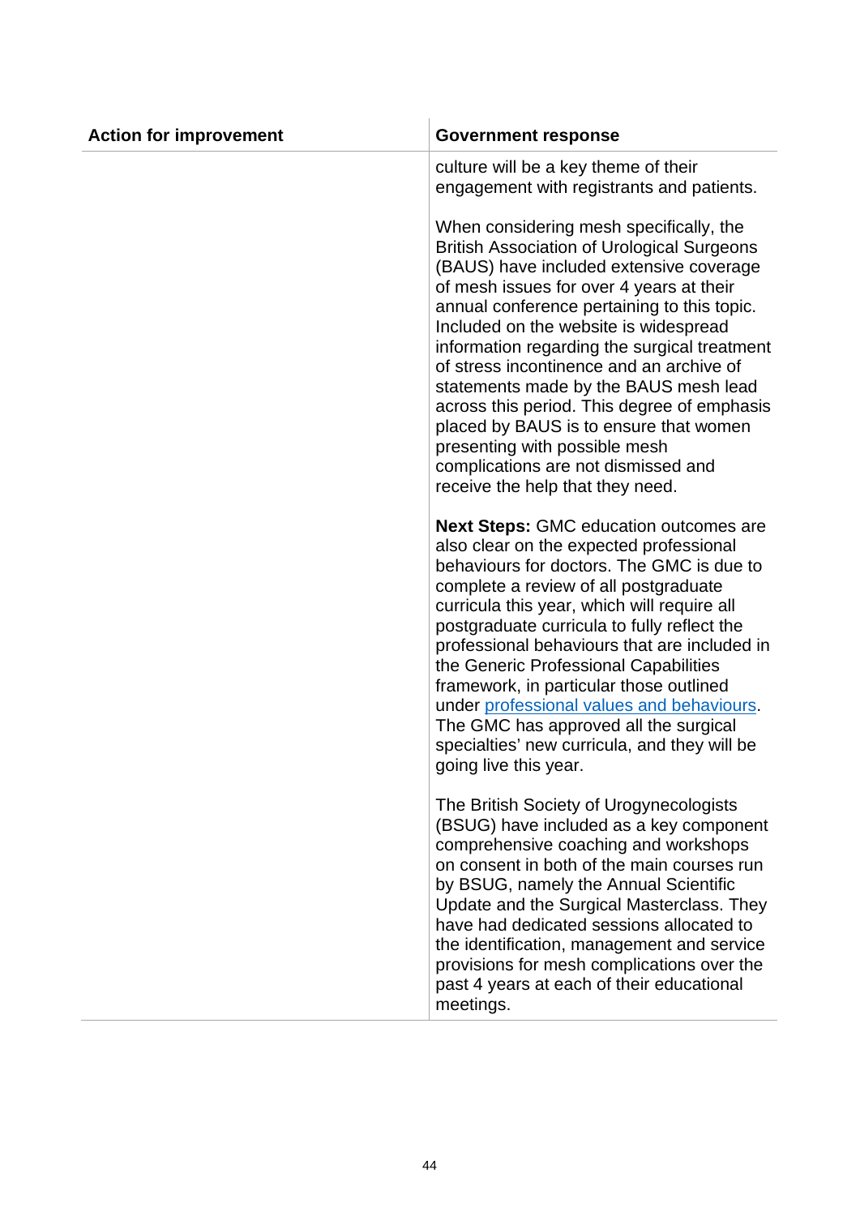| Action for improvement | Government response |
| --- | --- |
| | culture will be a key theme of their engagement with registrants and patients.<br><br>When considering mesh specifically, the British Association of Urological Surgeons (BAUS) have included extensive coverage of mesh issues for over 4 years at their annual conference pertaining to this topic. Included on the website is widespread information regarding the surgical treatment of stress incontinence and an archive of statements made by the BAUS mesh lead across this period. This degree of emphasis placed by BAUS is to ensure that women presenting with possible mesh complications are not dismissed and receive the help that they need.<br><br>**Next Steps:** GMC education outcomes are also clear on the expected professional behaviours for doctors. The GMC is due to complete a review of all postgraduate curricula this year, which will require all postgraduate curricula to fully reflect the professional behaviours that are included in the Generic Professional Capabilities framework, in particular those outlined under [professional values and behaviours](). The GMC has approved all the surgical specialties' new curricula, and they will be going live this year.<br><br>The British Society of Urogynecologists (BSUG) have included as a key component comprehensive coaching and workshops on consent in both of the main courses run by BSUG, namely the Annual Scientific Update and the Surgical Masterclass. They have had dedicated sessions allocated to the identification, management and service provisions for mesh complications over the past 4 years at each of their educational meetings. |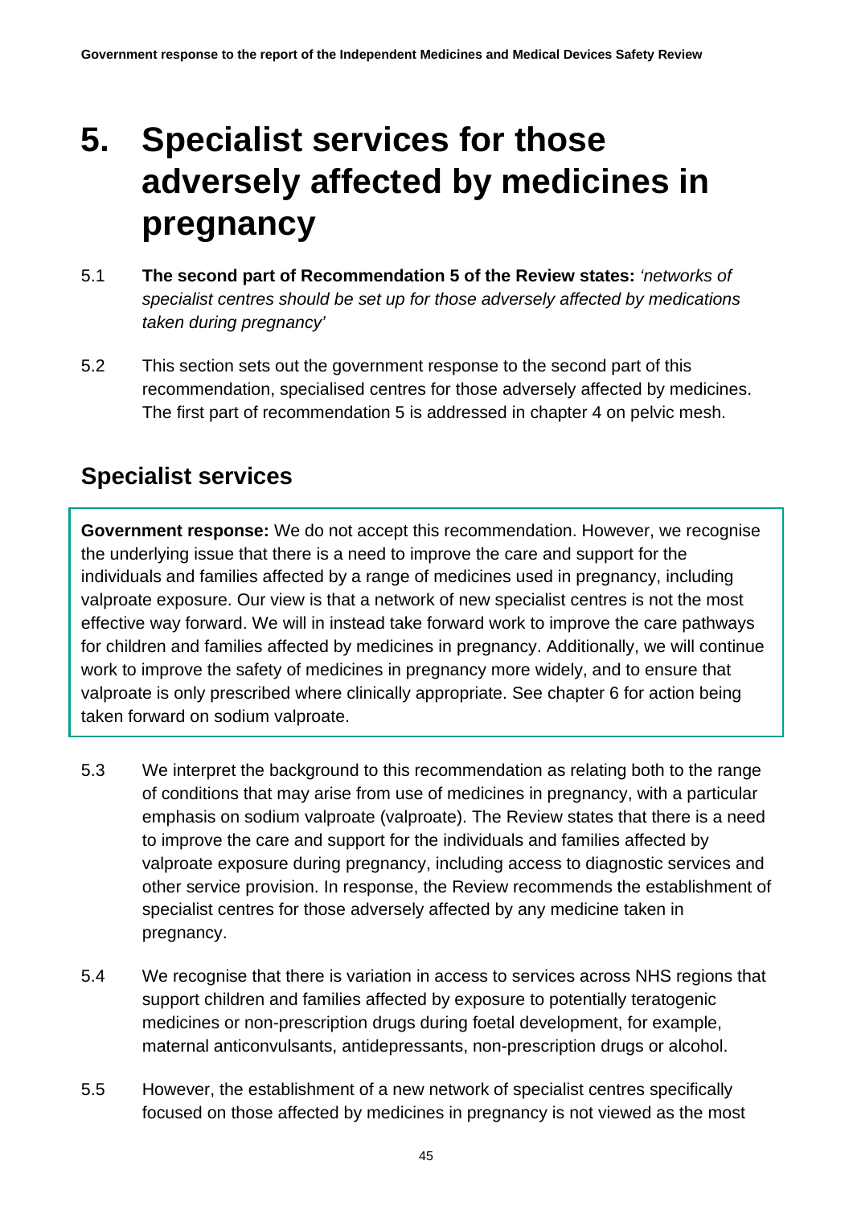# 5. Specialist services for those adversely affected by medicines in pregnancy

5.1 **The second part of Recommendation 5 of the Review states:** *'networks of specialist centres should be set up for those adversely affected by medications taken during pregnancy'*

5.2 This section sets out the government response to the second part of this recommendation, specialised centres for those adversely affected by medicines. The first part of recommendation 5 is addressed in chapter 4 on pelvic mesh.

## Specialist services

**Government response:** We do not accept this recommendation. However, we recognise the underlying issue that there is a need to improve the care and support for the individuals and families affected by a range of medicines used in pregnancy, including valproate exposure. Our view is that a network of new specialist centres is not the most effective way forward. We will in instead take forward work to improve the care pathways for children and families affected by medicines in pregnancy. Additionally, we will continue work to improve the safety of medicines in pregnancy more widely, and to ensure that valproate is only prescribed where clinically appropriate. See chapter 6 for action being taken forward on sodium valproate.

5.3 We interpret the background to this recommendation as relating both to the range of conditions that may arise from use of medicines in pregnancy, with a particular emphasis on sodium valproate (valproate). The Review states that there is a need to improve the care and support for the individuals and families affected by valproate exposure during pregnancy, including access to diagnostic services and other service provision. In response, the Review recommends the establishment of specialist centres for those adversely affected by any medicine taken in pregnancy.

5.4 We recognise that there is variation in access to services across NHS regions that support children and families affected by exposure to potentially teratogenic medicines or non-prescription drugs during foetal development, for example, maternal anticonvulsants, antidepressants, non-prescription drugs or alcohol.

5.5 However, the establishment of a new network of specialist centres specifically focused on those affected by medicines in pregnancy is not viewed as the most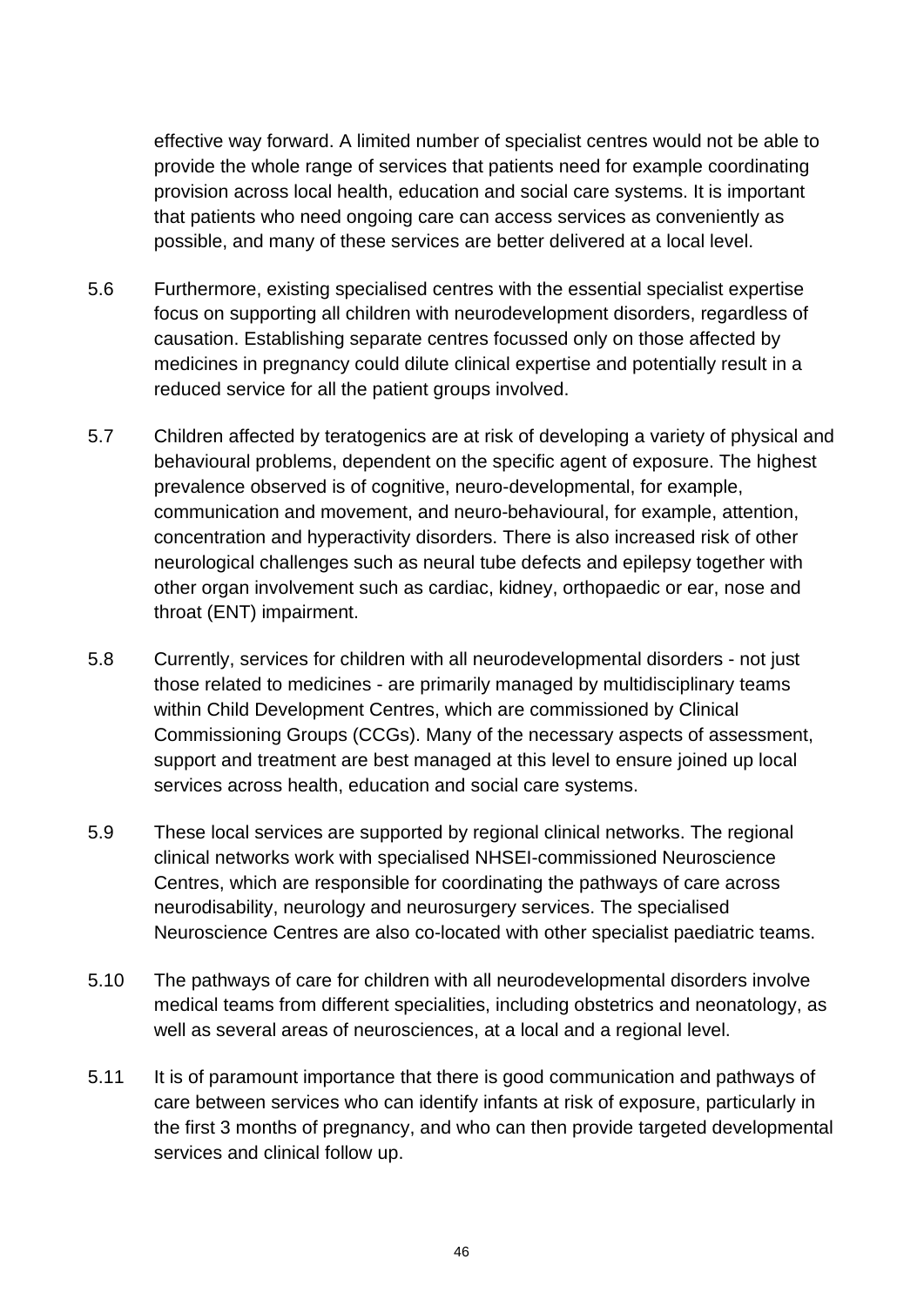effective way forward. A limited number of specialist centres would not be able to provide the whole range of services that patients need for example coordinating provision across local health, education and social care systems. It is important that patients who need ongoing care can access services as conveniently as possible, and many of these services are better delivered at a local level.

5.6 Furthermore, existing specialised centres with the essential specialist expertise focus on supporting all children with neurodevelopment disorders, regardless of causation. Establishing separate centres focussed only on those affected by medicines in pregnancy could dilute clinical expertise and potentially result in a reduced service for all the patient groups involved.

5.7 Children affected by teratogenics are at risk of developing a variety of physical and behavioural problems, dependent on the specific agent of exposure. The highest prevalence observed is of cognitive, neuro-developmental, for example, communication and movement, and neuro-behavioural, for example, attention, concentration and hyperactivity disorders. There is also increased risk of other neurological challenges such as neural tube defects and epilepsy together with other organ involvement such as cardiac, kidney, orthopaedic or ear, nose and throat (ENT) impairment.

5.8 Currently, services for children with all neurodevelopmental disorders - not just those related to medicines - are primarily managed by multidisciplinary teams within Child Development Centres, which are commissioned by Clinical Commissioning Groups (CCGs). Many of the necessary aspects of assessment, support and treatment are best managed at this level to ensure joined up local services across health, education and social care systems.

5.9 These local services are supported by regional clinical networks. The regional clinical networks work with specialised NHSEI-commissioned Neuroscience Centres, which are responsible for coordinating the pathways of care across neurodisability, neurology and neurosurgery services. The specialised Neuroscience Centres are also co-located with other specialist paediatric teams.

5.10 The pathways of care for children with all neurodevelopmental disorders involve medical teams from different specialities, including obstetrics and neonatology, as well as several areas of neurosciences, at a local and a regional level.

5.11 It is of paramount importance that there is good communication and pathways of care between services who can identify infants at risk of exposure, particularly in the first 3 months of pregnancy, and who can then provide targeted developmental services and clinical follow up.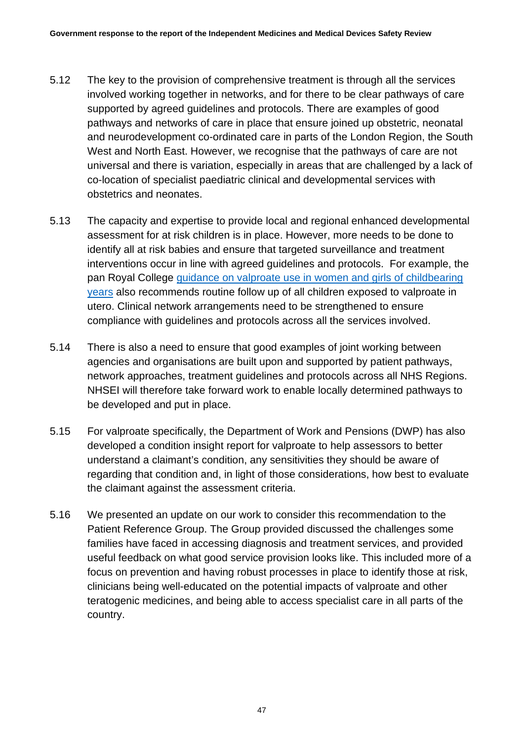5.12 The key to the provision of comprehensive treatment is through all the services involved working together in networks, and for there to be clear pathways of care supported by agreed guidelines and protocols. There are examples of good pathways and networks of care in place that ensure joined up obstetric, neonatal and neurodevelopment co-ordinated care in parts of the London Region, the South West and North East. However, we recognise that the pathways of care are not universal and there is variation, especially in areas that are challenged by a lack of co-location of specialist paediatric clinical and developmental services with obstetrics and neonates.

5.13 The capacity and expertise to provide local and regional enhanced developmental assessment for at risk children is in place. However, more needs to be done to identify all at risk babies and ensure that targeted surveillance and treatment interventions occur in line with agreed guidelines and protocols. For example, the pan Royal College guidance on valproate use in women and girls of childbearing years also recommends routine follow up of all children exposed to valproate in utero. Clinical network arrangements need to be strengthened to ensure compliance with guidelines and protocols across all the services involved.

5.14 There is also a need to ensure that good examples of joint working between agencies and organisations are built upon and supported by patient pathways, network approaches, treatment guidelines and protocols across all NHS Regions. NHSEI will therefore take forward work to enable locally determined pathways to be developed and put in place.

5.15 For valproate specifically, the Department of Work and Pensions (DWP) has also developed a condition insight report for valproate to help assessors to better understand a claimant's condition, any sensitivities they should be aware of regarding that condition and, in light of those considerations, how best to evaluate the claimant against the assessment criteria.

5.16 We presented an update on our work to consider this recommendation to the Patient Reference Group. The Group provided discussed the challenges some families have faced in accessing diagnosis and treatment services, and provided useful feedback on what good service provision looks like. This included more of a focus on prevention and having robust processes in place to identify those at risk, clinicians being well-educated on the potential impacts of valproate and other teratogenic medicines, and being able to access specialist care in all parts of the country.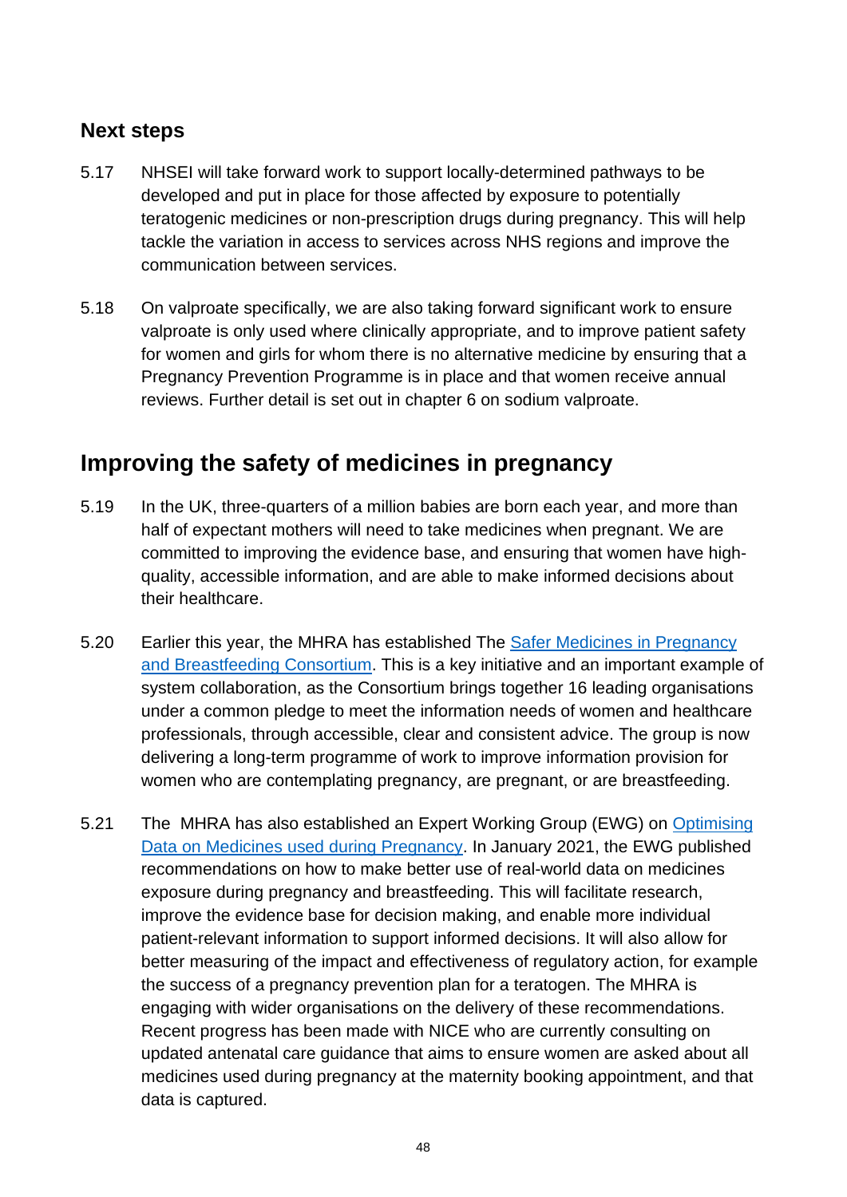### Next steps

5.17 NHSEI will take forward work to support locally-determined pathways to be developed and put in place for those affected by exposure to potentially teratogenic medicines or non-prescription drugs during pregnancy. This will help tackle the variation in access to services across NHS regions and improve the communication between services.

5.18 On valproate specifically, we are also taking forward significant work to ensure valproate is only used where clinically appropriate, and to improve patient safety for women and girls for whom there is no alternative medicine by ensuring that a Pregnancy Prevention Programme is in place and that women receive annual reviews. Further detail is set out in chapter 6 on sodium valproate.

## Improving the safety of medicines in pregnancy

5.19 In the UK, three-quarters of a million babies are born each year, and more than half of expectant mothers will need to take medicines when pregnant. We are committed to improving the evidence base, and ensuring that women have high-quality, accessible information, and are able to make informed decisions about their healthcare.

5.20 Earlier this year, the MHRA has established The Safer Medicines in Pregnancy and Breastfeeding Consortium. This is a key initiative and an important example of system collaboration, as the Consortium brings together 16 leading organisations under a common pledge to meet the information needs of women and healthcare professionals, through accessible, clear and consistent advice. The group is now delivering a long-term programme of work to improve information provision for women who are contemplating pregnancy, are pregnant, or are breastfeeding.

5.21 The MHRA has also established an Expert Working Group (EWG) on Optimising Data on Medicines used during Pregnancy. In January 2021, the EWG published recommendations on how to make better use of real-world data on medicines exposure during pregnancy and breastfeeding. This will facilitate research, improve the evidence base for decision making, and enable more individual patient-relevant information to support informed decisions. It will also allow for better measuring of the impact and effectiveness of regulatory action, for example the success of a pregnancy prevention plan for a teratogen. The MHRA is engaging with wider organisations on the delivery of these recommendations. Recent progress has been made with NICE who are currently consulting on updated antenatal care guidance that aims to ensure women are asked about all medicines used during pregnancy at the maternity booking appointment, and that data is captured.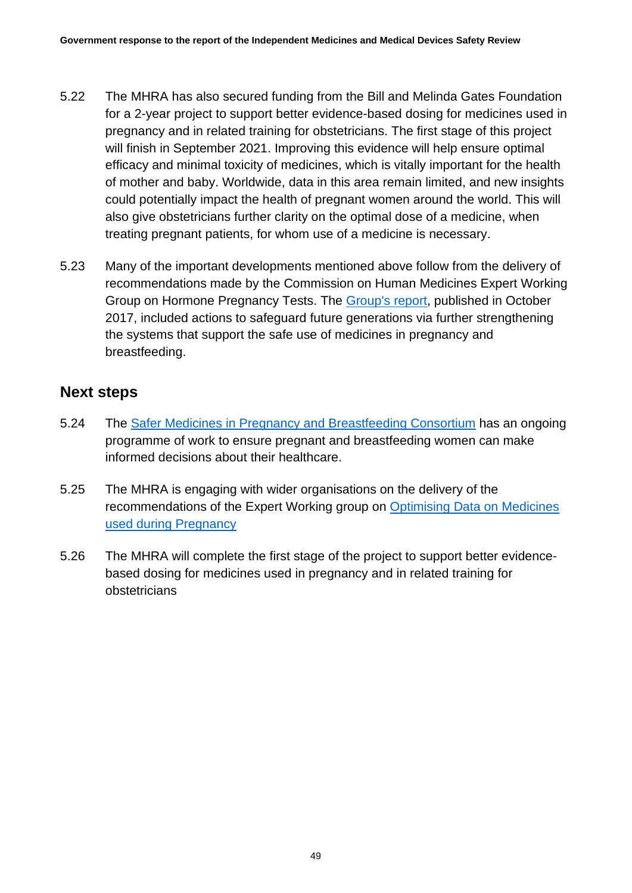5.22 The MHRA has also secured funding from the Bill and Melinda Gates Foundation for a 2-year project to support better evidence-based dosing for medicines used in pregnancy and in related training for obstetricians. The first stage of this project will finish in September 2021. Improving this evidence will help ensure optimal efficacy and minimal toxicity of medicines, which is vitally important for the health of mother and baby. Worldwide, data in this area remain limited, and new insights could potentially impact the health of pregnant women around the world. This will also give obstetricians further clarity on the optimal dose of a medicine, when treating pregnant patients, for whom use of a medicine is necessary.

5.23 Many of the important developments mentioned above follow from the delivery of recommendations made by the Commission on Human Medicines Expert Working Group on Hormone Pregnancy Tests. The Group's report, published in October 2017, included actions to safeguard future generations via further strengthening the systems that support the safe use of medicines in pregnancy and breastfeeding.

## Next steps

5.24 The Safer Medicines in Pregnancy and Breastfeeding Consortium has an ongoing programme of work to ensure pregnant and breastfeeding women can make informed decisions about their healthcare.

5.25 The MHRA is engaging with wider organisations on the delivery of the recommendations of the Expert Working group on Optimising Data on Medicines used during Pregnancy

5.26 The MHRA will complete the first stage of the project to support better evidence-based dosing for medicines used in pregnancy and in related training for obstetricians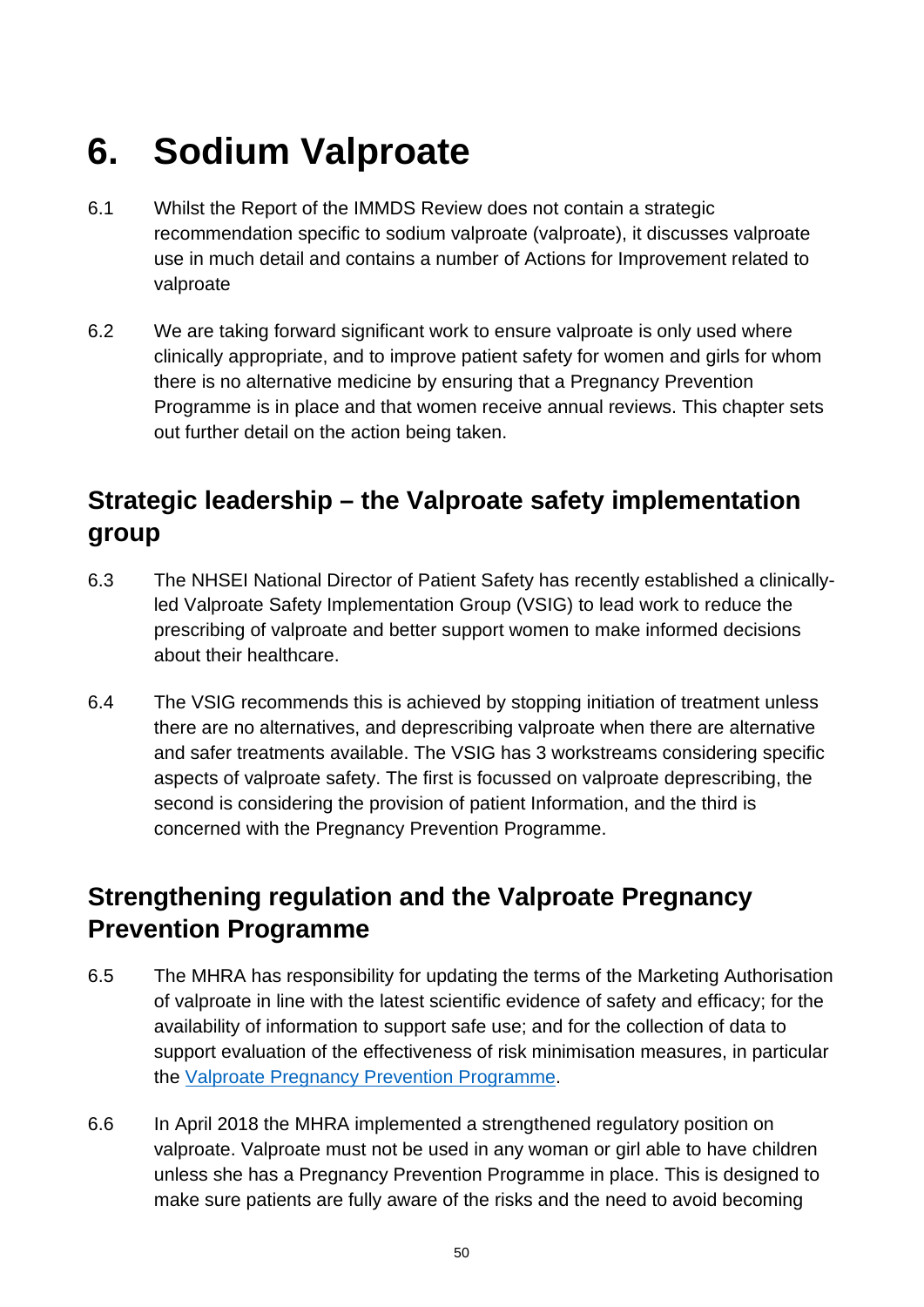# 6. Sodium Valproate

6.1 Whilst the Report of the IMMDS Review does not contain a strategic recommendation specific to sodium valproate (valproate), it discusses valproate use in much detail and contains a number of Actions for Improvement related to valproate

6.2 We are taking forward significant work to ensure valproate is only used where clinically appropriate, and to improve patient safety for women and girls for whom there is no alternative medicine by ensuring that a Pregnancy Prevention Programme is in place and that women receive annual reviews. This chapter sets out further detail on the action being taken.

## Strategic leadership – the Valproate safety implementation group

6.3 The NHSEI National Director of Patient Safety has recently established a clinically-led Valproate Safety Implementation Group (VSIG) to lead work to reduce the prescribing of valproate and better support women to make informed decisions about their healthcare.

6.4 The VSIG recommends this is achieved by stopping initiation of treatment unless there are no alternatives, and deprescribing valproate when there are alternative and safer treatments available. The VSIG has 3 workstreams considering specific aspects of valproate safety. The first is focussed on valproate deprescribing, the second is considering the provision of patient Information, and the third is concerned with the Pregnancy Prevention Programme.

## Strengthening regulation and the Valproate Pregnancy Prevention Programme

6.5 The MHRA has responsibility for updating the terms of the Marketing Authorisation of valproate in line with the latest scientific evidence of safety and efficacy; for the availability of information to support safe use; and for the collection of data to support evaluation of the effectiveness of risk minimisation measures, in particular the Valproate Pregnancy Prevention Programme.

6.6 In April 2018 the MHRA implemented a strengthened regulatory position on valproate. Valproate must not be used in any woman or girl able to have children unless she has a Pregnancy Prevention Programme in place. This is designed to make sure patients are fully aware of the risks and the need to avoid becoming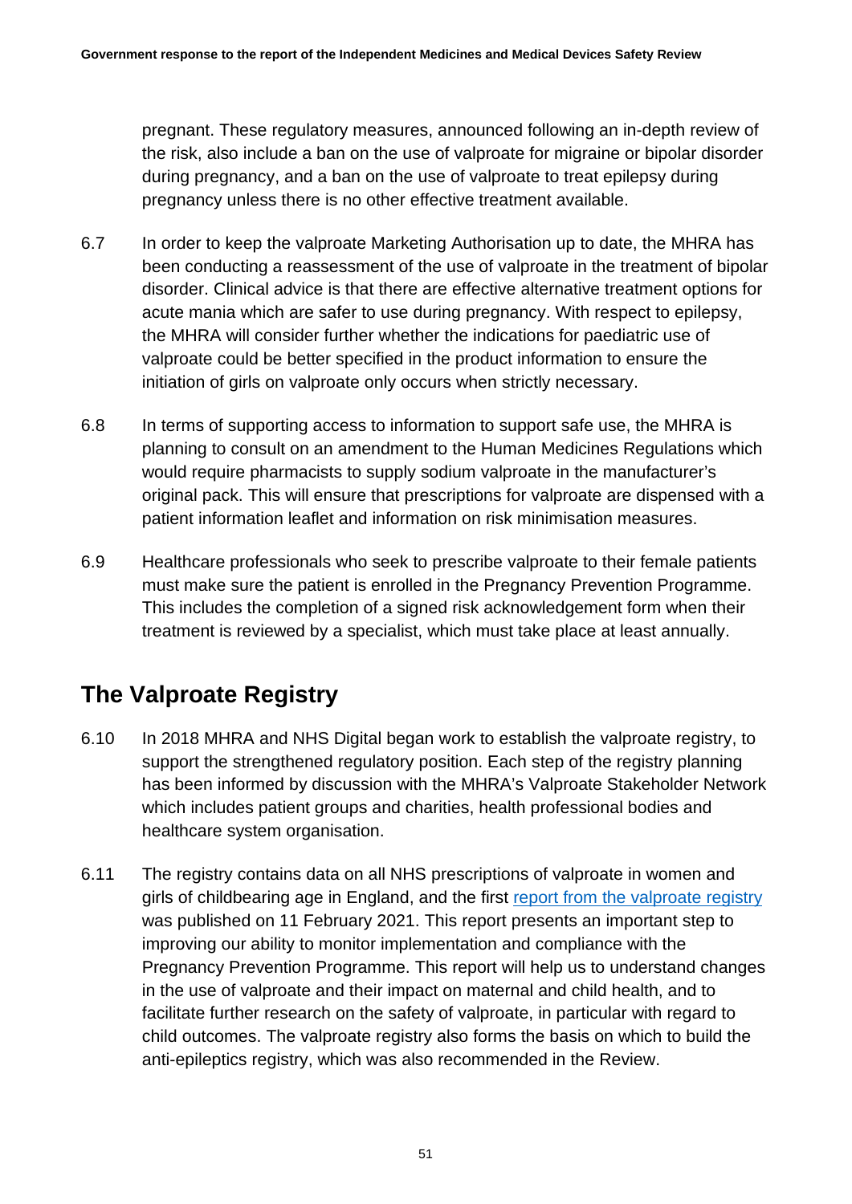pregnant. These regulatory measures, announced following an in-depth review of the risk, also include a ban on the use of valproate for migraine or bipolar disorder during pregnancy, and a ban on the use of valproate to treat epilepsy during pregnancy unless there is no other effective treatment available.

6.7 In order to keep the valproate Marketing Authorisation up to date, the MHRA has been conducting a reassessment of the use of valproate in the treatment of bipolar disorder. Clinical advice is that there are effective alternative treatment options for acute mania which are safer to use during pregnancy. With respect to epilepsy, the MHRA will consider further whether the indications for paediatric use of valproate could be better specified in the product information to ensure the initiation of girls on valproate only occurs when strictly necessary.

6.8 In terms of supporting access to information to support safe use, the MHRA is planning to consult on an amendment to the Human Medicines Regulations which would require pharmacists to supply sodium valproate in the manufacturer's original pack. This will ensure that prescriptions for valproate are dispensed with a patient information leaflet and information on risk minimisation measures.

6.9 Healthcare professionals who seek to prescribe valproate to their female patients must make sure the patient is enrolled in the Pregnancy Prevention Programme. This includes the completion of a signed risk acknowledgement form when their treatment is reviewed by a specialist, which must take place at least annually.

## The Valproate Registry

6.10 In 2018 MHRA and NHS Digital began work to establish the valproate registry, to support the strengthened regulatory position. Each step of the registry planning has been informed by discussion with the MHRA's Valproate Stakeholder Network which includes patient groups and charities, health professional bodies and healthcare system organisation.

6.11 The registry contains data on all NHS prescriptions of valproate in women and girls of childbearing age in England, and the first report from the valproate registry was published on 11 February 2021. This report presents an important step to improving our ability to monitor implementation and compliance with the Pregnancy Prevention Programme. This report will help us to understand changes in the use of valproate and their impact on maternal and child health, and to facilitate further research on the safety of valproate, in particular with regard to child outcomes. The valproate registry also forms the basis on which to build the anti-epileptics registry, which was also recommended in the Review.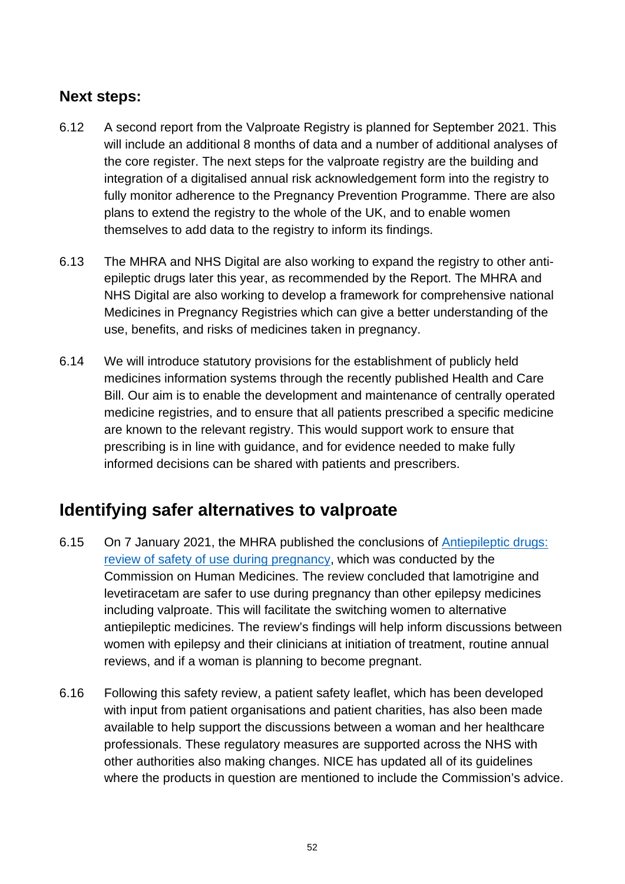### Next steps:

6.12 A second report from the Valproate Registry is planned for September 2021. This will include an additional 8 months of data and a number of additional analyses of the core register. The next steps for the valproate registry are the building and integration of a digitalised annual risk acknowledgement form into the registry to fully monitor adherence to the Pregnancy Prevention Programme. There are also plans to extend the registry to the whole of the UK, and to enable women themselves to add data to the registry to inform its findings.

6.13 The MHRA and NHS Digital are also working to expand the registry to other anti-epileptic drugs later this year, as recommended by the Report. The MHRA and NHS Digital are also working to develop a framework for comprehensive national Medicines in Pregnancy Registries which can give a better understanding of the use, benefits, and risks of medicines taken in pregnancy.

6.14 We will introduce statutory provisions for the establishment of publicly held medicines information systems through the recently published Health and Care Bill. Our aim is to enable the development and maintenance of centrally operated medicine registries, and to ensure that all patients prescribed a specific medicine are known to the relevant registry. This would support work to ensure that prescribing is in line with guidance, and for evidence needed to make fully informed decisions can be shared with patients and prescribers.

## Identifying safer alternatives to valproate

6.15 On 7 January 2021, the MHRA published the conclusions of Antiepileptic drugs: review of safety of use during pregnancy, which was conducted by the Commission on Human Medicines. The review concluded that lamotrigine and levetiracetam are safer to use during pregnancy than other epilepsy medicines including valproate. This will facilitate the switching women to alternative antiepileptic medicines. The review's findings will help inform discussions between women with epilepsy and their clinicians at initiation of treatment, routine annual reviews, and if a woman is planning to become pregnant.

6.16 Following this safety review, a patient safety leaflet, which has been developed with input from patient organisations and patient charities, has also been made available to help support the discussions between a woman and her healthcare professionals. These regulatory measures are supported across the NHS with other authorities also making changes. NICE has updated all of its guidelines where the products in question are mentioned to include the Commission's advice.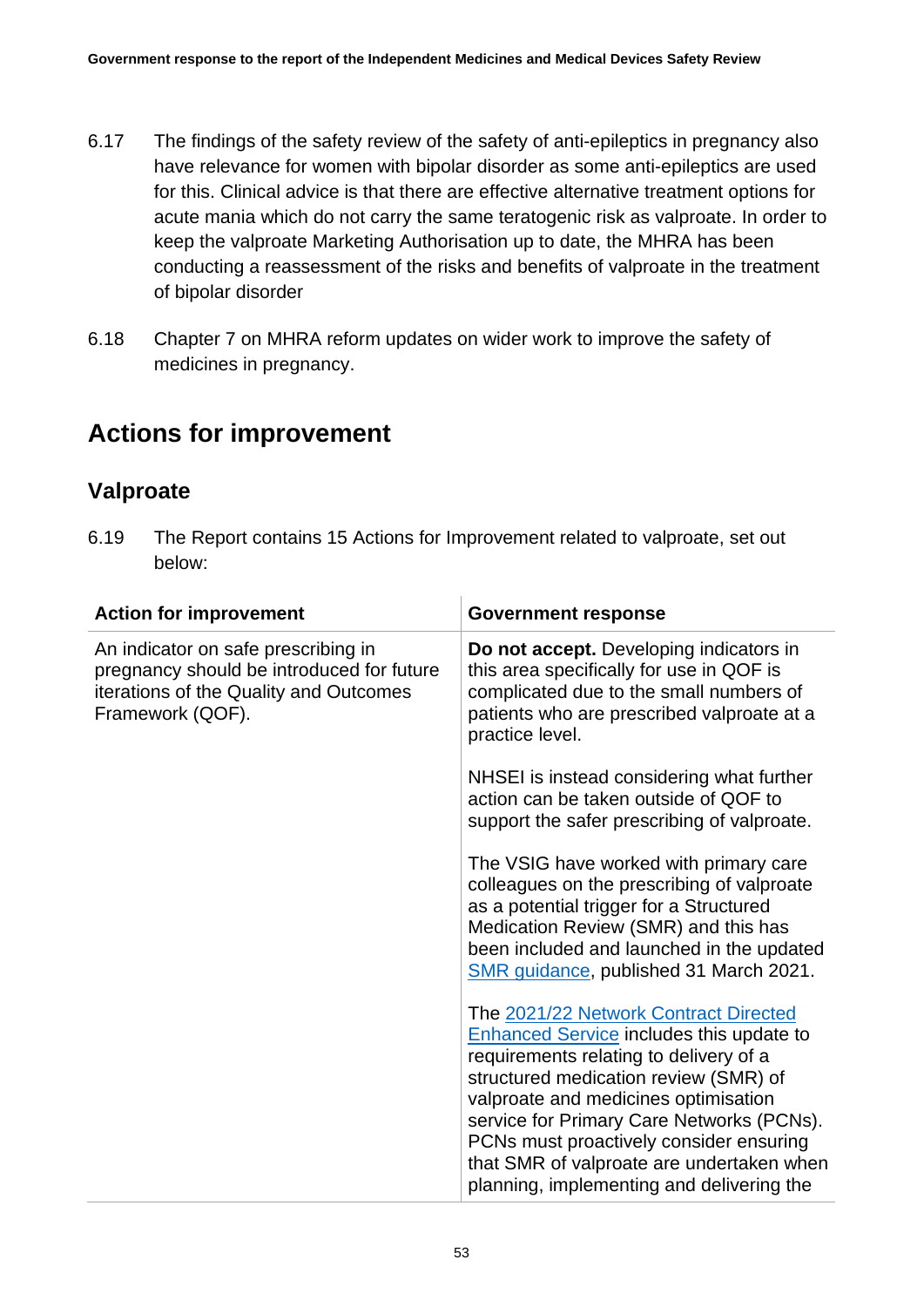6.17 The findings of the safety review of the safety of anti-epileptics in pregnancy also have relevance for women with bipolar disorder as some anti-epileptics are used for this. Clinical advice is that there are effective alternative treatment options for acute mania which do not carry the same teratogenic risk as valproate. In order to keep the valproate Marketing Authorisation up to date, the MHRA has been conducting a reassessment of the risks and benefits of valproate in the treatment of bipolar disorder

6.18 Chapter 7 on MHRA reform updates on wider work to improve the safety of medicines in pregnancy.

## Actions for improvement

### Valproate

6.19 The Report contains 15 Actions for Improvement related to valproate, set out below:

| Action for improvement | Government response |
|---|---|
| An indicator on safe prescribing in pregnancy should be introduced for future iterations of the Quality and Outcomes Framework (QOF). | **Do not accept.** Developing indicators in this area specifically for use in QOF is complicated due to the small numbers of patients who are prescribed valproate at a practice level.<br><br>NHSEI is instead considering what further action can be taken outside of QOF to support the safer prescribing of valproate.<br><br>The VSIG have worked with primary care colleagues on the prescribing of valproate as a potential trigger for a Structured Medication Review (SMR) and this has been included and launched in the updated SMR guidance, published 31 March 2021.<br><br>The 2021/22 Network Contract Directed Enhanced Service includes this update to requirements relating to delivery of a structured medication review (SMR) of valproate and medicines optimisation service for Primary Care Networks (PCNs). PCNs must proactively consider ensuring that SMR of valproate are undertaken when planning, implementing and delivering the |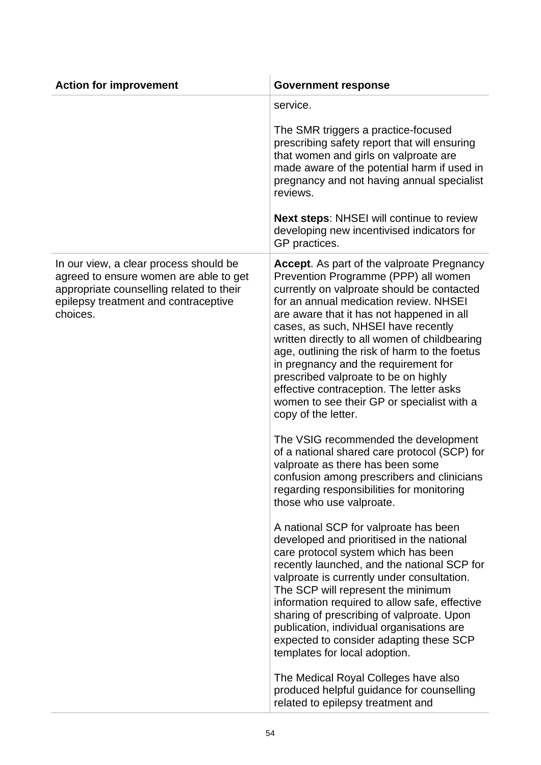| Action for improvement | Government response |
|---|---|
| | service.<br><br>The SMR triggers a practice-focused prescribing safety report that will ensuring that women and girls on valproate are made aware of the potential harm if used in pregnancy and not having annual specialist reviews.<br><br>**Next steps**: NHSEI will continue to review developing new incentivised indicators for GP practices. |
| In our view, a clear process should be agreed to ensure women are able to get appropriate counselling related to their epilepsy treatment and contraceptive choices. | **Accept**. As part of the valproate Pregnancy Prevention Programme (PPP) all women currently on valproate should be contacted for an annual medication review. NHSEI are aware that it has not happened in all cases, as such, NHSEI have recently written directly to all women of childbearing age, outlining the risk of harm to the foetus in pregnancy and the requirement for prescribed valproate to be on highly effective contraception. The letter asks women to see their GP or specialist with a copy of the letter.<br><br>The VSIG recommended the development of a national shared care protocol (SCP) for valproate as there has been some confusion among prescribers and clinicians regarding responsibilities for monitoring those who use valproate.<br><br>A national SCP for valproate has been developed and prioritised in the national care protocol system which has been recently launched, and the national SCP for valproate is currently under consultation. The SCP will represent the minimum information required to allow safe, effective sharing of prescribing of valproate. Upon publication, individual organisations are expected to consider adapting these SCP templates for local adoption.<br><br>The Medical Royal Colleges have also produced helpful guidance for counselling related to epilepsy treatment and |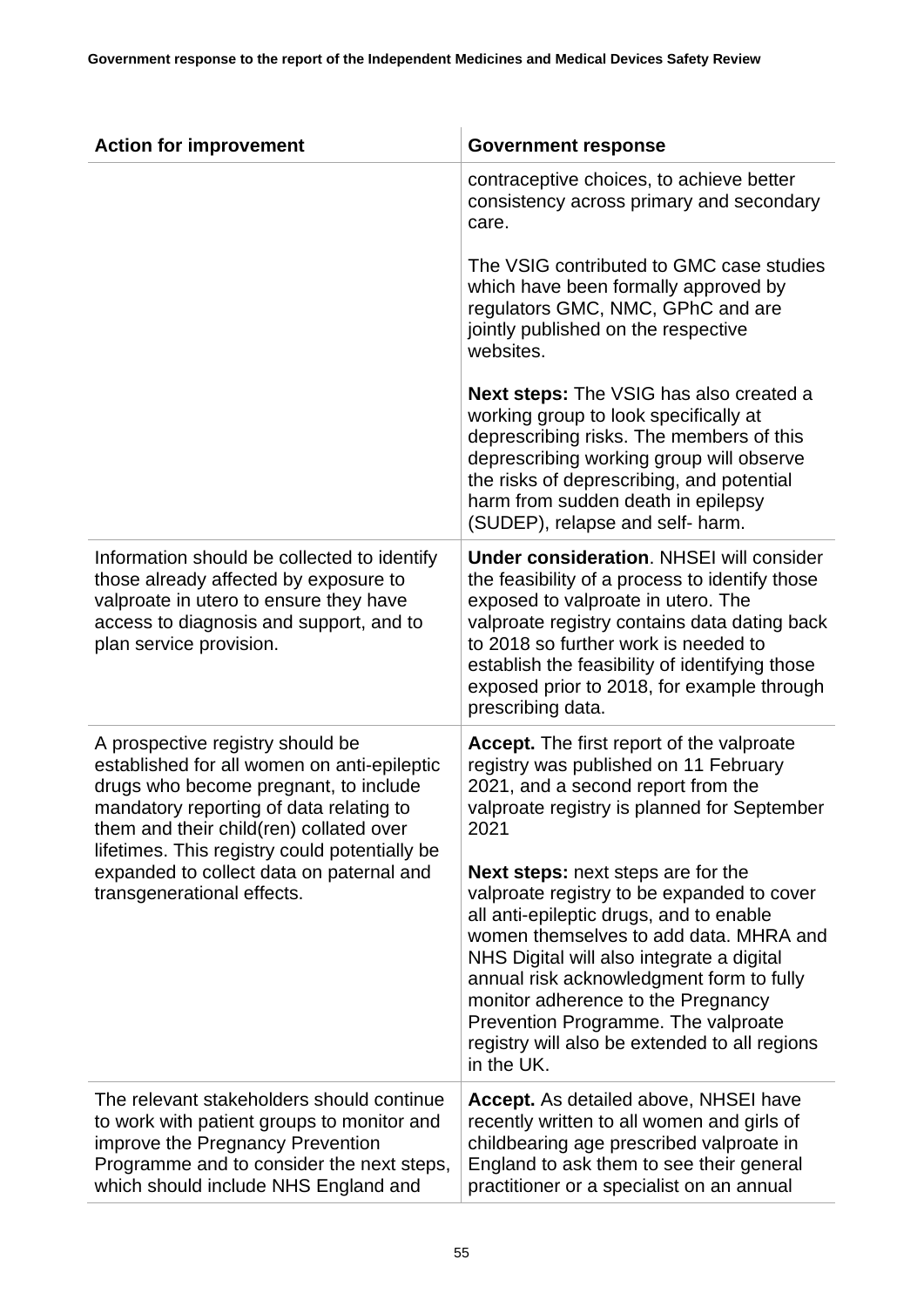| Action for improvement | Government response |
|---|---|
| | contraceptive choices, to achieve better consistency across primary and secondary care.<br><br>The VSIG contributed to GMC case studies which have been formally approved by regulators GMC, NMC, GPhC and are jointly published on the respective websites.<br><br>**Next steps:** The VSIG has also created a working group to look specifically at deprescribing risks. The members of this deprescribing working group will observe the risks of deprescribing, and potential harm from sudden death in epilepsy (SUDEP), relapse and self- harm. |
| Information should be collected to identify those already affected by exposure to valproate in utero to ensure they have access to diagnosis and support, and to plan service provision. | **Under consideration**. NHSEI will consider the feasibility of a process to identify those exposed to valproate in utero. The valproate registry contains data dating back to 2018 so further work is needed to establish the feasibility of identifying those exposed prior to 2018, for example through prescribing data. |
| A prospective registry should be established for all women on anti-epileptic drugs who become pregnant, to include mandatory reporting of data relating to them and their child(ren) collated over lifetimes. This registry could potentially be expanded to collect data on paternal and transgenerational effects. | **Accept.** The first report of the valproate registry was published on 11 February 2021, and a second report from the valproate registry is planned for September 2021<br><br>**Next steps:** next steps are for the valproate registry to be expanded to cover all anti-epileptic drugs, and to enable women themselves to add data. MHRA and NHS Digital will also integrate a digital annual risk acknowledgment form to fully monitor adherence to the Pregnancy Prevention Programme. The valproate registry will also be extended to all regions in the UK. |
| The relevant stakeholders should continue to work with patient groups to monitor and improve the Pregnancy Prevention Programme and to consider the next steps, which should include NHS England and | **Accept.** As detailed above, NHSEI have recently written to all women and girls of childbearing age prescribed valproate in England to ask them to see their general practitioner or a specialist on an annual |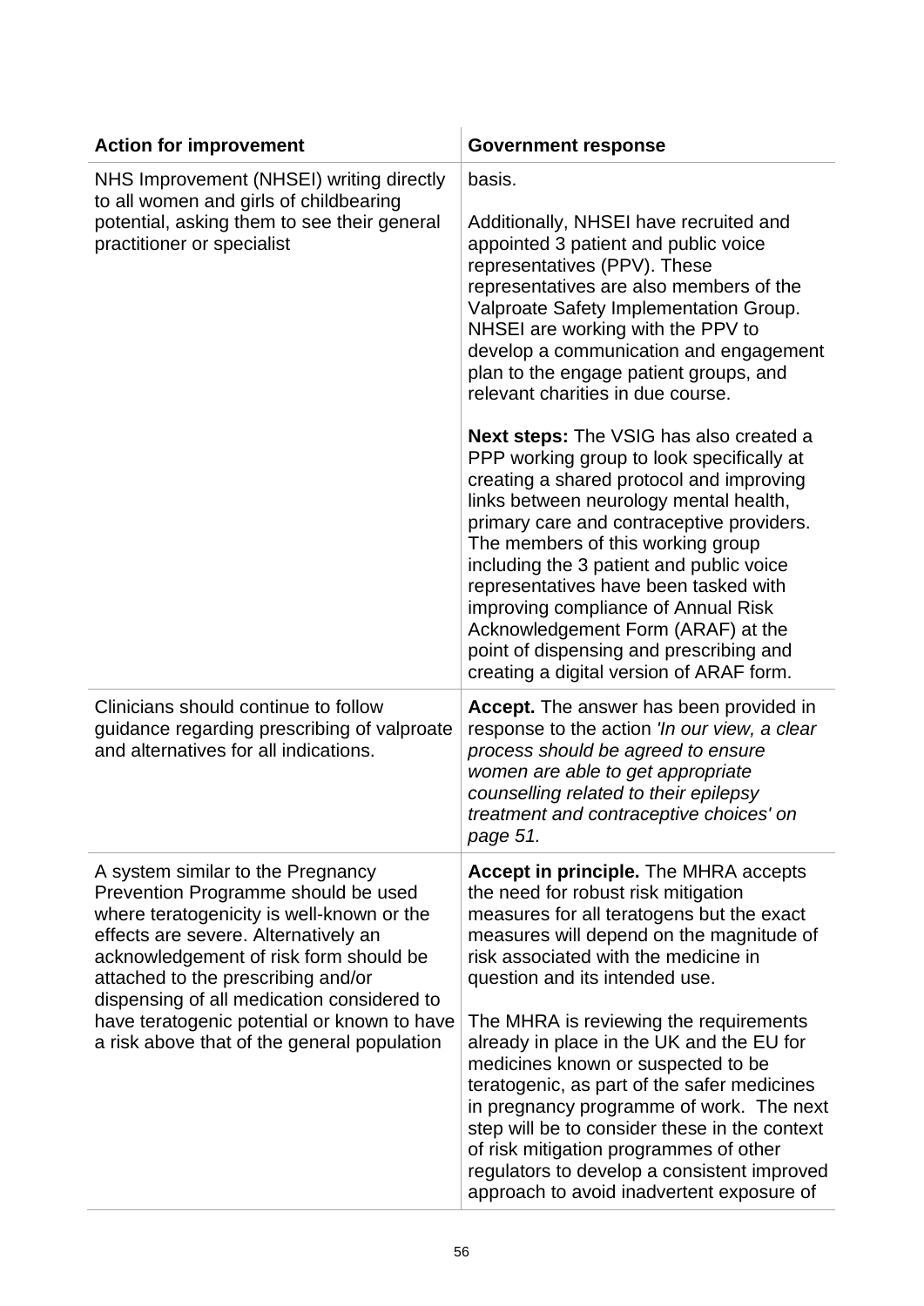| Action for improvement | Government response |
|---|---|
| NHS Improvement (NHSEI) writing directly to all women and girls of childbearing potential, asking them to see their general practitioner or specialist | basis.<br><br>Additionally, NHSEI have recruited and appointed 3 patient and public voice representatives (PPV). These representatives are also members of the Valproate Safety Implementation Group. NHSEI are working with the PPV to develop a communication and engagement plan to the engage patient groups, and relevant charities in due course.<br><br>**Next steps:** The VSIG has also created a PPP working group to look specifically at creating a shared protocol and improving links between neurology mental health, primary care and contraceptive providers. The members of this working group including the 3 patient and public voice representatives have been tasked with improving compliance of Annual Risk Acknowledgement Form (ARAF) at the point of dispensing and prescribing and creating a digital version of ARAF form. |
| Clinicians should continue to follow guidance regarding prescribing of valproate and alternatives for all indications. | **Accept.** The answer has been provided in response to the action *'In our view, a clear process should be agreed to ensure women are able to get appropriate counselling related to their epilepsy treatment and contraceptive choices' on page 51.* |
| A system similar to the Pregnancy Prevention Programme should be used where teratogenicity is well-known or the effects are severe. Alternatively an acknowledgement of risk form should be attached to the prescribing and/or dispensing of all medication considered to have teratogenic potential or known to have a risk above that of the general population | **Accept in principle.** The MHRA accepts the need for robust risk mitigation measures for all teratogens but the exact measures will depend on the magnitude of risk associated with the medicine in question and its intended use.<br><br>The MHRA is reviewing the requirements already in place in the UK and the EU for medicines known or suspected to be teratogenic, as part of the safer medicines in pregnancy programme of work. The next step will be to consider these in the context of risk mitigation programmes of other regulators to develop a consistent improved approach to avoid inadvertent exposure of |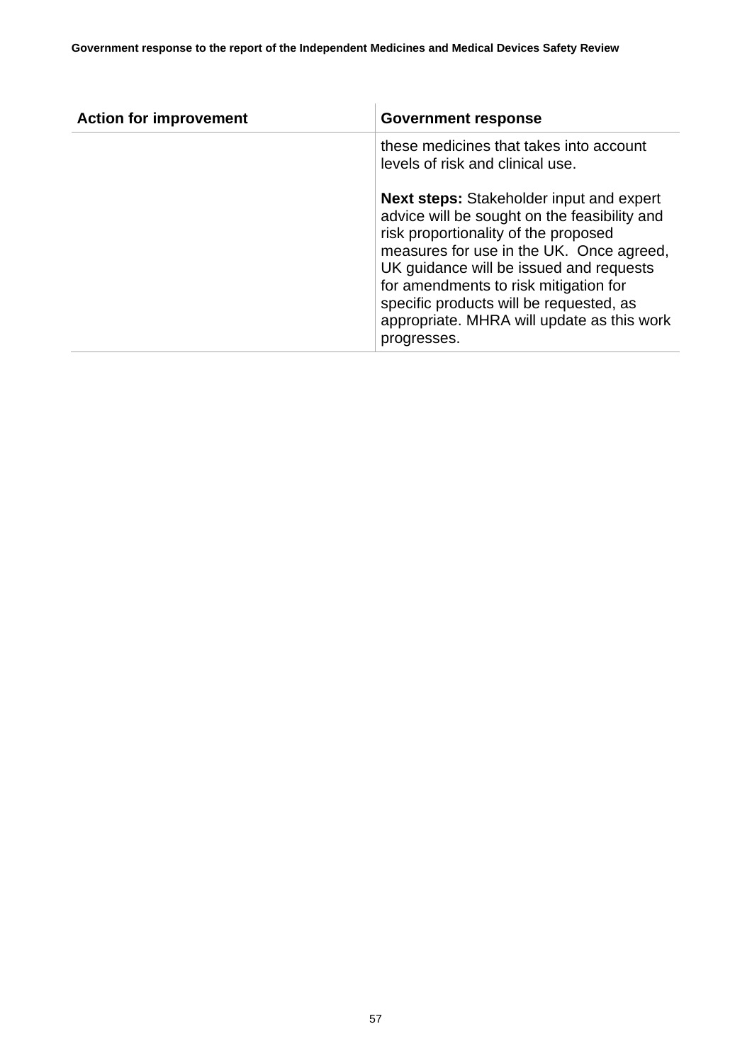| Action for improvement | Government response |
| --- | --- |
| | these medicines that takes into account levels of risk and clinical use.<br><br>**Next steps:** Stakeholder input and expert advice will be sought on the feasibility and risk proportionality of the proposed measures for use in the UK. Once agreed, UK guidance will be issued and requests for amendments to risk mitigation for specific products will be requested, as appropriate. MHRA will update as this work progresses. |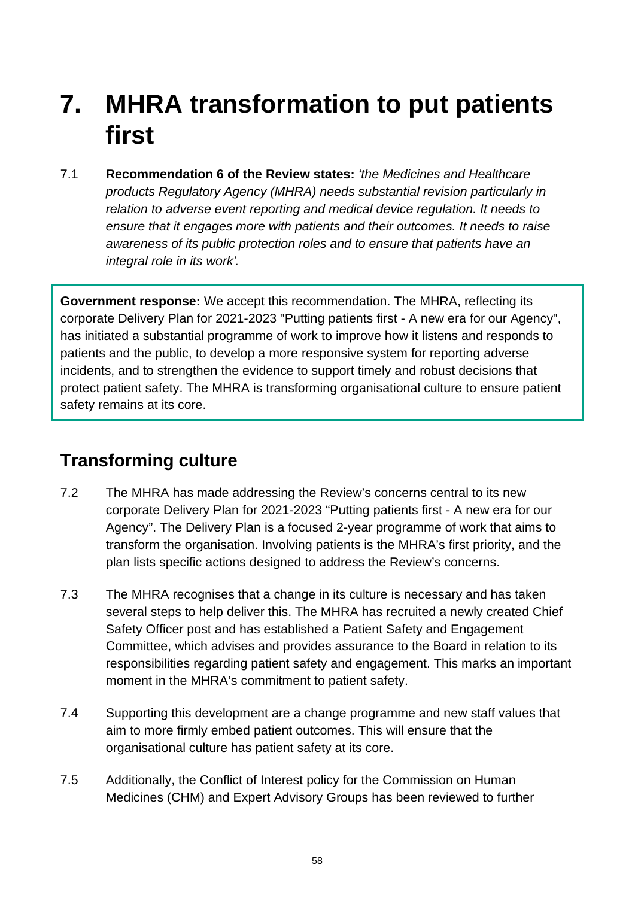# 7. MHRA transformation to put patients first

7.1 **Recommendation 6 of the Review states:** *'the Medicines and Healthcare products Regulatory Agency (MHRA) needs substantial revision particularly in relation to adverse event reporting and medical device regulation. It needs to ensure that it engages more with patients and their outcomes. It needs to raise awareness of its public protection roles and to ensure that patients have an integral role in its work'.*

> **Government response:** We accept this recommendation. The MHRA, reflecting its corporate Delivery Plan for 2021-2023 "Putting patients first - A new era for our Agency", has initiated a substantial programme of work to improve how it listens and responds to patients and the public, to develop a more responsive system for reporting adverse incidents, and to strengthen the evidence to support timely and robust decisions that protect patient safety. The MHRA is transforming organisational culture to ensure patient safety remains at its core.

## Transforming culture

7.2 The MHRA has made addressing the Review's concerns central to its new corporate Delivery Plan for 2021-2023 "Putting patients first - A new era for our Agency". The Delivery Plan is a focused 2-year programme of work that aims to transform the organisation. Involving patients is the MHRA's first priority, and the plan lists specific actions designed to address the Review's concerns.

7.3 The MHRA recognises that a change in its culture is necessary and has taken several steps to help deliver this. The MHRA has recruited a newly created Chief Safety Officer post and has established a Patient Safety and Engagement Committee, which advises and provides assurance to the Board in relation to its responsibilities regarding patient safety and engagement. This marks an important moment in the MHRA's commitment to patient safety.

7.4 Supporting this development are a change programme and new staff values that aim to more firmly embed patient outcomes. This will ensure that the organisational culture has patient safety at its core.

7.5 Additionally, the Conflict of Interest policy for the Commission on Human Medicines (CHM) and Expert Advisory Groups has been reviewed to further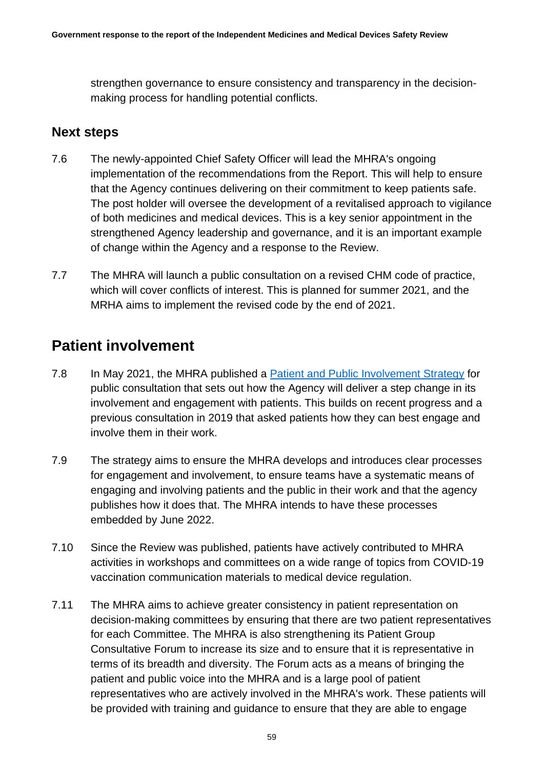strengthen governance to ensure consistency and transparency in the decision-making process for handling potential conflicts.

## Next steps

7.6 The newly-appointed Chief Safety Officer will lead the MHRA's ongoing implementation of the recommendations from the Report. This will help to ensure that the Agency continues delivering on their commitment to keep patients safe. The post holder will oversee the development of a revitalised approach to vigilance of both medicines and medical devices. This is a key senior appointment in the strengthened Agency leadership and governance, and it is an important example of change within the Agency and a response to the Review.

7.7 The MHRA will launch a public consultation on a revised CHM code of practice, which will cover conflicts of interest. This is planned for summer 2021, and the MRHA aims to implement the revised code by the end of 2021.

# Patient involvement

7.8 In May 2021, the MHRA published a [Patient and Public Involvement Strategy]() for public consultation that sets out how the Agency will deliver a step change in its involvement and engagement with patients. This builds on recent progress and a previous consultation in 2019 that asked patients how they can best engage and involve them in their work.

7.9 The strategy aims to ensure the MHRA develops and introduces clear processes for engagement and involvement, to ensure teams have a systematic means of engaging and involving patients and the public in their work and that the agency publishes how it does that. The MHRA intends to have these processes embedded by June 2022.

7.10 Since the Review was published, patients have actively contributed to MHRA activities in workshops and committees on a wide range of topics from COVID-19 vaccination communication materials to medical device regulation.

7.11 The MHRA aims to achieve greater consistency in patient representation on decision-making committees by ensuring that there are two patient representatives for each Committee. The MHRA is also strengthening its Patient Group Consultative Forum to increase its size and to ensure that it is representative in terms of its breadth and diversity. The Forum acts as a means of bringing the patient and public voice into the MHRA and is a large pool of patient representatives who are actively involved in the MHRA's work. These patients will be provided with training and guidance to ensure that they are able to engage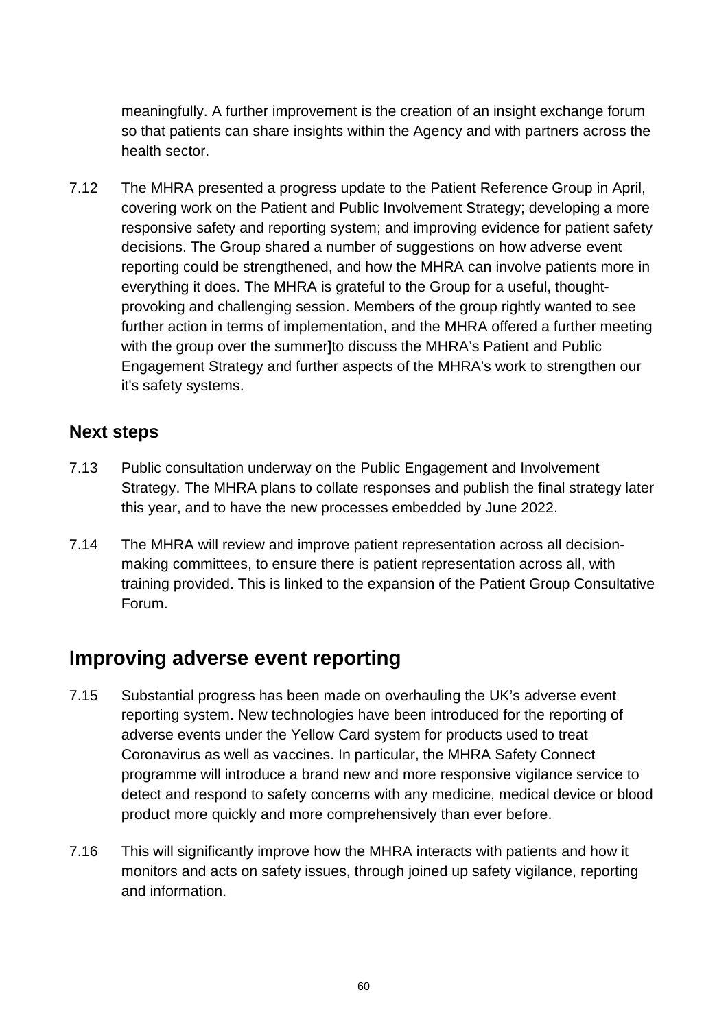meaningfully. A further improvement is the creation of an insight exchange forum so that patients can share insights within the Agency and with partners across the health sector.

7.12 The MHRA presented a progress update to the Patient Reference Group in April, covering work on the Patient and Public Involvement Strategy; developing a more responsive safety and reporting system; and improving evidence for patient safety decisions. The Group shared a number of suggestions on how adverse event reporting could be strengthened, and how the MHRA can involve patients more in everything it does. The MHRA is grateful to the Group for a useful, thought-provoking and challenging session. Members of the group rightly wanted to see further action in terms of implementation, and the MHRA offered a further meeting with the group over the summer]to discuss the MHRA's Patient and Public Engagement Strategy and further aspects of the MHRA's work to strengthen our it's safety systems.

### Next steps

7.13 Public consultation underway on the Public Engagement and Involvement Strategy. The MHRA plans to collate responses and publish the final strategy later this year, and to have the new processes embedded by June 2022.

7.14 The MHRA will review and improve patient representation across all decision-making committees, to ensure there is patient representation across all, with training provided. This is linked to the expansion of the Patient Group Consultative Forum.

## Improving adverse event reporting

7.15 Substantial progress has been made on overhauling the UK's adverse event reporting system. New technologies have been introduced for the reporting of adverse events under the Yellow Card system for products used to treat Coronavirus as well as vaccines. In particular, the MHRA Safety Connect programme will introduce a brand new and more responsive vigilance service to detect and respond to safety concerns with any medicine, medical device or blood product more quickly and more comprehensively than ever before.

7.16 This will significantly improve how the MHRA interacts with patients and how it monitors and acts on safety issues, through joined up safety vigilance, reporting and information.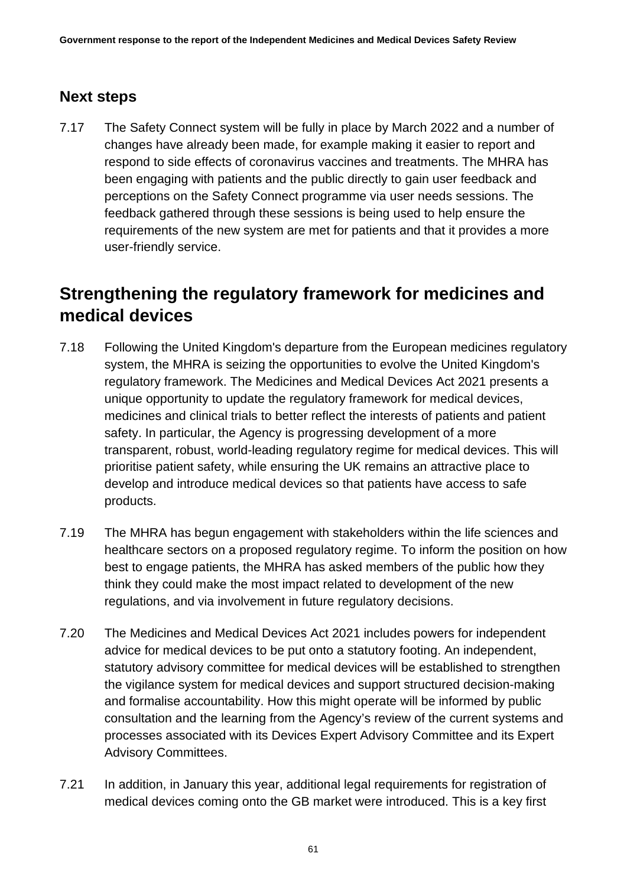### Next steps

7.17 The Safety Connect system will be fully in place by March 2022 and a number of changes have already been made, for example making it easier to report and respond to side effects of coronavirus vaccines and treatments. The MHRA has been engaging with patients and the public directly to gain user feedback and perceptions on the Safety Connect programme via user needs sessions. The feedback gathered through these sessions is being used to help ensure the requirements of the new system are met for patients and that it provides a more user-friendly service.

## Strengthening the regulatory framework for medicines and medical devices

7.18 Following the United Kingdom's departure from the European medicines regulatory system, the MHRA is seizing the opportunities to evolve the United Kingdom's regulatory framework. The Medicines and Medical Devices Act 2021 presents a unique opportunity to update the regulatory framework for medical devices, medicines and clinical trials to better reflect the interests of patients and patient safety. In particular, the Agency is progressing development of a more transparent, robust, world-leading regulatory regime for medical devices. This will prioritise patient safety, while ensuring the UK remains an attractive place to develop and introduce medical devices so that patients have access to safe products.

7.19 The MHRA has begun engagement with stakeholders within the life sciences and healthcare sectors on a proposed regulatory regime. To inform the position on how best to engage patients, the MHRA has asked members of the public how they think they could make the most impact related to development of the new regulations, and via involvement in future regulatory decisions.

7.20 The Medicines and Medical Devices Act 2021 includes powers for independent advice for medical devices to be put onto a statutory footing. An independent, statutory advisory committee for medical devices will be established to strengthen the vigilance system for medical devices and support structured decision-making and formalise accountability. How this might operate will be informed by public consultation and the learning from the Agency's review of the current systems and processes associated with its Devices Expert Advisory Committee and its Expert Advisory Committees.

7.21 In addition, in January this year, additional legal requirements for registration of medical devices coming onto the GB market were introduced. This is a key first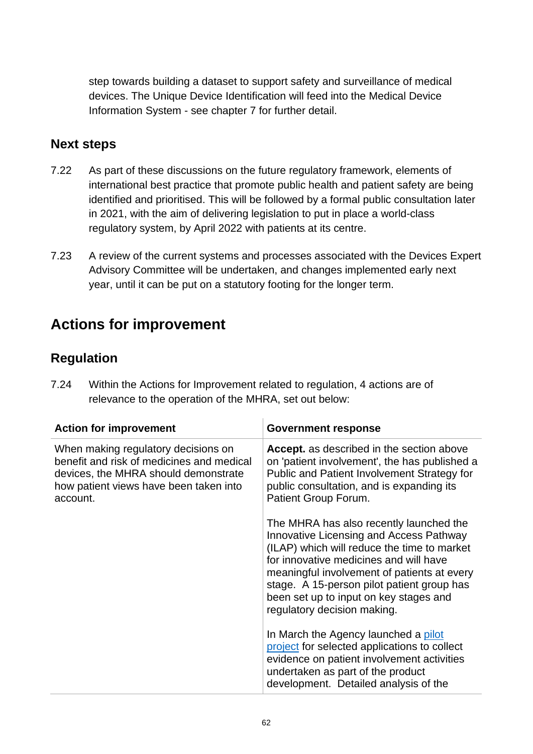step towards building a dataset to support safety and surveillance of medical devices. The Unique Device Identification will feed into the Medical Device Information System - see chapter 7 for further detail.

### Next steps

7.22 As part of these discussions on the future regulatory framework, elements of international best practice that promote public health and patient safety are being identified and prioritised. This will be followed by a formal public consultation later in 2021, with the aim of delivering legislation to put in place a world-class regulatory system, by April 2022 with patients at its centre.

7.23 A review of the current systems and processes associated with the Devices Expert Advisory Committee will be undertaken, and changes implemented early next year, until it can be put on a statutory footing for the longer term.

## Actions for improvement

### Regulation

7.24 Within the Actions for Improvement related to regulation, 4 actions are of relevance to the operation of the MHRA, set out below:

| Action for improvement | Government response |
|---|---|
| When making regulatory decisions on benefit and risk of medicines and medical devices, the MHRA should demonstrate how patient views have been taken into account. | **Accept.** as described in the section above on 'patient involvement', the has published a Public and Patient Involvement Strategy for public consultation, and is expanding its Patient Group Forum.<br><br>The MHRA has also recently launched the Innovative Licensing and Access Pathway (ILAP) which will reduce the time to market for innovative medicines and will have meaningful involvement of patients at every stage. A 15-person pilot patient group has been set up to input on key stages and regulatory decision making.<br><br>In March the Agency launched a pilot project for selected applications to collect evidence on patient involvement activities undertaken as part of the product development. Detailed analysis of the |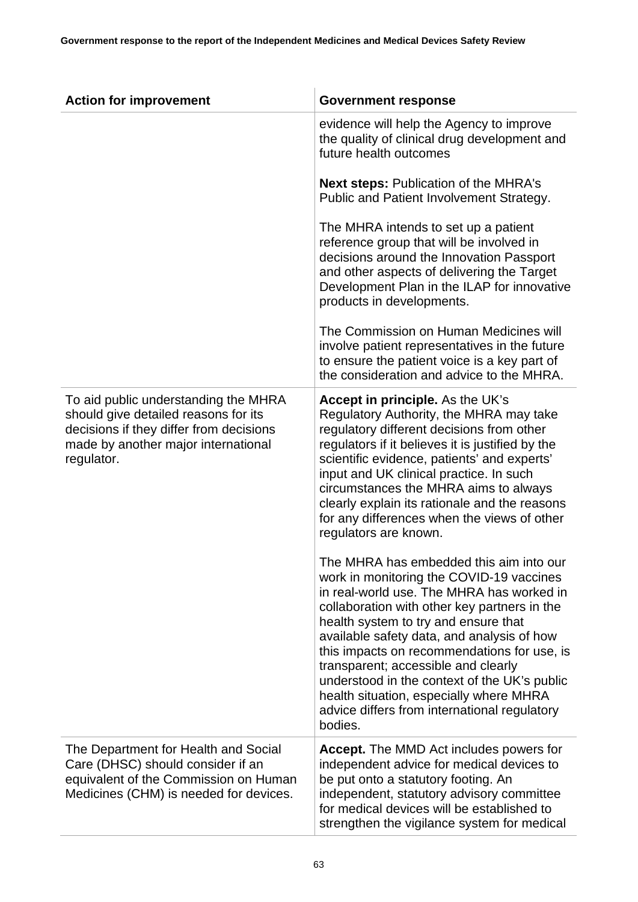| Action for improvement | Government response |
|---|---|
| | evidence will help the Agency to improve the quality of clinical drug development and future health outcomes<br><br>**Next steps:** Publication of the MHRA's Public and Patient Involvement Strategy.<br><br>The MHRA intends to set up a patient reference group that will be involved in decisions around the Innovation Passport and other aspects of delivering the Target Development Plan in the ILAP for innovative products in developments.<br><br>The Commission on Human Medicines will involve patient representatives in the future to ensure the patient voice is a key part of the consideration and advice to the MHRA. |
| To aid public understanding the MHRA should give detailed reasons for its decisions if they differ from decisions made by another major international regulator. | **Accept in principle.** As the UK's Regulatory Authority, the MHRA may take regulatory different decisions from other regulators if it believes it is justified by the scientific evidence, patients' and experts' input and UK clinical practice. In such circumstances the MHRA aims to always clearly explain its rationale and the reasons for any differences when the views of other regulators are known.<br><br>The MHRA has embedded this aim into our work in monitoring the COVID-19 vaccines in real-world use. The MHRA has worked in collaboration with other key partners in the health system to try and ensure that available safety data, and analysis of how this impacts on recommendations for use, is transparent; accessible and clearly understood in the context of the UK's public health situation, especially where MHRA advice differs from international regulatory bodies. |
| The Department for Health and Social Care (DHSC) should consider if an equivalent of the Commission on Human Medicines (CHM) is needed for devices. | **Accept.** The MMD Act includes powers for independent advice for medical devices to be put onto a statutory footing. An independent, statutory advisory committee for medical devices will be established to strengthen the vigilance system for medical |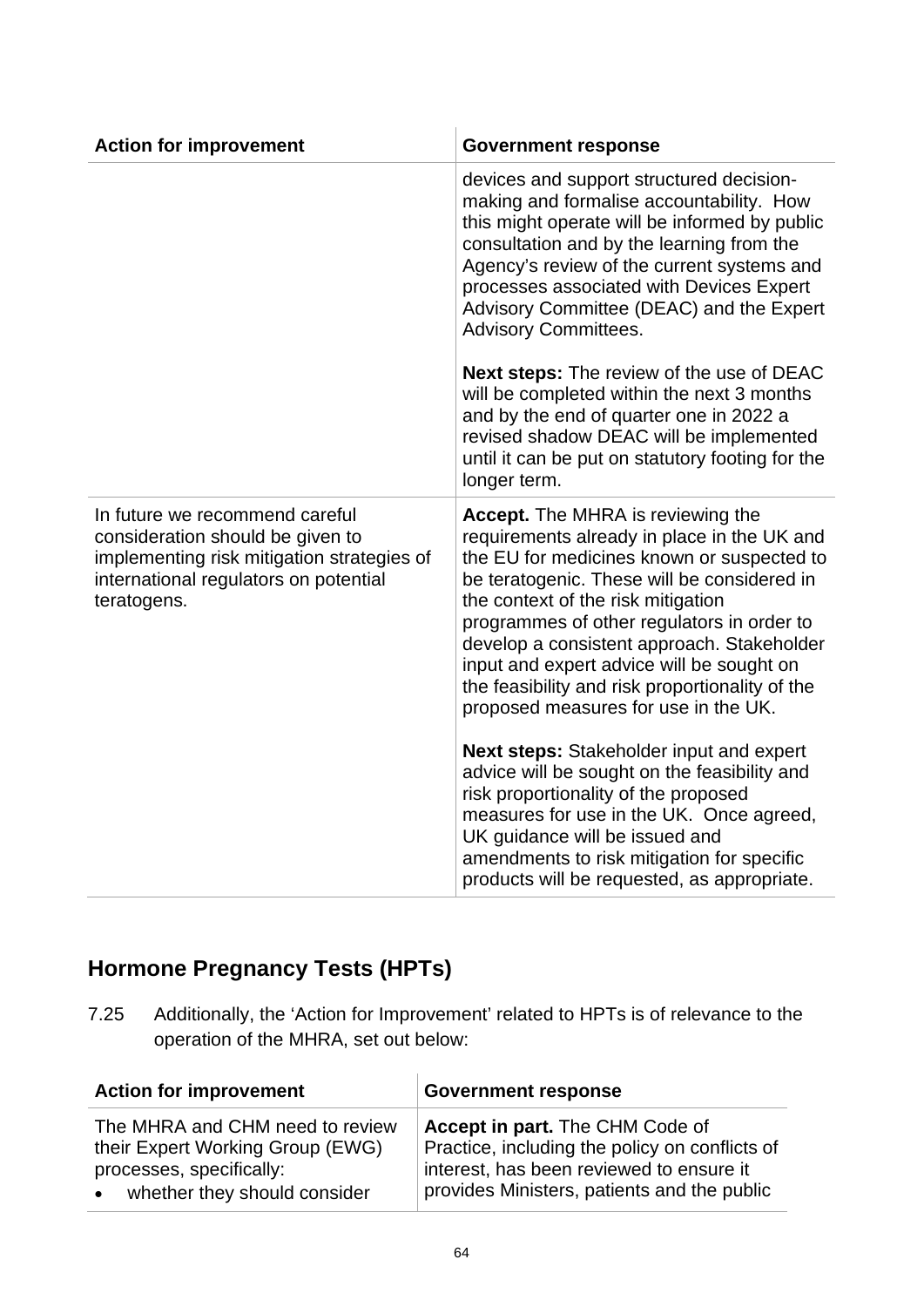| Action for improvement | Government response |
|---|---|
| | devices and support structured decision-making and formalise accountability. How this might operate will be informed by public consultation and by the learning from the Agency's review of the current systems and processes associated with Devices Expert Advisory Committee (DEAC) and the Expert Advisory Committees.<br><br>**Next steps:** The review of the use of DEAC will be completed within the next 3 months and by the end of quarter one in 2022 a revised shadow DEAC will be implemented until it can be put on statutory footing for the longer term. |
| In future we recommend careful consideration should be given to implementing risk mitigation strategies of international regulators on potential teratogens. | **Accept.** The MHRA is reviewing the requirements already in place in the UK and the EU for medicines known or suspected to be teratogenic. These will be considered in the context of the risk mitigation programmes of other regulators in order to develop a consistent approach. Stakeholder input and expert advice will be sought on the feasibility and risk proportionality of the proposed measures for use in the UK.<br><br>**Next steps:** Stakeholder input and expert advice will be sought on the feasibility and risk proportionality of the proposed measures for use in the UK. Once agreed, UK guidance will be issued and amendments to risk mitigation for specific products will be requested, as appropriate. |

## Hormone Pregnancy Tests (HPTs)

7.25 Additionally, the 'Action for Improvement' related to HPTs is of relevance to the operation of the MHRA, set out below:

| Action for improvement | Government response |
|---|---|
| The MHRA and CHM need to review their Expert Working Group (EWG) processes, specifically:<br>• whether they should consider | **Accept in part.** The CHM Code of Practice, including the policy on conflicts of interest, has been reviewed to ensure it provides Ministers, patients and the public |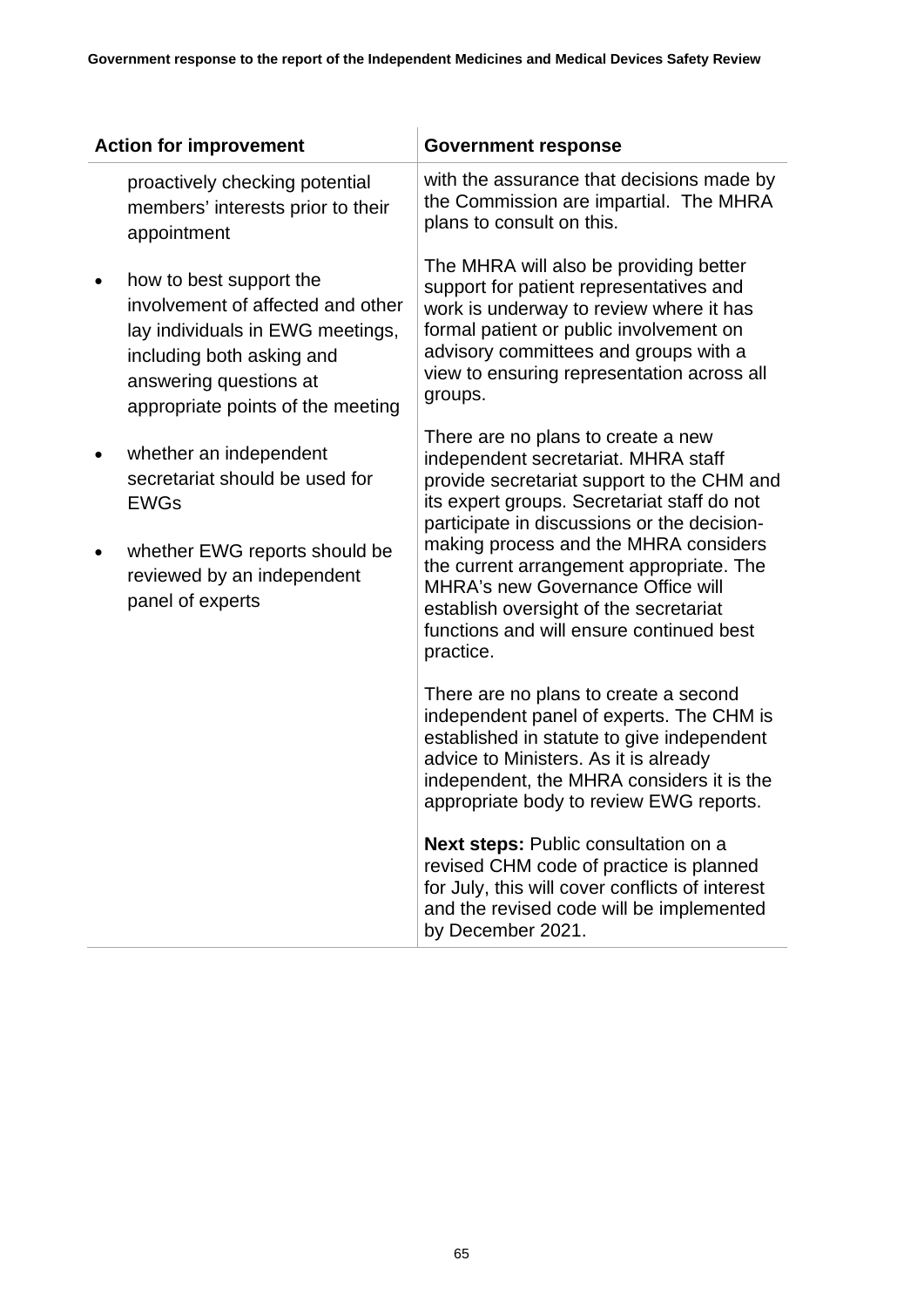| Action for improvement | Government response |
|---|---|
| proactively checking potential members' interests prior to their appointment<br><br>• how to best support the involvement of affected and other lay individuals in EWG meetings, including both asking and answering questions at appropriate points of the meeting<br><br>• whether an independent secretariat should be used for EWGs<br><br>• whether EWG reports should be reviewed by an independent panel of experts | with the assurance that decisions made by the Commission are impartial. The MHRA plans to consult on this.<br><br>The MHRA will also be providing better support for patient representatives and work is underway to review where it has formal patient or public involvement on advisory committees and groups with a view to ensuring representation across all groups.<br><br>There are no plans to create a new independent secretariat. MHRA staff provide secretariat support to the CHM and its expert groups. Secretariat staff do not participate in discussions or the decision-making process and the MHRA considers the current arrangement appropriate. The MHRA's new Governance Office will establish oversight of the secretariat functions and will ensure continued best practice.<br><br>There are no plans to create a second independent panel of experts. The CHM is established in statute to give independent advice to Ministers. As it is already independent, the MHRA considers it is the appropriate body to review EWG reports.<br><br>**Next steps:** Public consultation on a revised CHM code of practice is planned for July, this will cover conflicts of interest and the revised code will be implemented by December 2021. |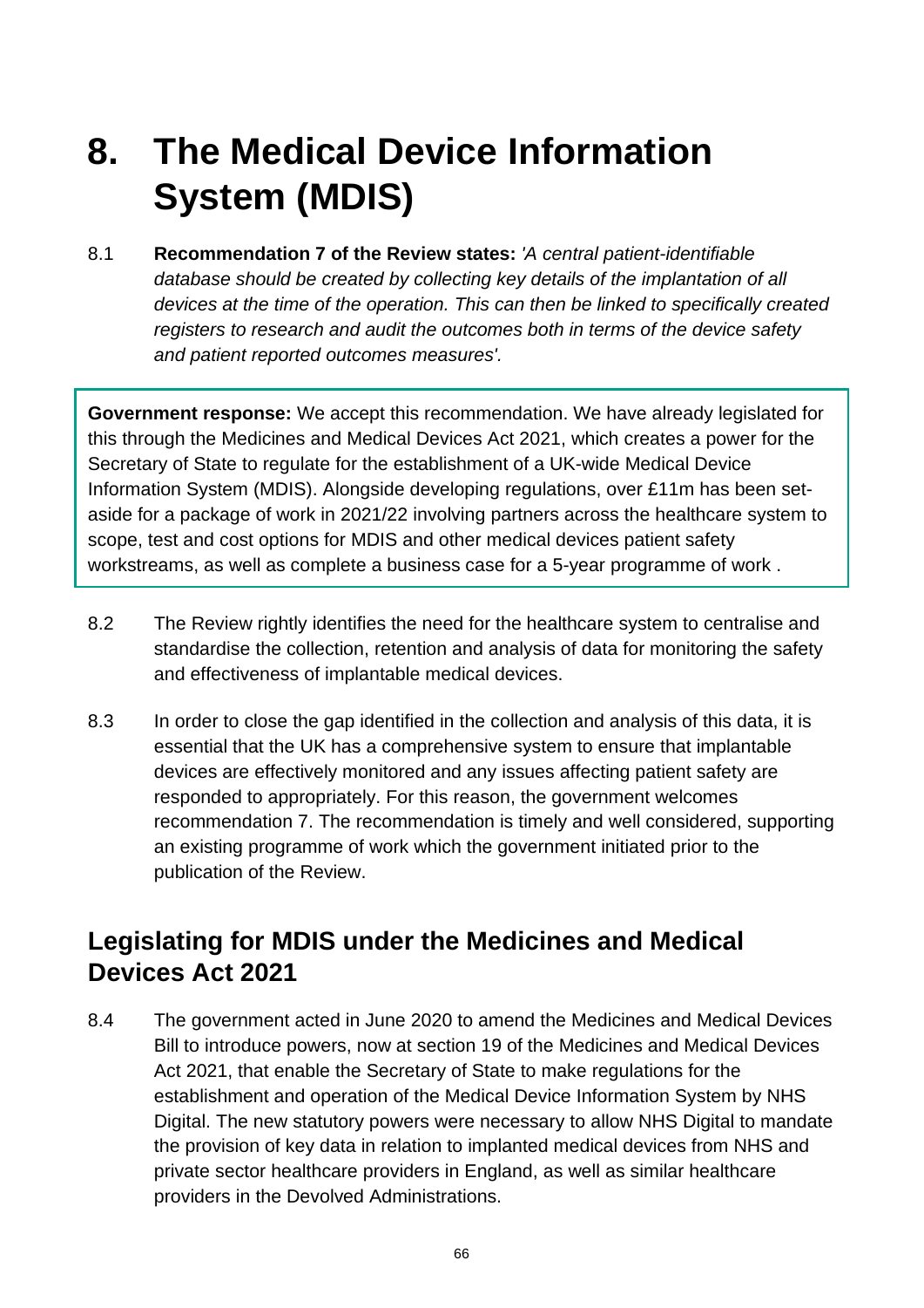# 8. The Medical Device Information System (MDIS)

8.1 **Recommendation 7 of the Review states:** *'A central patient-identifiable database should be created by collecting key details of the implantation of all devices at the time of the operation. This can then be linked to specifically created registers to research and audit the outcomes both in terms of the device safety and patient reported outcomes measures'.*

> **Government response:** We accept this recommendation. We have already legislated for this through the Medicines and Medical Devices Act 2021, which creates a power for the Secretary of State to regulate for the establishment of a UK-wide Medical Device Information System (MDIS). Alongside developing regulations, over £11m has been set-aside for a package of work in 2021/22 involving partners across the healthcare system to scope, test and cost options for MDIS and other medical devices patient safety workstreams, as well as complete a business case for a 5-year programme of work .

8.2 The Review rightly identifies the need for the healthcare system to centralise and standardise the collection, retention and analysis of data for monitoring the safety and effectiveness of implantable medical devices.

8.3 In order to close the gap identified in the collection and analysis of this data, it is essential that the UK has a comprehensive system to ensure that implantable devices are effectively monitored and any issues affecting patient safety are responded to appropriately. For this reason, the government welcomes recommendation 7. The recommendation is timely and well considered, supporting an existing programme of work which the government initiated prior to the publication of the Review.

## Legislating for MDIS under the Medicines and Medical Devices Act 2021

8.4 The government acted in June 2020 to amend the Medicines and Medical Devices Bill to introduce powers, now at section 19 of the Medicines and Medical Devices Act 2021, that enable the Secretary of State to make regulations for the establishment and operation of the Medical Device Information System by NHS Digital. The new statutory powers were necessary to allow NHS Digital to mandate the provision of key data in relation to implanted medical devices from NHS and private sector healthcare providers in England, as well as similar healthcare providers in the Devolved Administrations.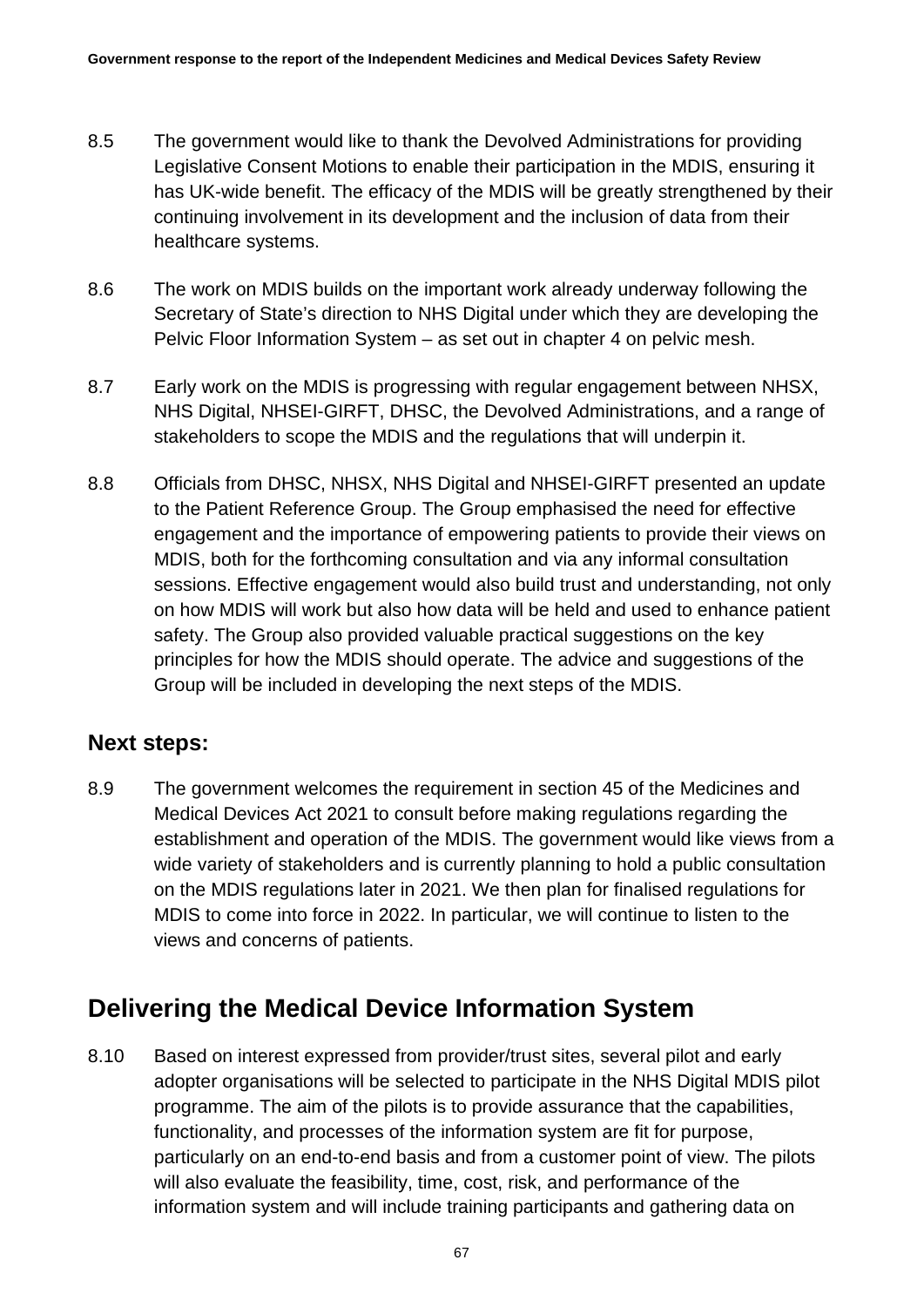8.5 The government would like to thank the Devolved Administrations for providing Legislative Consent Motions to enable their participation in the MDIS, ensuring it has UK-wide benefit. The efficacy of the MDIS will be greatly strengthened by their continuing involvement in its development and the inclusion of data from their healthcare systems.

8.6 The work on MDIS builds on the important work already underway following the Secretary of State's direction to NHS Digital under which they are developing the Pelvic Floor Information System – as set out in chapter 4 on pelvic mesh.

8.7 Early work on the MDIS is progressing with regular engagement between NHSX, NHS Digital, NHSEI-GIRFT, DHSC, the Devolved Administrations, and a range of stakeholders to scope the MDIS and the regulations that will underpin it.

8.8 Officials from DHSC, NHSX, NHS Digital and NHSEI-GIRFT presented an update to the Patient Reference Group. The Group emphasised the need for effective engagement and the importance of empowering patients to provide their views on MDIS, both for the forthcoming consultation and via any informal consultation sessions. Effective engagement would also build trust and understanding, not only on how MDIS will work but also how data will be held and used to enhance patient safety. The Group also provided valuable practical suggestions on the key principles for how the MDIS should operate. The advice and suggestions of the Group will be included in developing the next steps of the MDIS.

### Next steps:

8.9 The government welcomes the requirement in section 45 of the Medicines and Medical Devices Act 2021 to consult before making regulations regarding the establishment and operation of the MDIS. The government would like views from a wide variety of stakeholders and is currently planning to hold a public consultation on the MDIS regulations later in 2021. We then plan for finalised regulations for MDIS to come into force in 2022. In particular, we will continue to listen to the views and concerns of patients.

## Delivering the Medical Device Information System

8.10 Based on interest expressed from provider/trust sites, several pilot and early adopter organisations will be selected to participate in the NHS Digital MDIS pilot programme. The aim of the pilots is to provide assurance that the capabilities, functionality, and processes of the information system are fit for purpose, particularly on an end-to-end basis and from a customer point of view. The pilots will also evaluate the feasibility, time, cost, risk, and performance of the information system and will include training participants and gathering data on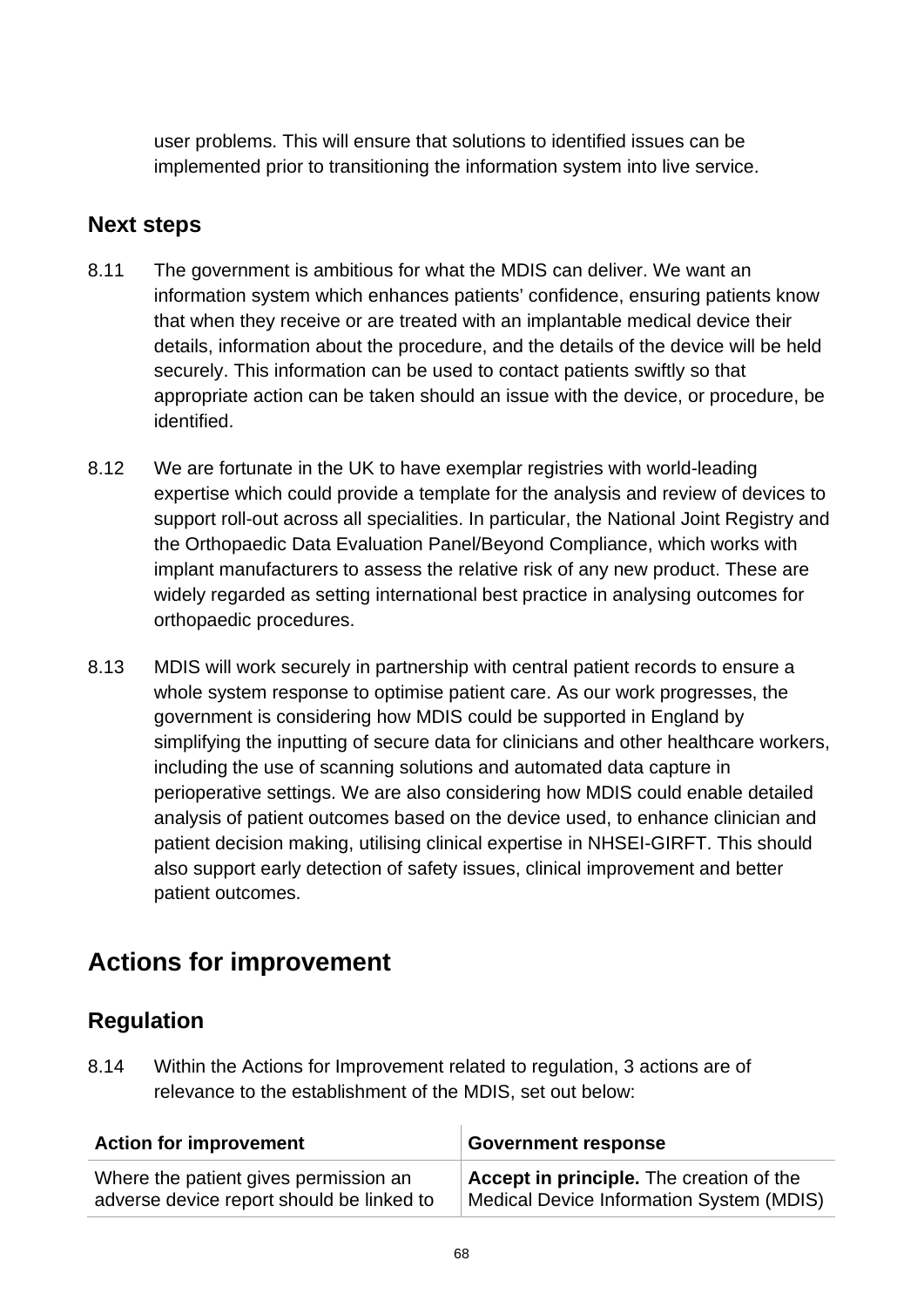user problems. This will ensure that solutions to identified issues can be implemented prior to transitioning the information system into live service.

### Next steps

8.11 The government is ambitious for what the MDIS can deliver. We want an information system which enhances patients' confidence, ensuring patients know that when they receive or are treated with an implantable medical device their details, information about the procedure, and the details of the device will be held securely. This information can be used to contact patients swiftly so that appropriate action can be taken should an issue with the device, or procedure, be identified.

8.12 We are fortunate in the UK to have exemplar registries with world-leading expertise which could provide a template for the analysis and review of devices to support roll-out across all specialities. In particular, the National Joint Registry and the Orthopaedic Data Evaluation Panel/Beyond Compliance, which works with implant manufacturers to assess the relative risk of any new product. These are widely regarded as setting international best practice in analysing outcomes for orthopaedic procedures.

8.13 MDIS will work securely in partnership with central patient records to ensure a whole system response to optimise patient care. As our work progresses, the government is considering how MDIS could be supported in England by simplifying the inputting of secure data for clinicians and other healthcare workers, including the use of scanning solutions and automated data capture in perioperative settings. We are also considering how MDIS could enable detailed analysis of patient outcomes based on the device used, to enhance clinician and patient decision making, utilising clinical expertise in NHSEI-GIRFT. This should also support early detection of safety issues, clinical improvement and better patient outcomes.

## Actions for improvement

### Regulation

8.14 Within the Actions for Improvement related to regulation, 3 actions are of relevance to the establishment of the MDIS, set out below:

| Action for improvement | Government response |
|---|---|
| Where the patient gives permission an adverse device report should be linked to | **Accept in principle.** The creation of the Medical Device Information System (MDIS) |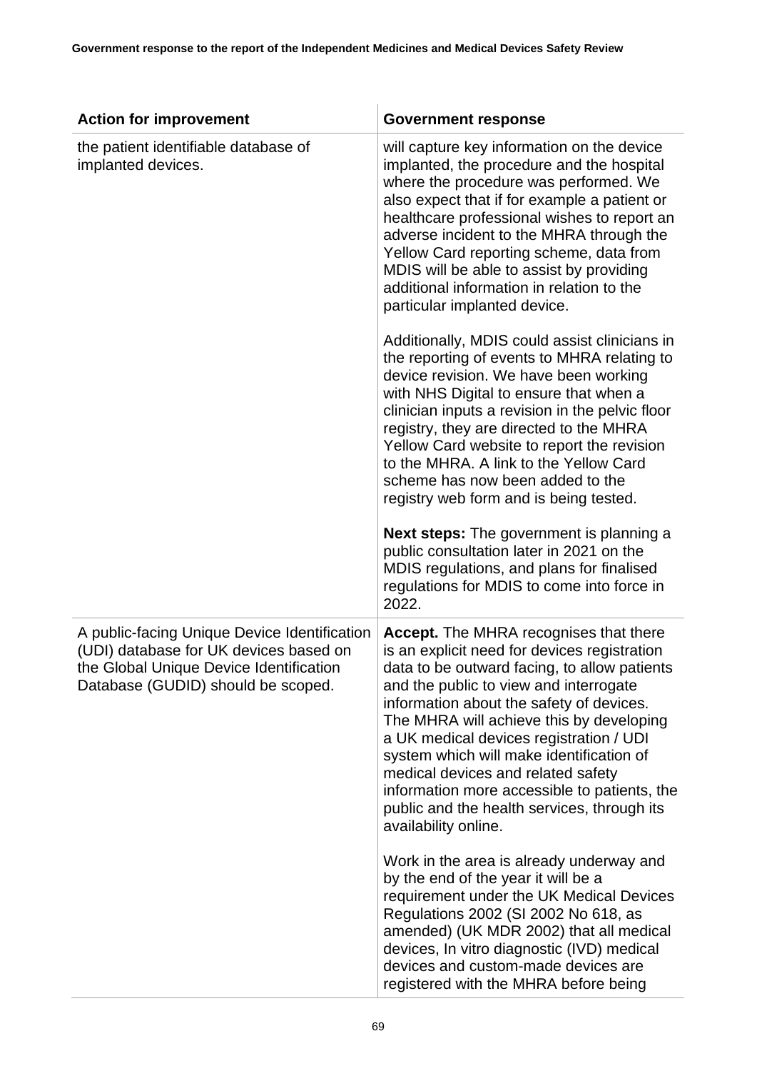| Action for improvement | Government response |
|---|---|
| the patient identifiable database of implanted devices. | will capture key information on the device implanted, the procedure and the hospital where the procedure was performed. We also expect that if for example a patient or healthcare professional wishes to report an adverse incident to the MHRA through the Yellow Card reporting scheme, data from MDIS will be able to assist by providing additional information in relation to the particular implanted device.<br><br>Additionally, MDIS could assist clinicians in the reporting of events to MHRA relating to device revision. We have been working with NHS Digital to ensure that when a clinician inputs a revision in the pelvic floor registry, they are directed to the MHRA Yellow Card website to report the revision to the MHRA. A link to the Yellow Card scheme has now been added to the registry web form and is being tested.<br><br>**Next steps:** The government is planning a public consultation later in 2021 on the MDIS regulations, and plans for finalised regulations for MDIS to come into force in 2022. |
| A public-facing Unique Device Identification (UDI) database for UK devices based on the Global Unique Device Identification Database (GUDID) should be scoped. | **Accept.** The MHRA recognises that there is an explicit need for devices registration data to be outward facing, to allow patients and the public to view and interrogate information about the safety of devices. The MHRA will achieve this by developing a UK medical devices registration / UDI system which will make identification of medical devices and related safety information more accessible to patients, the public and the health services, through its availability online.<br><br>Work in the area is already underway and by the end of the year it will be a requirement under the UK Medical Devices Regulations 2002 (SI 2002 No 618, as amended) (UK MDR 2002) that all medical devices, In vitro diagnostic (IVD) medical devices and custom-made devices are registered with the MHRA before being |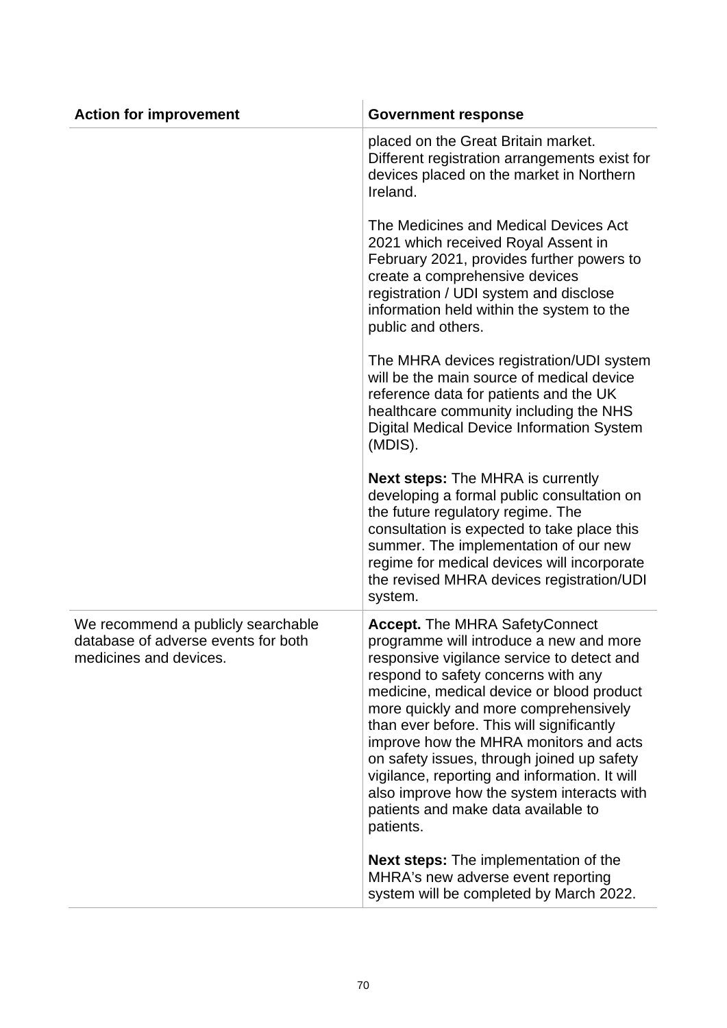| Action for improvement | Government response |
|---|---|
| | placed on the Great Britain market. Different registration arrangements exist for devices placed on the market in Northern Ireland.<br><br>The Medicines and Medical Devices Act 2021 which received Royal Assent in February 2021, provides further powers to create a comprehensive devices registration / UDI system and disclose information held within the system to the public and others.<br><br>The MHRA devices registration/UDI system will be the main source of medical device reference data for patients and the UK healthcare community including the NHS Digital Medical Device Information System (MDIS).<br><br>**Next steps:** The MHRA is currently developing a formal public consultation on the future regulatory regime. The consultation is expected to take place this summer. The implementation of our new regime for medical devices will incorporate the revised MHRA devices registration/UDI system. |
| We recommend a publicly searchable database of adverse events for both medicines and devices. | **Accept.** The MHRA SafetyConnect programme will introduce a new and more responsive vigilance service to detect and respond to safety concerns with any medicine, medical device or blood product more quickly and more comprehensively than ever before. This will significantly improve how the MHRA monitors and acts on safety issues, through joined up safety vigilance, reporting and information. It will also improve how the system interacts with patients and make data available to patients.<br><br>**Next steps:** The implementation of the MHRA's new adverse event reporting system will be completed by March 2022. |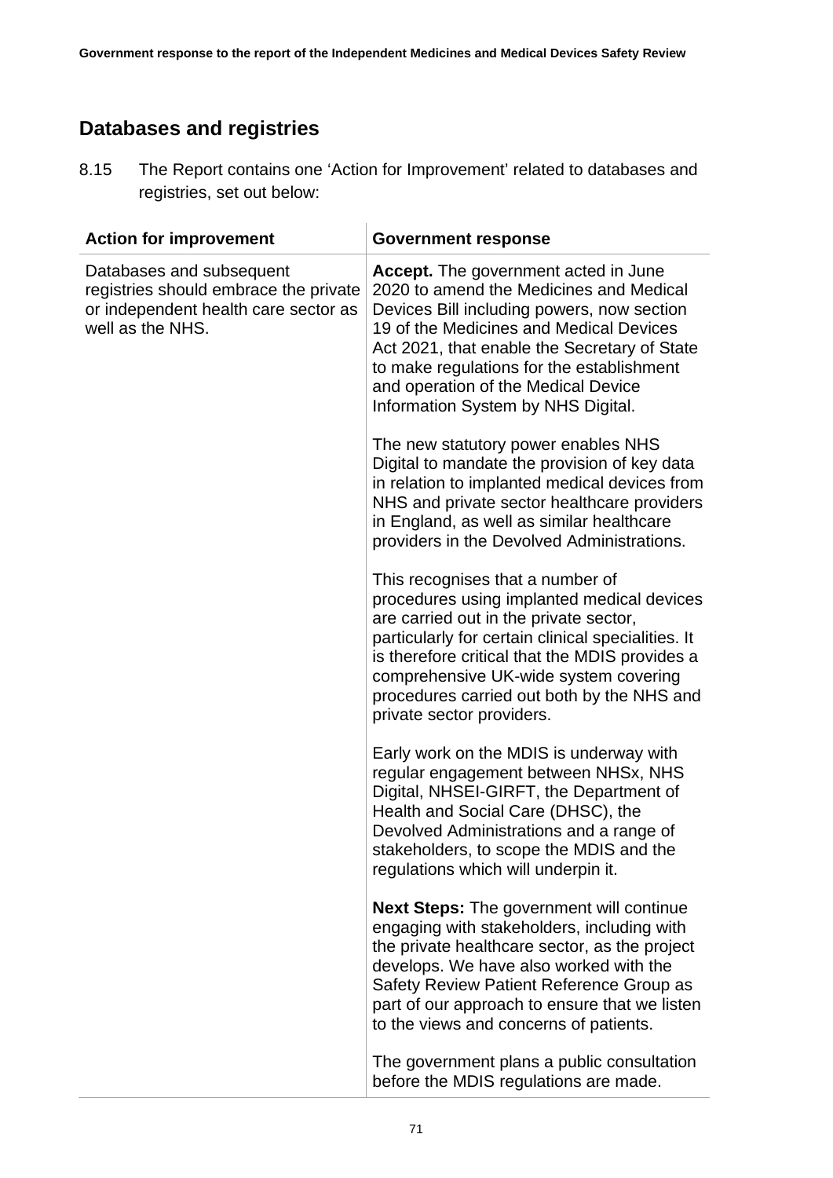## Databases and registries

8.15 The Report contains one 'Action for Improvement' related to databases and registries, set out below:

| Action for improvement | Government response |
|---|---|
| Databases and subsequent registries should embrace the private or independent health care sector as well as the NHS. | **Accept.** The government acted in June 2020 to amend the Medicines and Medical Devices Bill including powers, now section 19 of the Medicines and Medical Devices Act 2021, that enable the Secretary of State to make regulations for the establishment and operation of the Medical Device Information System by NHS Digital.<br><br>The new statutory power enables NHS Digital to mandate the provision of key data in relation to implanted medical devices from NHS and private sector healthcare providers in England, as well as similar healthcare providers in the Devolved Administrations.<br><br>This recognises that a number of procedures using implanted medical devices are carried out in the private sector, particularly for certain clinical specialities. It is therefore critical that the MDIS provides a comprehensive UK-wide system covering procedures carried out both by the NHS and private sector providers.<br><br>Early work on the MDIS is underway with regular engagement between NHSx, NHS Digital, NHSEI-GIRFT, the Department of Health and Social Care (DHSC), the Devolved Administrations and a range of stakeholders, to scope the MDIS and the regulations which will underpin it.<br><br>**Next Steps:** The government will continue engaging with stakeholders, including with the private healthcare sector, as the project develops. We have also worked with the Safety Review Patient Reference Group as part of our approach to ensure that we listen to the views and concerns of patients.<br><br>The government plans a public consultation before the MDIS regulations are made. |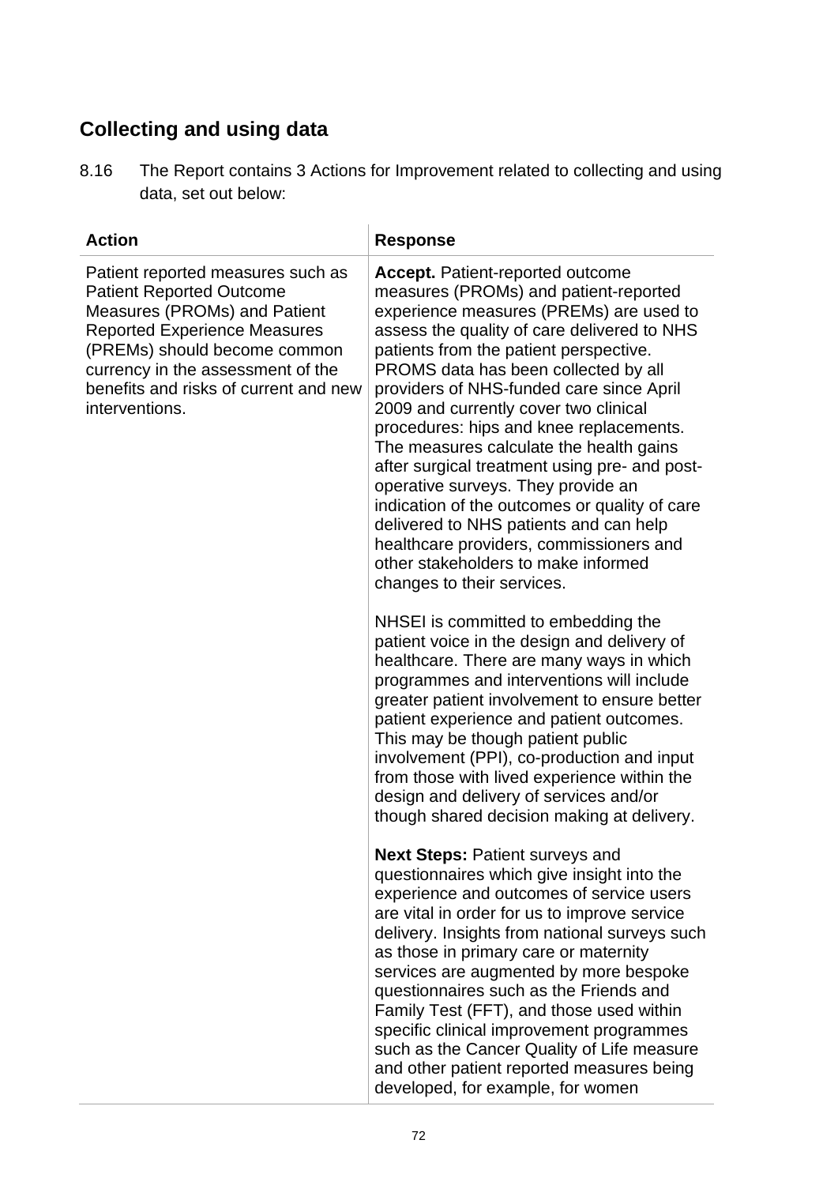## Collecting and using data

8.16 The Report contains 3 Actions for Improvement related to collecting and using data, set out below:

| Action | Response |
|---|---|
| Patient reported measures such as Patient Reported Outcome Measures (PROMs) and Patient Reported Experience Measures (PREMs) should become common currency in the assessment of the benefits and risks of current and new interventions. | **Accept.** Patient-reported outcome measures (PROMs) and patient-reported experience measures (PREMs) are used to assess the quality of care delivered to NHS patients from the patient perspective. PROMS data has been collected by all providers of NHS-funded care since April 2009 and currently cover two clinical procedures: hips and knee replacements. The measures calculate the health gains after surgical treatment using pre- and post-operative surveys. They provide an indication of the outcomes or quality of care delivered to NHS patients and can help healthcare providers, commissioners and other stakeholders to make informed changes to their services.<br><br>NHSEI is committed to embedding the patient voice in the design and delivery of healthcare. There are many ways in which programmes and interventions will include greater patient involvement to ensure better patient experience and patient outcomes. This may be though patient public involvement (PPI), co-production and input from those with lived experience within the design and delivery of services and/or though shared decision making at delivery.<br><br>**Next Steps:** Patient surveys and questionnaires which give insight into the experience and outcomes of service users are vital in order for us to improve service delivery. Insights from national surveys such as those in primary care or maternity services are augmented by more bespoke questionnaires such as the Friends and Family Test (FFT), and those used within specific clinical improvement programmes such as the Cancer Quality of Life measure and other patient reported measures being developed, for example, for women |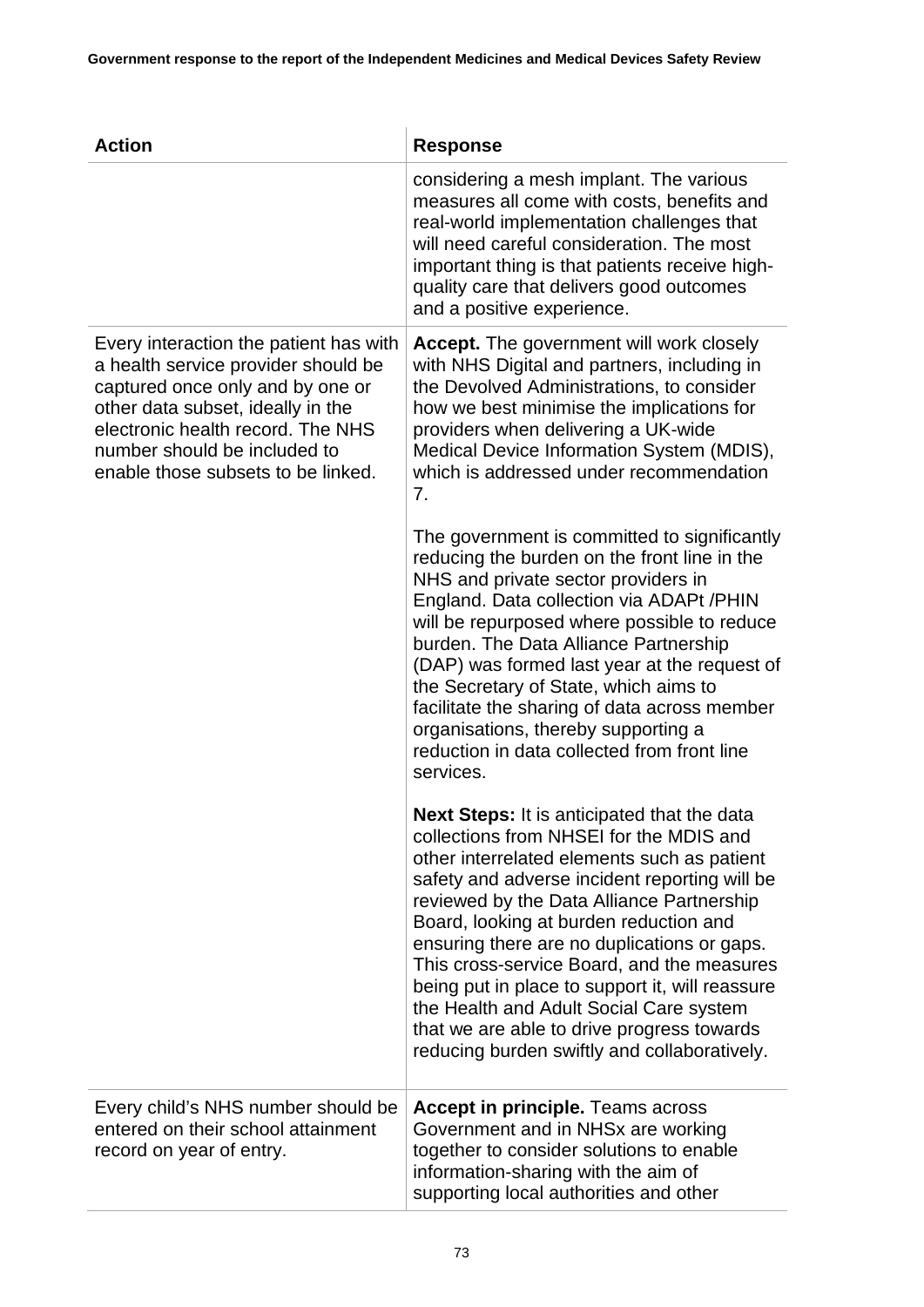| Action | Response |
|---|---|
| | considering a mesh implant. The various measures all come with costs, benefits and real-world implementation challenges that will need careful consideration. The most important thing is that patients receive high-quality care that delivers good outcomes and a positive experience. |
| Every interaction the patient has with a health service provider should be captured once only and by one or other data subset, ideally in the electronic health record. The NHS number should be included to enable those subsets to be linked. | **Accept.** The government will work closely with NHS Digital and partners, including in the Devolved Administrations, to consider how we best minimise the implications for providers when delivering a UK-wide Medical Device Information System (MDIS), which is addressed under recommendation 7.<br><br>The government is committed to significantly reducing the burden on the front line in the NHS and private sector providers in England. Data collection via ADAPt /PHIN will be repurposed where possible to reduce burden. The Data Alliance Partnership (DAP) was formed last year at the request of the Secretary of State, which aims to facilitate the sharing of data across member organisations, thereby supporting a reduction in data collected from front line services.<br><br>**Next Steps:** It is anticipated that the data collections from NHSEI for the MDIS and other interrelated elements such as patient safety and adverse incident reporting will be reviewed by the Data Alliance Partnership Board, looking at burden reduction and ensuring there are no duplications or gaps. This cross-service Board, and the measures being put in place to support it, will reassure the Health and Adult Social Care system that we are able to drive progress towards reducing burden swiftly and collaboratively. |
| Every child's NHS number should be entered on their school attainment record on year of entry. | **Accept in principle.** Teams across Government and in NHSx are working together to consider solutions to enable information-sharing with the aim of supporting local authorities and other |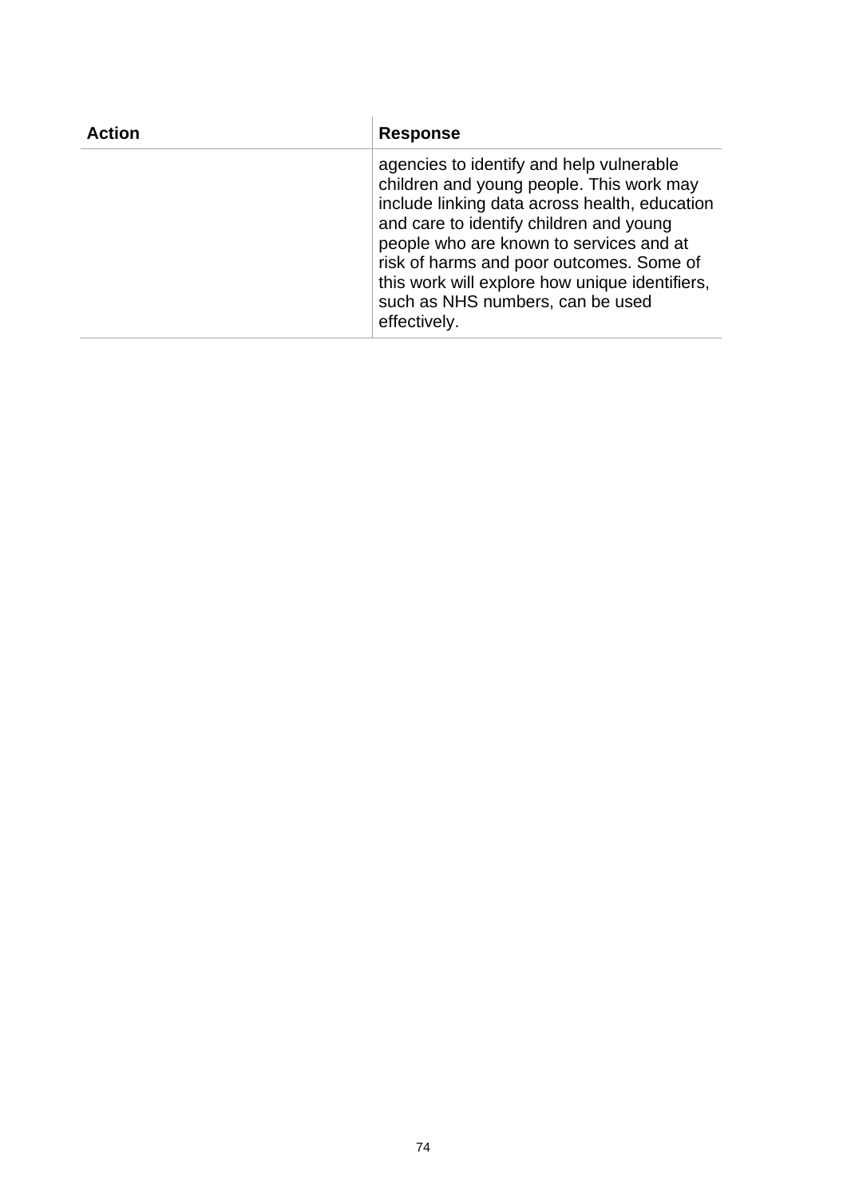| Action | Response |
| --- | --- |
| | agencies to identify and help vulnerable children and young people. This work may include linking data across health, education and care to identify children and young people who are known to services and at risk of harms and poor outcomes. Some of this work will explore how unique identifiers, such as NHS numbers, can be used effectively. |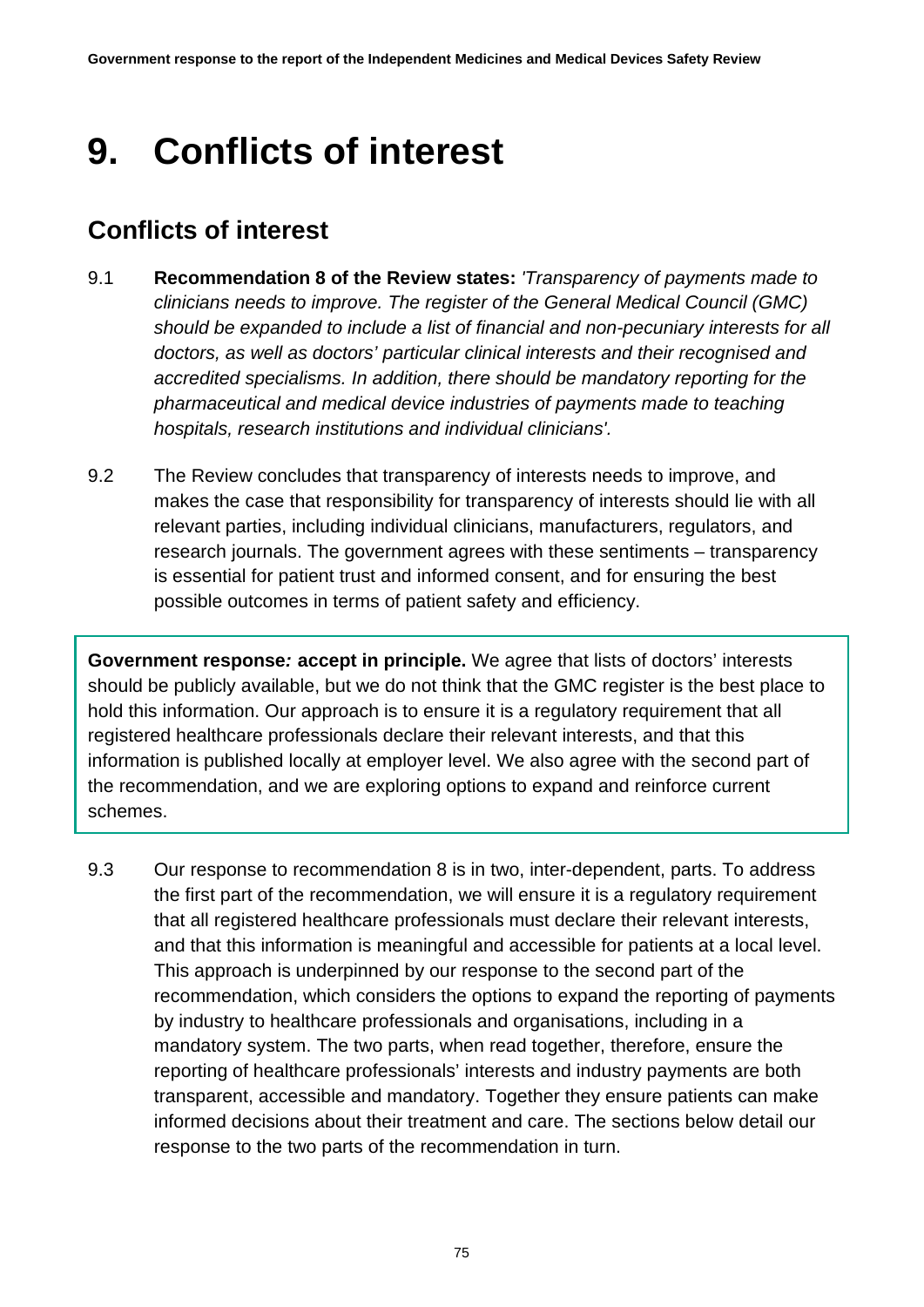# 9. Conflicts of interest

## Conflicts of interest

9.1 **Recommendation 8 of the Review states:** *'Transparency of payments made to clinicians needs to improve. The register of the General Medical Council (GMC) should be expanded to include a list of financial and non-pecuniary interests for all doctors, as well as doctors' particular clinical interests and their recognised and accredited specialisms. In addition, there should be mandatory reporting for the pharmaceutical and medical device industries of payments made to teaching hospitals, research institutions and individual clinicians'.*

9.2 The Review concludes that transparency of interests needs to improve, and makes the case that responsibility for transparency of interests should lie with all relevant parties, including individual clinicians, manufacturers, regulators, and research journals. The government agrees with these sentiments – transparency is essential for patient trust and informed consent, and for ensuring the best possible outcomes in terms of patient safety and efficiency.

**Government response*:* accept in principle.** We agree that lists of doctors' interests should be publicly available, but we do not think that the GMC register is the best place to hold this information. Our approach is to ensure it is a regulatory requirement that all registered healthcare professionals declare their relevant interests, and that this information is published locally at employer level. We also agree with the second part of the recommendation, and we are exploring options to expand and reinforce current schemes.

9.3 Our response to recommendation 8 is in two, inter-dependent, parts. To address the first part of the recommendation, we will ensure it is a regulatory requirement that all registered healthcare professionals must declare their relevant interests, and that this information is meaningful and accessible for patients at a local level. This approach is underpinned by our response to the second part of the recommendation, which considers the options to expand the reporting of payments by industry to healthcare professionals and organisations, including in a mandatory system. The two parts, when read together, therefore, ensure the reporting of healthcare professionals' interests and industry payments are both transparent, accessible and mandatory. Together they ensure patients can make informed decisions about their treatment and care. The sections below detail our response to the two parts of the recommendation in turn.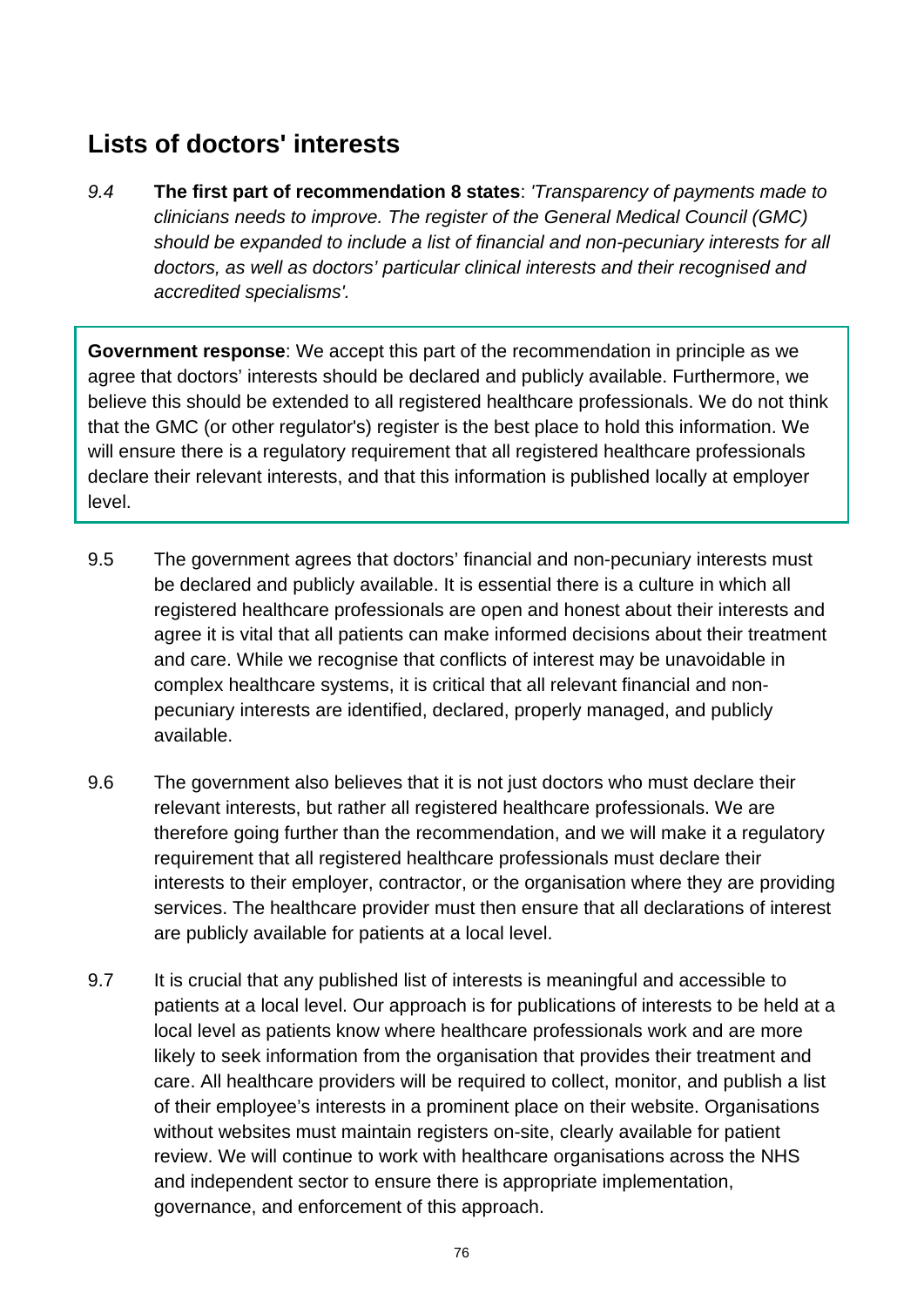## Lists of doctors' interests

*9.4* **The first part of recommendation 8 states**: *'Transparency of payments made to clinicians needs to improve. The register of the General Medical Council (GMC) should be expanded to include a list of financial and non-pecuniary interests for all doctors, as well as doctors' particular clinical interests and their recognised and accredited specialisms'.*

**Government response**: We accept this part of the recommendation in principle as we agree that doctors' interests should be declared and publicly available. Furthermore, we believe this should be extended to all registered healthcare professionals. We do not think that the GMC (or other regulator's) register is the best place to hold this information. We will ensure there is a regulatory requirement that all registered healthcare professionals declare their relevant interests, and that this information is published locally at employer level.

9.5 The government agrees that doctors' financial and non-pecuniary interests must be declared and publicly available. It is essential there is a culture in which all registered healthcare professionals are open and honest about their interests and agree it is vital that all patients can make informed decisions about their treatment and care. While we recognise that conflicts of interest may be unavoidable in complex healthcare systems, it is critical that all relevant financial and non-pecuniary interests are identified, declared, properly managed, and publicly available.

9.6 The government also believes that it is not just doctors who must declare their relevant interests, but rather all registered healthcare professionals. We are therefore going further than the recommendation, and we will make it a regulatory requirement that all registered healthcare professionals must declare their interests to their employer, contractor, or the organisation where they are providing services. The healthcare provider must then ensure that all declarations of interest are publicly available for patients at a local level.

9.7 It is crucial that any published list of interests is meaningful and accessible to patients at a local level. Our approach is for publications of interests to be held at a local level as patients know where healthcare professionals work and are more likely to seek information from the organisation that provides their treatment and care. All healthcare providers will be required to collect, monitor, and publish a list of their employee's interests in a prominent place on their website. Organisations without websites must maintain registers on-site, clearly available for patient review. We will continue to work with healthcare organisations across the NHS and independent sector to ensure there is appropriate implementation, governance, and enforcement of this approach.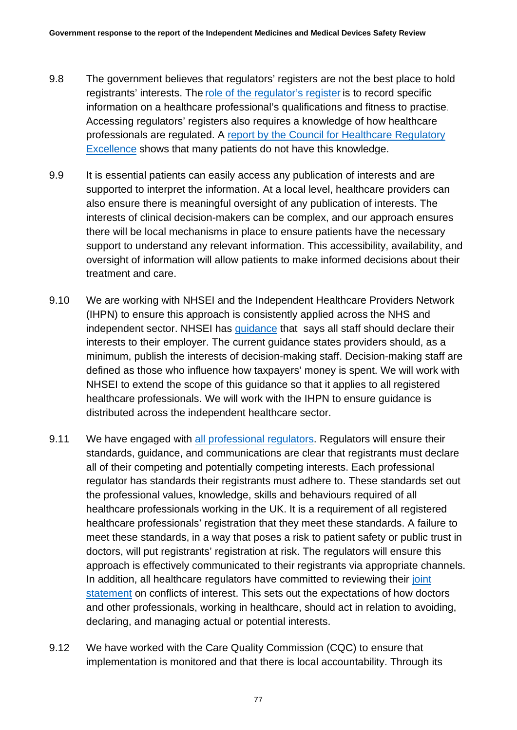9.8 The government believes that regulators' registers are not the best place to hold registrants' interests. The role of the regulator's register is to record specific information on a healthcare professional's qualifications and fitness to practise. Accessing regulators' registers also requires a knowledge of how healthcare professionals are regulated. A report by the Council for Healthcare Regulatory Excellence shows that many patients do not have this knowledge.

9.9 It is essential patients can easily access any publication of interests and are supported to interpret the information. At a local level, healthcare providers can also ensure there is meaningful oversight of any publication of interests. The interests of clinical decision-makers can be complex, and our approach ensures there will be local mechanisms in place to ensure patients have the necessary support to understand any relevant information. This accessibility, availability, and oversight of information will allow patients to make informed decisions about their treatment and care.

9.10 We are working with NHSEI and the Independent Healthcare Providers Network (IHPN) to ensure this approach is consistently applied across the NHS and independent sector. NHSEI has guidance that says all staff should declare their interests to their employer. The current guidance states providers should, as a minimum, publish the interests of decision-making staff. Decision-making staff are defined as those who influence how taxpayers' money is spent. We will work with NHSEI to extend the scope of this guidance so that it applies to all registered healthcare professionals. We will work with the IHPN to ensure guidance is distributed across the independent healthcare sector.

9.11 We have engaged with all professional regulators. Regulators will ensure their standards, guidance, and communications are clear that registrants must declare all of their competing and potentially competing interests. Each professional regulator has standards their registrants must adhere to. These standards set out the professional values, knowledge, skills and behaviours required of all healthcare professionals working in the UK. It is a requirement of all registered healthcare professionals' registration that they meet these standards. A failure to meet these standards, in a way that poses a risk to patient safety or public trust in doctors, will put registrants' registration at risk. The regulators will ensure this approach is effectively communicated to their registrants via appropriate channels. In addition, all healthcare regulators have committed to reviewing their joint statement on conflicts of interest. This sets out the expectations of how doctors and other professionals, working in healthcare, should act in relation to avoiding, declaring, and managing actual or potential interests.

9.12 We have worked with the Care Quality Commission (CQC) to ensure that implementation is monitored and that there is local accountability. Through its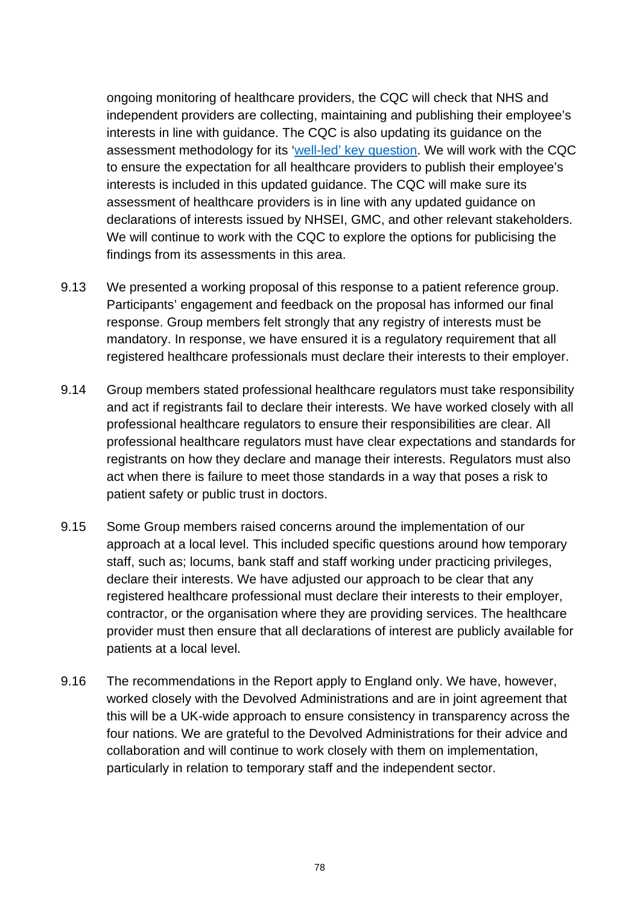ongoing monitoring of healthcare providers, the CQC will check that NHS and independent providers are collecting, maintaining and publishing their employee's interests in line with guidance. The CQC is also updating its guidance on the assessment methodology for its '[well-led' key question](). We will work with the CQC to ensure the expectation for all healthcare providers to publish their employee's interests is included in this updated guidance. The CQC will make sure its assessment of healthcare providers is in line with any updated guidance on declarations of interests issued by NHSEI, GMC, and other relevant stakeholders. We will continue to work with the CQC to explore the options for publicising the findings from its assessments in this area.

9.13 We presented a working proposal of this response to a patient reference group. Participants' engagement and feedback on the proposal has informed our final response. Group members felt strongly that any registry of interests must be mandatory. In response, we have ensured it is a regulatory requirement that all registered healthcare professionals must declare their interests to their employer.

9.14 Group members stated professional healthcare regulators must take responsibility and act if registrants fail to declare their interests. We have worked closely with all professional healthcare regulators to ensure their responsibilities are clear. All professional healthcare regulators must have clear expectations and standards for registrants on how they declare and manage their interests. Regulators must also act when there is failure to meet those standards in a way that poses a risk to patient safety or public trust in doctors.

9.15 Some Group members raised concerns around the implementation of our approach at a local level. This included specific questions around how temporary staff, such as; locums, bank staff and staff working under practicing privileges, declare their interests. We have adjusted our approach to be clear that any registered healthcare professional must declare their interests to their employer, contractor, or the organisation where they are providing services. The healthcare provider must then ensure that all declarations of interest are publicly available for patients at a local level.

9.16 The recommendations in the Report apply to England only. We have, however, worked closely with the Devolved Administrations and are in joint agreement that this will be a UK-wide approach to ensure consistency in transparency across the four nations. We are grateful to the Devolved Administrations for their advice and collaboration and will continue to work closely with them on implementation, particularly in relation to temporary staff and the independent sector.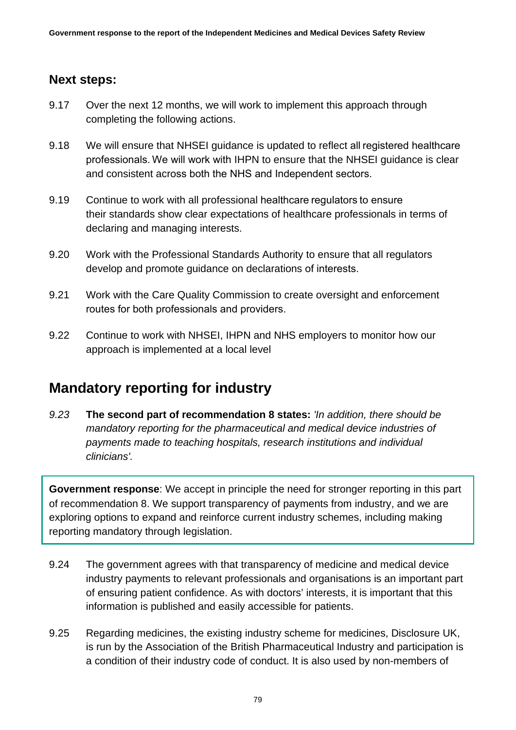### Next steps:

9.17 Over the next 12 months, we will work to implement this approach through completing the following actions.

9.18 We will ensure that NHSEI guidance is updated to reflect all registered healthcare professionals. We will work with IHPN to ensure that the NHSEI guidance is clear and consistent across both the NHS and Independent sectors.

9.19 Continue to work with all professional healthcare regulators to ensure their standards show clear expectations of healthcare professionals in terms of declaring and managing interests.

9.20 Work with the Professional Standards Authority to ensure that all regulators develop and promote guidance on declarations of interests.

9.21 Work with the Care Quality Commission to create oversight and enforcement routes for both professionals and providers.

9.22 Continue to work with NHSEI, IHPN and NHS employers to monitor how our approach is implemented at a local level

## Mandatory reporting for industry

*9.23* **The second part of recommendation 8 states:** *'In addition, there should be mandatory reporting for the pharmaceutical and medical device industries of payments made to teaching hospitals, research institutions and individual clinicians'.*

**Government response**: We accept in principle the need for stronger reporting in this part of recommendation 8. We support transparency of payments from industry, and we are exploring options to expand and reinforce current industry schemes, including making reporting mandatory through legislation.

9.24 The government agrees with that transparency of medicine and medical device industry payments to relevant professionals and organisations is an important part of ensuring patient confidence. As with doctors' interests, it is important that this information is published and easily accessible for patients.

9.25 Regarding medicines, the existing industry scheme for medicines, Disclosure UK, is run by the Association of the British Pharmaceutical Industry and participation is a condition of their industry code of conduct. It is also used by non-members of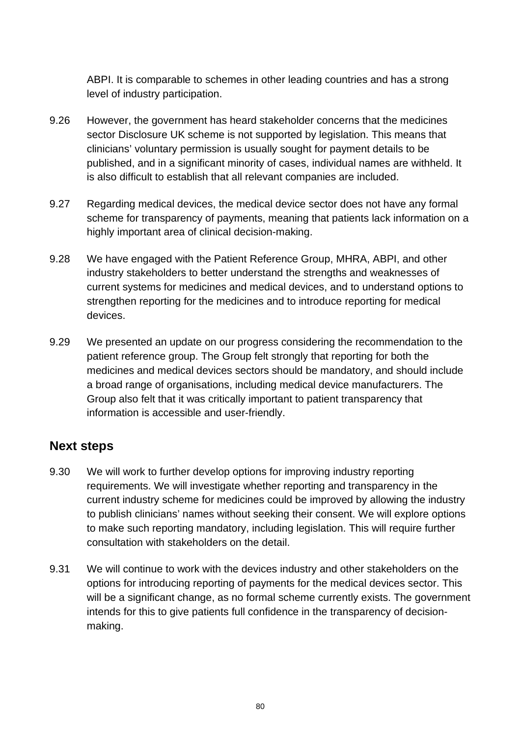ABPI. It is comparable to schemes in other leading countries and has a strong level of industry participation.

9.26 However, the government has heard stakeholder concerns that the medicines sector Disclosure UK scheme is not supported by legislation. This means that clinicians' voluntary permission is usually sought for payment details to be published, and in a significant minority of cases, individual names are withheld. It is also difficult to establish that all relevant companies are included.

9.27 Regarding medical devices, the medical device sector does not have any formal scheme for transparency of payments, meaning that patients lack information on a highly important area of clinical decision-making.

9.28 We have engaged with the Patient Reference Group, MHRA, ABPI, and other industry stakeholders to better understand the strengths and weaknesses of current systems for medicines and medical devices, and to understand options to strengthen reporting for the medicines and to introduce reporting for medical devices.

9.29 We presented an update on our progress considering the recommendation to the patient reference group. The Group felt strongly that reporting for both the medicines and medical devices sectors should be mandatory, and should include a broad range of organisations, including medical device manufacturers. The Group also felt that it was critically important to patient transparency that information is accessible and user-friendly.

## Next steps

9.30 We will work to further develop options for improving industry reporting requirements. We will investigate whether reporting and transparency in the current industry scheme for medicines could be improved by allowing the industry to publish clinicians' names without seeking their consent. We will explore options to make such reporting mandatory, including legislation. This will require further consultation with stakeholders on the detail.

9.31 We will continue to work with the devices industry and other stakeholders on the options for introducing reporting of payments for the medical devices sector. This will be a significant change, as no formal scheme currently exists. The government intends for this to give patients full confidence in the transparency of decision-making.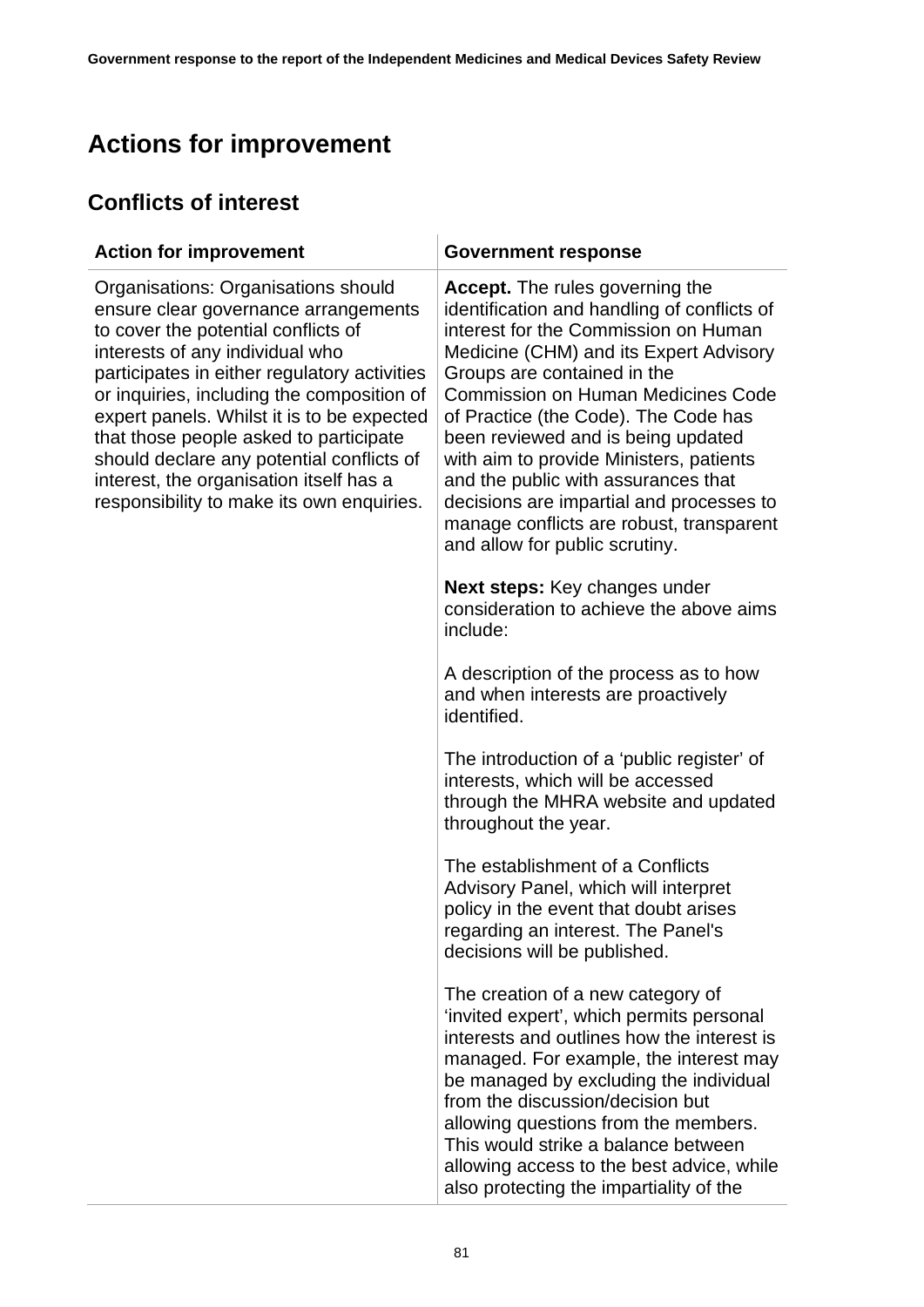# Actions for improvement

## Conflicts of interest

| Action for improvement | Government response |
|---|---|
| Organisations: Organisations should ensure clear governance arrangements to cover the potential conflicts of interests of any individual who participates in either regulatory activities or inquiries, including the composition of expert panels. Whilst it is to be expected that those people asked to participate should declare any potential conflicts of interest, the organisation itself has a responsibility to make its own enquiries. | **Accept.** The rules governing the identification and handling of conflicts of interest for the Commission on Human Medicine (CHM) and its Expert Advisory Groups are contained in the Commission on Human Medicines Code of Practice (the Code). The Code has been reviewed and is being updated with aim to provide Ministers, patients and the public with assurances that decisions are impartial and processes to manage conflicts are robust, transparent and allow for public scrutiny.<br><br>**Next steps:** Key changes under consideration to achieve the above aims include:<br><br>A description of the process as to how and when interests are proactively identified.<br><br>The introduction of a 'public register' of interests, which will be accessed through the MHRA website and updated throughout the year.<br><br>The establishment of a Conflicts Advisory Panel, which will interpret policy in the event that doubt arises regarding an interest. The Panel's decisions will be published.<br><br>The creation of a new category of 'invited expert', which permits personal interests and outlines how the interest is managed. For example, the interest may be managed by excluding the individual from the discussion/decision but allowing questions from the members. This would strike a balance between allowing access to the best advice, while also protecting the impartiality of the |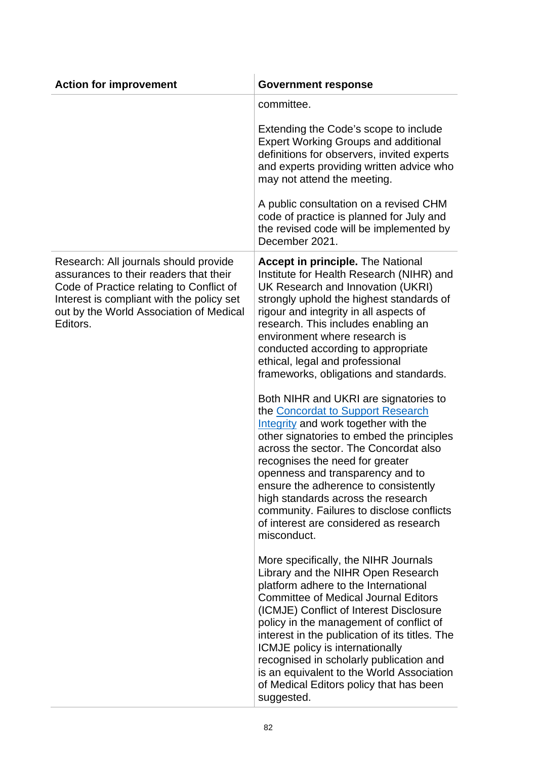| Action for improvement | Government response |
| --- | --- |
| | committee.<br><br>Extending the Code's scope to include Expert Working Groups and additional definitions for observers, invited experts and experts providing written advice who may not attend the meeting.<br><br>A public consultation on a revised CHM code of practice is planned for July and the revised code will be implemented by December 2021. |
| Research: All journals should provide assurances to their readers that their Code of Practice relating to Conflict of Interest is compliant with the policy set out by the World Association of Medical Editors. | **Accept in principle.** The National Institute for Health Research (NIHR) and UK Research and Innovation (UKRI) strongly uphold the highest standards of rigour and integrity in all aspects of research. This includes enabling an environment where research is conducted according to appropriate ethical, legal and professional frameworks, obligations and standards.<br><br>Both NIHR and UKRI are signatories to the Concordat to Support Research Integrity and work together with the other signatories to embed the principles across the sector. The Concordat also recognises the need for greater openness and transparency and to ensure the adherence to consistently high standards across the research community. Failures to disclose conflicts of interest are considered as research misconduct.<br><br>More specifically, the NIHR Journals Library and the NIHR Open Research platform adhere to the International Committee of Medical Journal Editors (ICMJE) Conflict of Interest Disclosure policy in the management of conflict of interest in the publication of its titles. The ICMJE policy is internationally recognised in scholarly publication and is an equivalent to the World Association of Medical Editors policy that has been suggested. |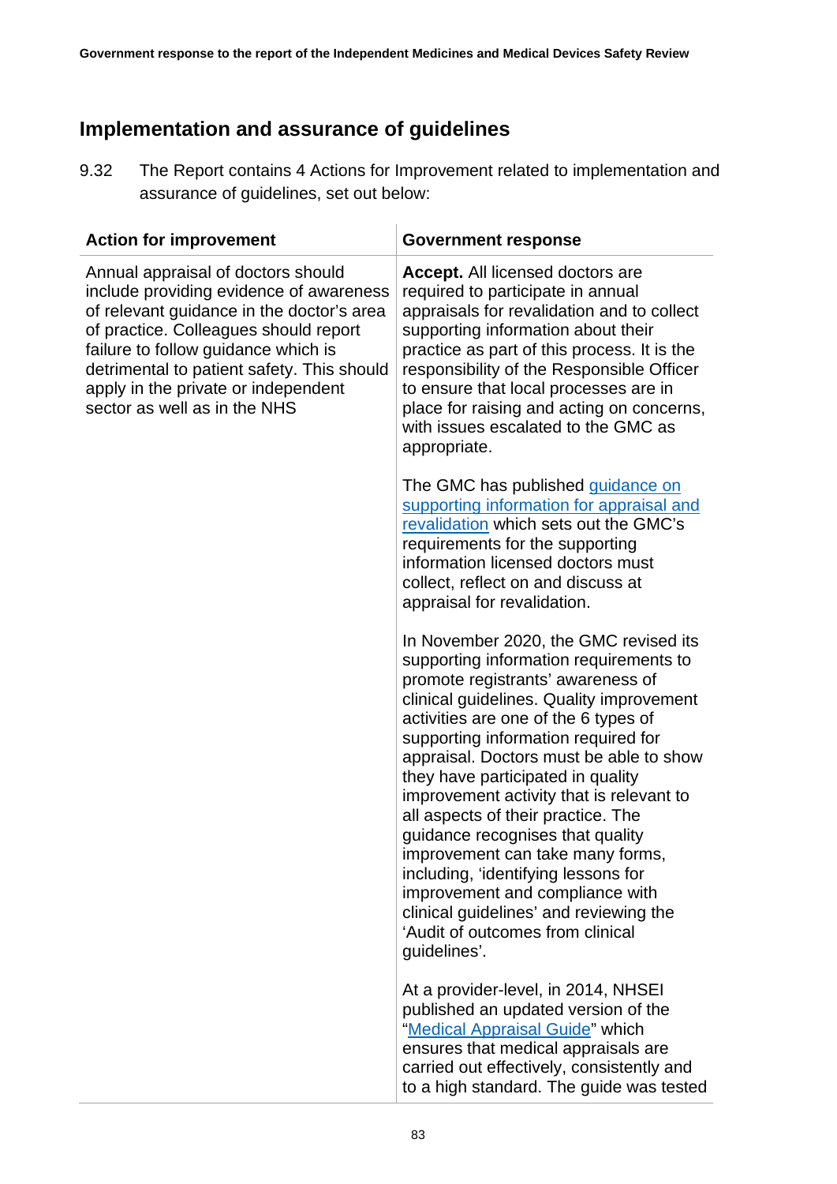## Implementation and assurance of guidelines

9.32 The Report contains 4 Actions for Improvement related to implementation and assurance of guidelines, set out below:

| Action for improvement | Government response |
|---|---|
| Annual appraisal of doctors should include providing evidence of awareness of relevant guidance in the doctor's area of practice. Colleagues should report failure to follow guidance which is detrimental to patient safety. This should apply in the private or independent sector as well as in the NHS | **Accept.** All licensed doctors are required to participate in annual appraisals for revalidation and to collect supporting information about their practice as part of this process. It is the responsibility of the Responsible Officer to ensure that local processes are in place for raising and acting on concerns, with issues escalated to the GMC as appropriate.<br><br>The GMC has published guidance on supporting information for appraisal and revalidation which sets out the GMC's requirements for the supporting information licensed doctors must collect, reflect on and discuss at appraisal for revalidation.<br><br>In November 2020, the GMC revised its supporting information requirements to promote registrants' awareness of clinical guidelines. Quality improvement activities are one of the 6 types of supporting information required for appraisal. Doctors must be able to show they have participated in quality improvement activity that is relevant to all aspects of their practice. The guidance recognises that quality improvement can take many forms, including, 'identifying lessons for improvement and compliance with clinical guidelines' and reviewing the 'Audit of outcomes from clinical guidelines'.<br><br>At a provider-level, in 2014, NHSEI published an updated version of the "Medical Appraisal Guide" which ensures that medical appraisals are carried out effectively, consistently and to a high standard. The guide was tested |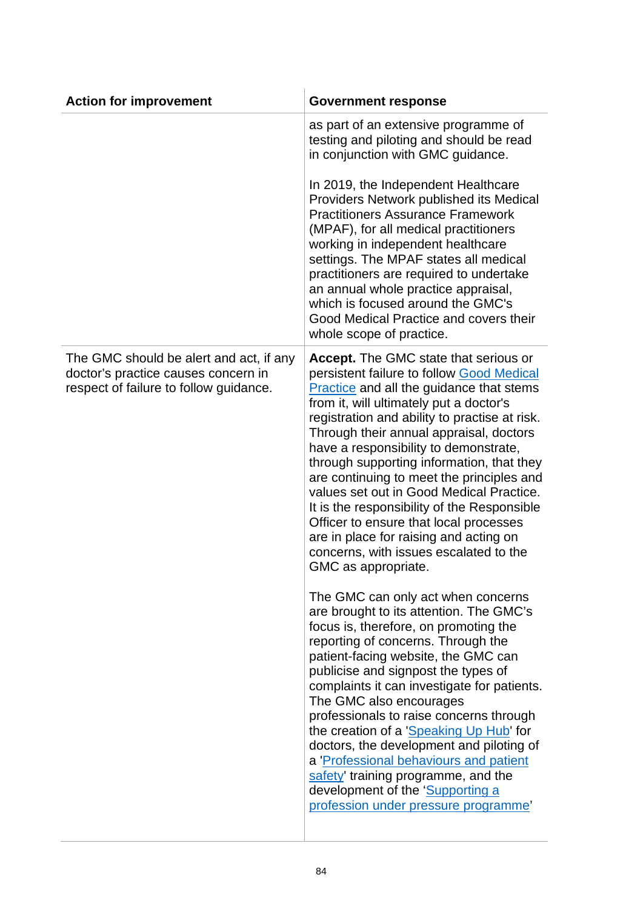| Action for improvement | Government response |
|---|---|
| | as part of an extensive programme of testing and piloting and should be read in conjunction with GMC guidance.<br><br>In 2019, the Independent Healthcare Providers Network published its Medical Practitioners Assurance Framework (MPAF), for all medical practitioners working in independent healthcare settings. The MPAF states all medical practitioners are required to undertake an annual whole practice appraisal, which is focused around the GMC's Good Medical Practice and covers their whole scope of practice. |
| The GMC should be alert and act, if any doctor's practice causes concern in respect of failure to follow guidance. | **Accept.** The GMC state that serious or persistent failure to follow Good Medical Practice and all the guidance that stems from it, will ultimately put a doctor's registration and ability to practise at risk. Through their annual appraisal, doctors have a responsibility to demonstrate, through supporting information, that they are continuing to meet the principles and values set out in Good Medical Practice. It is the responsibility of the Responsible Officer to ensure that local processes are in place for raising and acting on concerns, with issues escalated to the GMC as appropriate.<br><br>The GMC can only act when concerns are brought to its attention. The GMC's focus is, therefore, on promoting the reporting of concerns. Through the patient-facing website, the GMC can publicise and signpost the types of complaints it can investigate for patients. The GMC also encourages professionals to raise concerns through the creation of a 'Speaking Up Hub' for doctors, the development and piloting of a 'Professional behaviours and patient safety' training programme, and the development of the 'Supporting a profession under pressure programme' |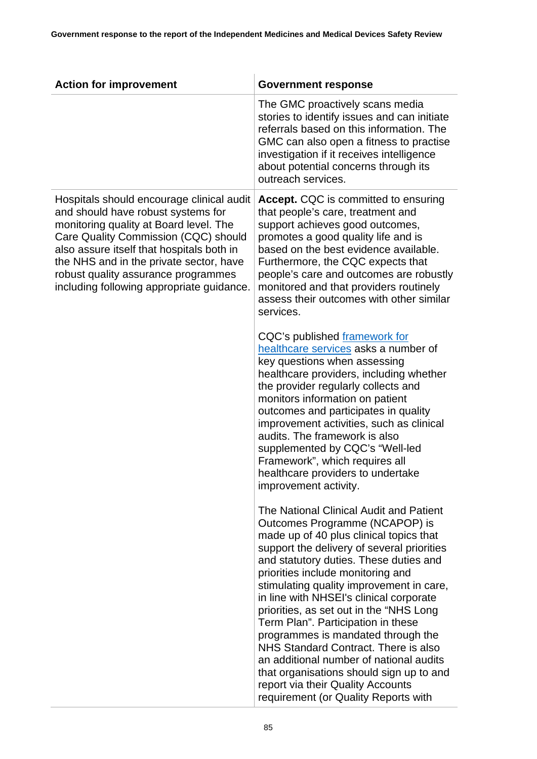| Action for improvement | Government response |
|---|---|
| | The GMC proactively scans media stories to identify issues and can initiate referrals based on this information. The GMC can also open a fitness to practise investigation if it receives intelligence about potential concerns through its outreach services. |
| Hospitals should encourage clinical audit and should have robust systems for monitoring quality at Board level. The Care Quality Commission (CQC) should also assure itself that hospitals both in the NHS and in the private sector, have robust quality assurance programmes including following appropriate guidance. | **Accept.** CQC is committed to ensuring that people's care, treatment and support achieves good outcomes, promotes a good quality life and is based on the best evidence available. Furthermore, the CQC expects that people's care and outcomes are robustly monitored and that providers routinely assess their outcomes with other similar services.<br><br>CQC's published [framework for healthcare services]() asks a number of key questions when assessing healthcare providers, including whether the provider regularly collects and monitors information on patient outcomes and participates in quality improvement activities, such as clinical audits. The framework is also supplemented by CQC's "Well-led Framework", which requires all healthcare providers to undertake improvement activity.<br><br>The National Clinical Audit and Patient Outcomes Programme (NCAPOP) is made up of 40 plus clinical topics that support the delivery of several priorities and statutory duties. These duties and priorities include monitoring and stimulating quality improvement in care, in line with NHSEI's clinical corporate priorities, as set out in the "NHS Long Term Plan". Participation in these programmes is mandated through the NHS Standard Contract. There is also an additional number of national audits that organisations should sign up to and report via their Quality Accounts requirement (or Quality Reports with |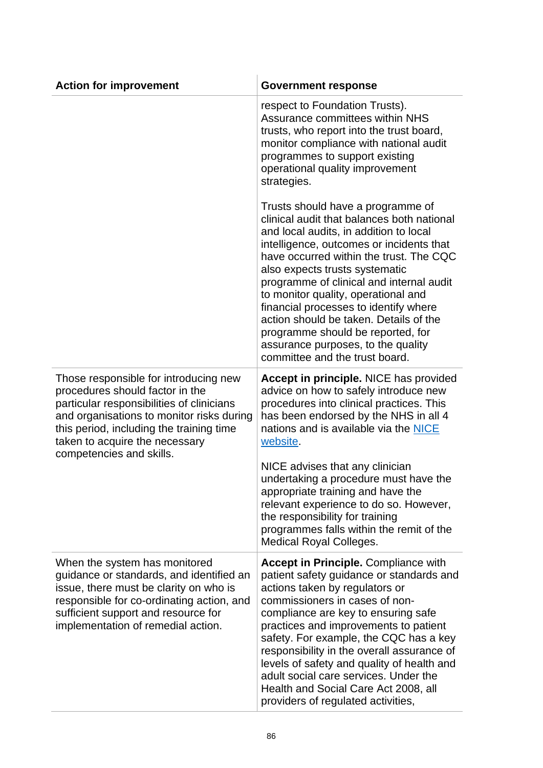| Action for improvement | Government response |
| --- | --- |
| | respect to Foundation Trusts). Assurance committees within NHS trusts, who report into the trust board, monitor compliance with national audit programmes to support existing operational quality improvement strategies.<br><br>Trusts should have a programme of clinical audit that balances both national and local audits, in addition to local intelligence, outcomes or incidents that have occurred within the trust. The CQC also expects trusts systematic programme of clinical and internal audit to monitor quality, operational and financial processes to identify where action should be taken. Details of the programme should be reported, for assurance purposes, to the quality committee and the trust board. |
| Those responsible for introducing new procedures should factor in the particular responsibilities of clinicians and organisations to monitor risks during this period, including the training time taken to acquire the necessary competencies and skills. | **Accept in principle.** NICE has provided advice on how to safely introduce new procedures into clinical practices. This has been endorsed by the NHS in all 4 nations and is available via the [NICE website](NICE website).<br><br>NICE advises that any clinician undertaking a procedure must have the appropriate training and have the relevant experience to do so. However, the responsibility for training programmes falls within the remit of the Medical Royal Colleges. |
| When the system has monitored guidance or standards, and identified an issue, there must be clarity on who is responsible for co-ordinating action, and sufficient support and resource for implementation of remedial action. | **Accept in Principle.** Compliance with patient safety guidance or standards and actions taken by regulators or commissioners in cases of non-compliance are key to ensuring safe practices and improvements to patient safety. For example, the CQC has a key responsibility in the overall assurance of levels of safety and quality of health and adult social care services. Under the Health and Social Care Act 2008, all providers of regulated activities, |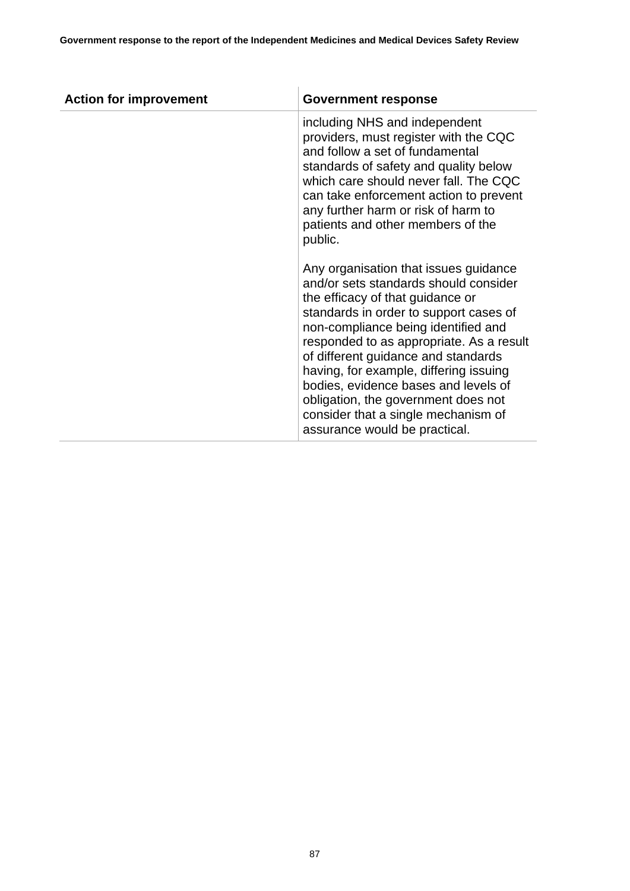| Action for improvement | Government response |
|---|---|
| | including NHS and independent providers, must register with the CQC and follow a set of fundamental standards of safety and quality below which care should never fall. The CQC can take enforcement action to prevent any further harm or risk of harm to patients and other members of the public.<br><br>Any organisation that issues guidance and/or sets standards should consider the efficacy of that guidance or standards in order to support cases of non-compliance being identified and responded to as appropriate. As a result of different guidance and standards having, for example, differing issuing bodies, evidence bases and levels of obligation, the government does not consider that a single mechanism of assurance would be practical. |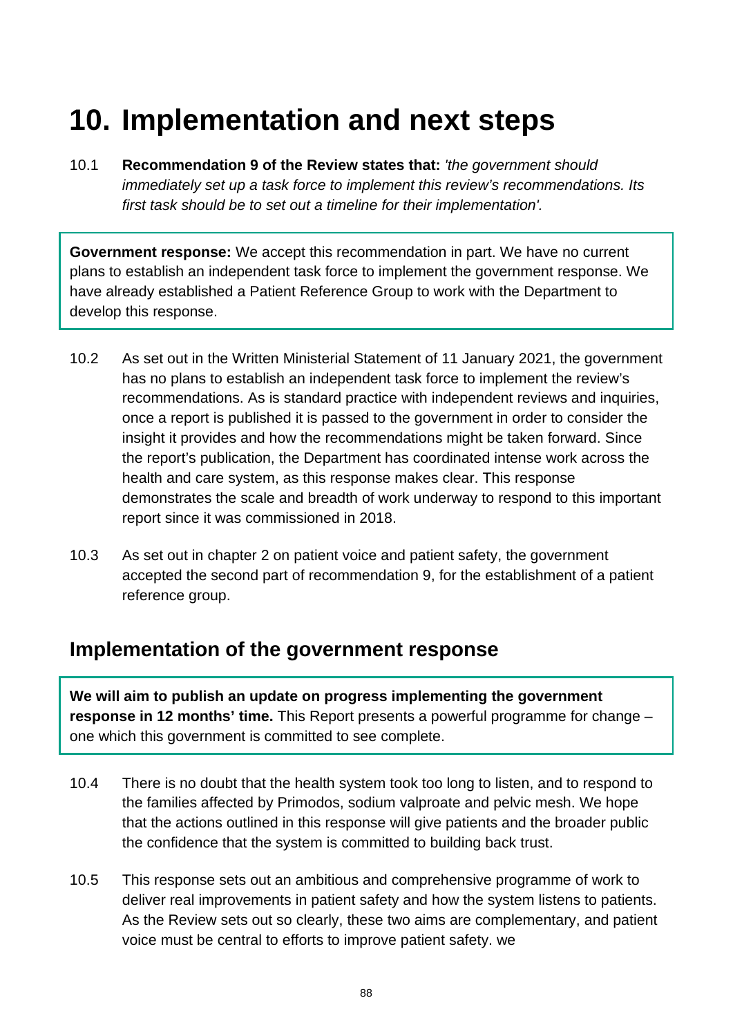# 10. Implementation and next steps

10.1 **Recommendation 9 of the Review states that:** *'the government should immediately set up a task force to implement this review's recommendations. Its first task should be to set out a timeline for their implementation'.*

**Government response:** We accept this recommendation in part. We have no current plans to establish an independent task force to implement the government response. We have already established a Patient Reference Group to work with the Department to develop this response.

10.2 As set out in the Written Ministerial Statement of 11 January 2021, the government has no plans to establish an independent task force to implement the review's recommendations. As is standard practice with independent reviews and inquiries, once a report is published it is passed to the government in order to consider the insight it provides and how the recommendations might be taken forward. Since the report's publication, the Department has coordinated intense work across the health and care system, as this response makes clear. This response demonstrates the scale and breadth of work underway to respond to this important report since it was commissioned in 2018.

10.3 As set out in chapter 2 on patient voice and patient safety, the government accepted the second part of recommendation 9, for the establishment of a patient reference group.

## Implementation of the government response

**We will aim to publish an update on progress implementing the government response in 12 months' time.** This Report presents a powerful programme for change – one which this government is committed to see complete.

10.4 There is no doubt that the health system took too long to listen, and to respond to the families affected by Primodos, sodium valproate and pelvic mesh. We hope that the actions outlined in this response will give patients and the broader public the confidence that the system is committed to building back trust.

10.5 This response sets out an ambitious and comprehensive programme of work to deliver real improvements in patient safety and how the system listens to patients. As the Review sets out so clearly, these two aims are complementary, and patient voice must be central to efforts to improve patient safety. we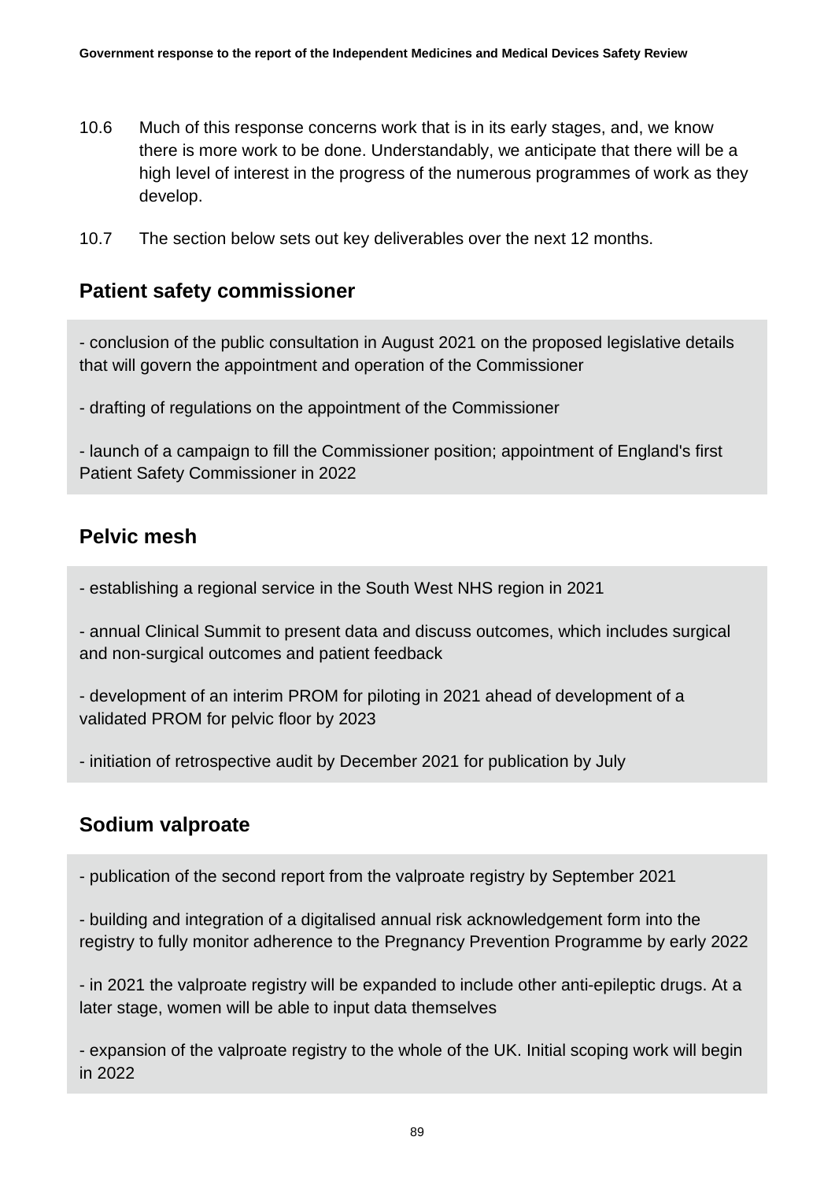10.6 Much of this response concerns work that is in its early stages, and, we know there is more work to be done. Understandably, we anticipate that there will be a high level of interest in the progress of the numerous programmes of work as they develop.

10.7 The section below sets out key deliverables over the next 12 months.

## Patient safety commissioner

- conclusion of the public consultation in August 2021 on the proposed legislative details that will govern the appointment and operation of the Commissioner

- drafting of regulations on the appointment of the Commissioner

- launch of a campaign to fill the Commissioner position; appointment of England's first Patient Safety Commissioner in 2022

## Pelvic mesh

- establishing a regional service in the South West NHS region in 2021

- annual Clinical Summit to present data and discuss outcomes, which includes surgical and non-surgical outcomes and patient feedback

- development of an interim PROM for piloting in 2021 ahead of development of a validated PROM for pelvic floor by 2023

- initiation of retrospective audit by December 2021 for publication by July

## Sodium valproate

- publication of the second report from the valproate registry by September 2021

- building and integration of a digitalised annual risk acknowledgement form into the registry to fully monitor adherence to the Pregnancy Prevention Programme by early 2022

- in 2021 the valproate registry will be expanded to include other anti-epileptic drugs. At a later stage, women will be able to input data themselves

- expansion of the valproate registry to the whole of the UK. Initial scoping work will begin in 2022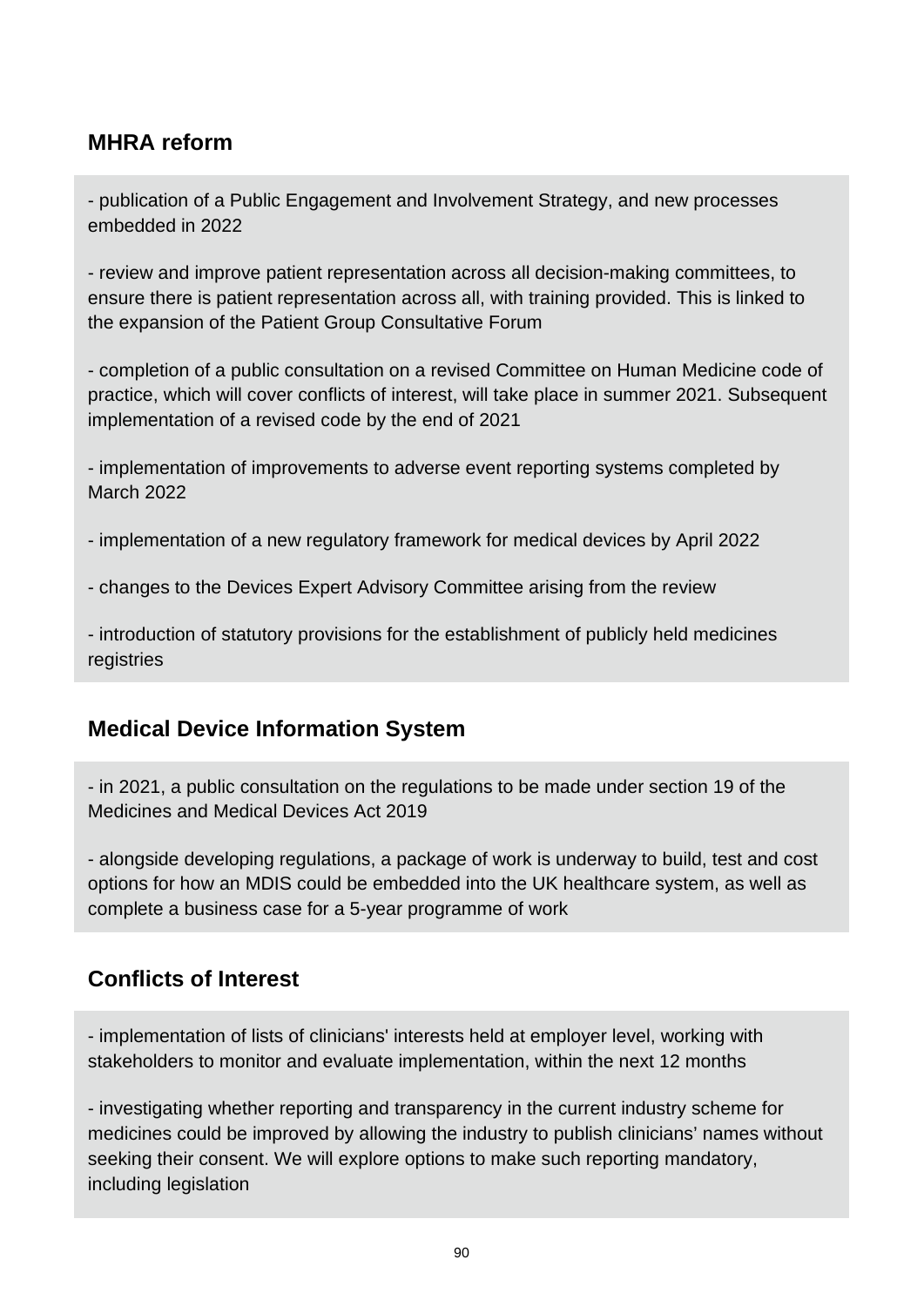## MHRA reform

- publication of a Public Engagement and Involvement Strategy, and new processes embedded in 2022

- review and improve patient representation across all decision-making committees, to ensure there is patient representation across all, with training provided. This is linked to the expansion of the Patient Group Consultative Forum

- completion of a public consultation on a revised Committee on Human Medicine code of practice, which will cover conflicts of interest, will take place in summer 2021. Subsequent implementation of a revised code by the end of 2021

- implementation of improvements to adverse event reporting systems completed by March 2022

- implementation of a new regulatory framework for medical devices by April 2022

- changes to the Devices Expert Advisory Committee arising from the review

- introduction of statutory provisions for the establishment of publicly held medicines registries

## Medical Device Information System

- in 2021, a public consultation on the regulations to be made under section 19 of the Medicines and Medical Devices Act 2019

- alongside developing regulations, a package of work is underway to build, test and cost options for how an MDIS could be embedded into the UK healthcare system, as well as complete a business case for a 5-year programme of work

## Conflicts of Interest

- implementation of lists of clinicians' interests held at employer level, working with stakeholders to monitor and evaluate implementation, within the next 12 months

- investigating whether reporting and transparency in the current industry scheme for medicines could be improved by allowing the industry to publish clinicians' names without seeking their consent. We will explore options to make such reporting mandatory, including legislation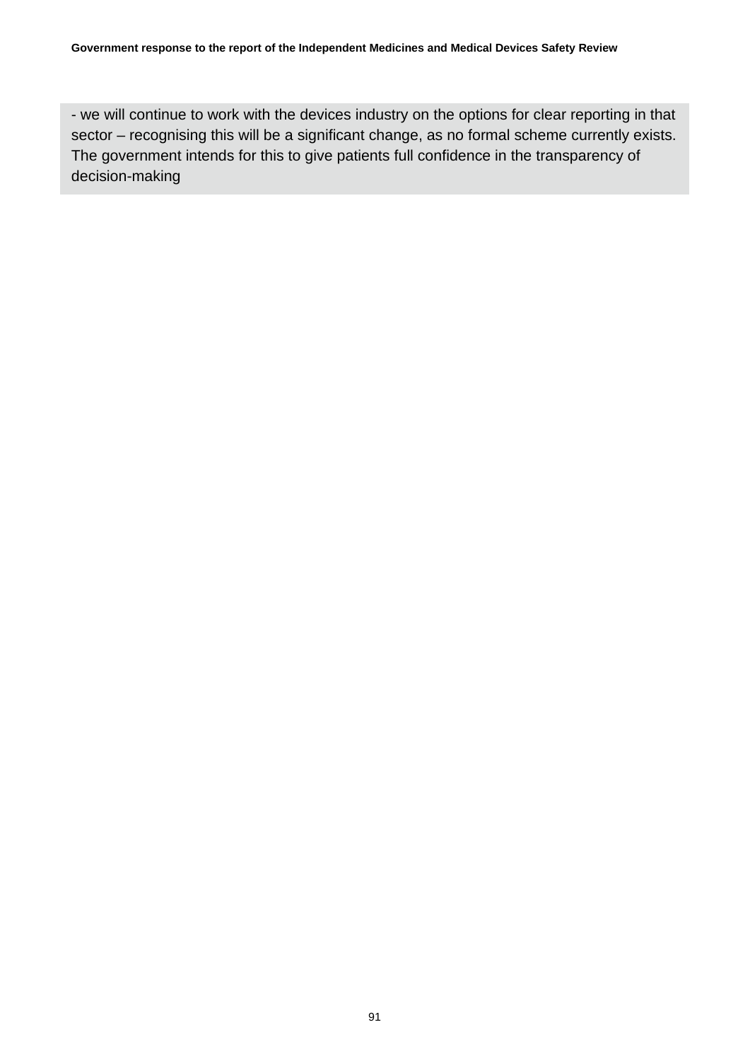- we will continue to work with the devices industry on the options for clear reporting in that sector – recognising this will be a significant change, as no formal scheme currently exists. The government intends for this to give patients full confidence in the transparency of decision-making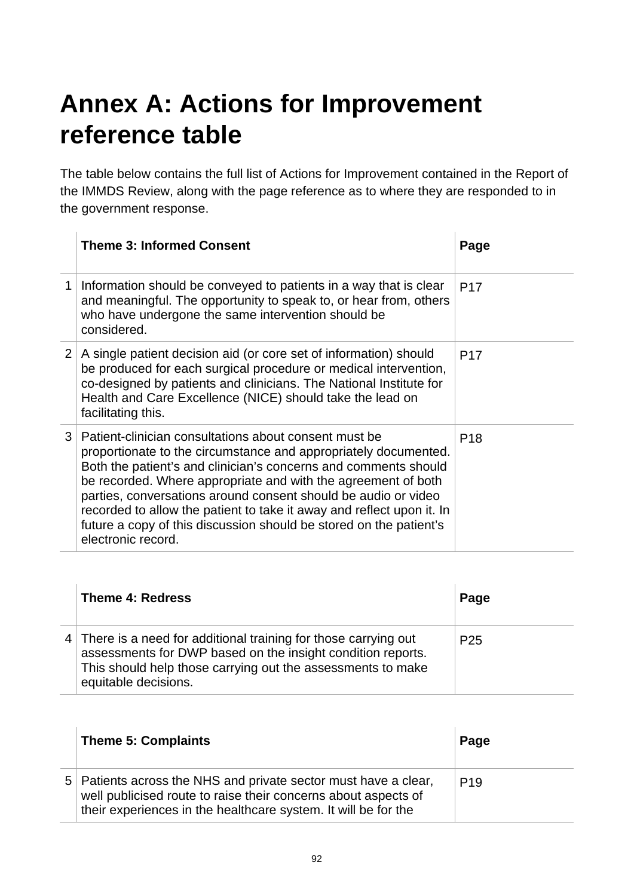# Annex A: Actions for Improvement reference table

The table below contains the full list of Actions for Improvement contained in the Report of the IMMDS Review, along with the page reference as to where they are responded to in the government response.

| | **Theme 3: Informed Consent** | **Page** |
|---|---|---|
| 1 | Information should be conveyed to patients in a way that is clear and meaningful. The opportunity to speak to, or hear from, others who have undergone the same intervention should be considered. | P17 |
| 2 | A single patient decision aid (or core set of information) should be produced for each surgical procedure or medical intervention, co-designed by patients and clinicians. The National Institute for Health and Care Excellence (NICE) should take the lead on facilitating this. | P17 |
| 3 | Patient-clinician consultations about consent must be proportionate to the circumstance and appropriately documented. Both the patient's and clinician's concerns and comments should be recorded. Where appropriate and with the agreement of both parties, conversations around consent should be audio or video recorded to allow the patient to take it away and reflect upon it. In future a copy of this discussion should be stored on the patient's electronic record. | P18 |

| | **Theme 4: Redress** | **Page** |
|---|---|---|
| 4 | There is a need for additional training for those carrying out assessments for DWP based on the insight condition reports. This should help those carrying out the assessments to make equitable decisions. | P25 |

| | **Theme 5: Complaints** | **Page** |
|---|---|---|
| 5 | Patients across the NHS and private sector must have a clear, well publicised route to raise their concerns about aspects of their experiences in the healthcare system. It will be for the | P19 |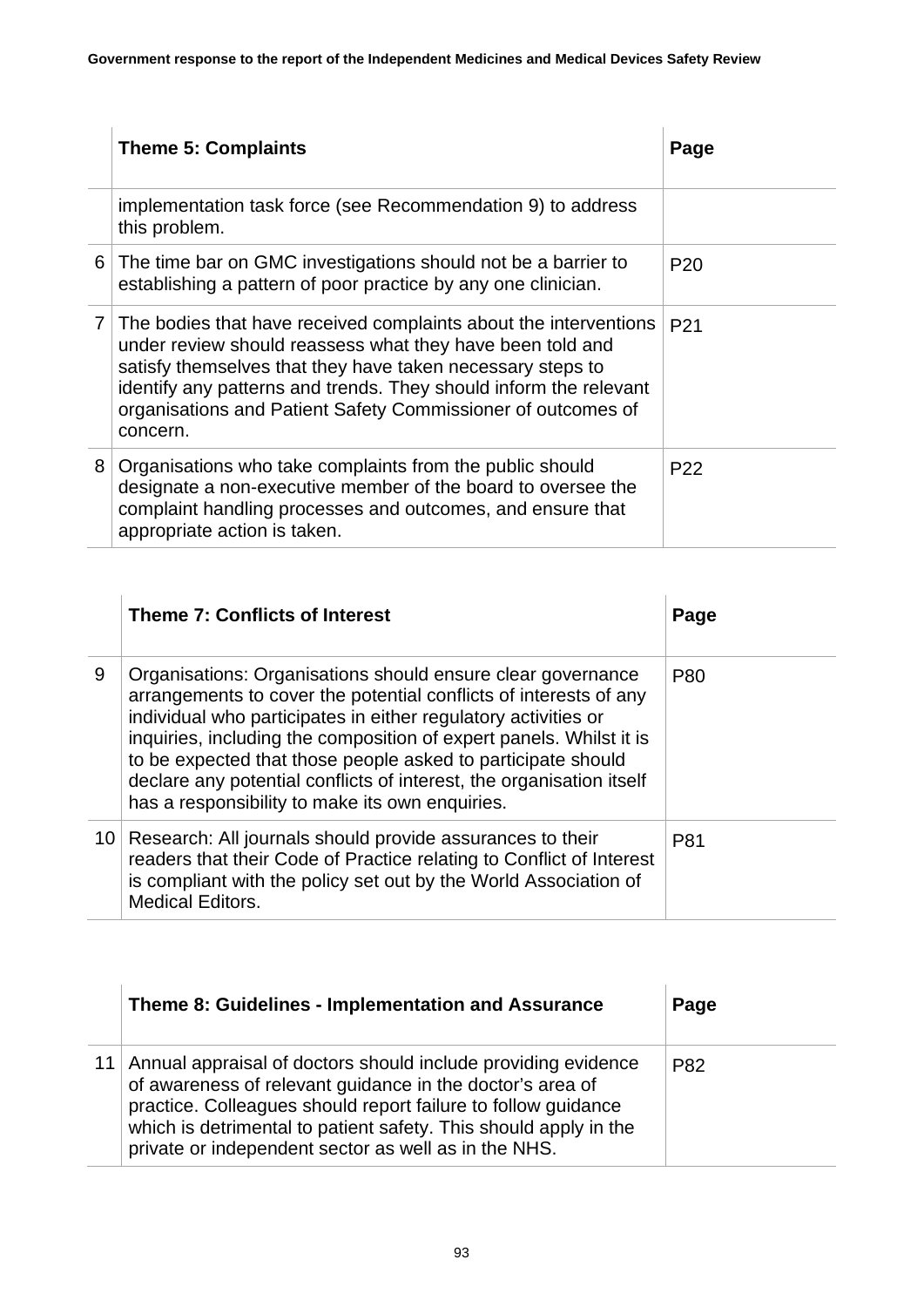| | Theme 5: Complaints | Page |
|---|---|---|
| | implementation task force (see Recommendation 9) to address this problem. | |
| 6 | The time bar on GMC investigations should not be a barrier to establishing a pattern of poor practice by any one clinician. | P20 |
| 7 | The bodies that have received complaints about the interventions under review should reassess what they have been told and satisfy themselves that they have taken necessary steps to identify any patterns and trends. They should inform the relevant organisations and Patient Safety Commissioner of outcomes of concern. | P21 |
| 8 | Organisations who take complaints from the public should designate a non-executive member of the board to oversee the complaint handling processes and outcomes, and ensure that appropriate action is taken. | P22 |

| | Theme 7: Conflicts of Interest | Page |
|---|---|---|
| 9 | Organisations: Organisations should ensure clear governance arrangements to cover the potential conflicts of interests of any individual who participates in either regulatory activities or inquiries, including the composition of expert panels. Whilst it is to be expected that those people asked to participate should declare any potential conflicts of interest, the organisation itself has a responsibility to make its own enquiries. | P80 |
| 10 | Research: All journals should provide assurances to their readers that their Code of Practice relating to Conflict of Interest is compliant with the policy set out by the World Association of Medical Editors. | P81 |

| | Theme 8: Guidelines - Implementation and Assurance | Page |
|---|---|---|
| 11 | Annual appraisal of doctors should include providing evidence of awareness of relevant guidance in the doctor's area of practice. Colleagues should report failure to follow guidance which is detrimental to patient safety. This should apply in the private or independent sector as well as in the NHS. | P82 |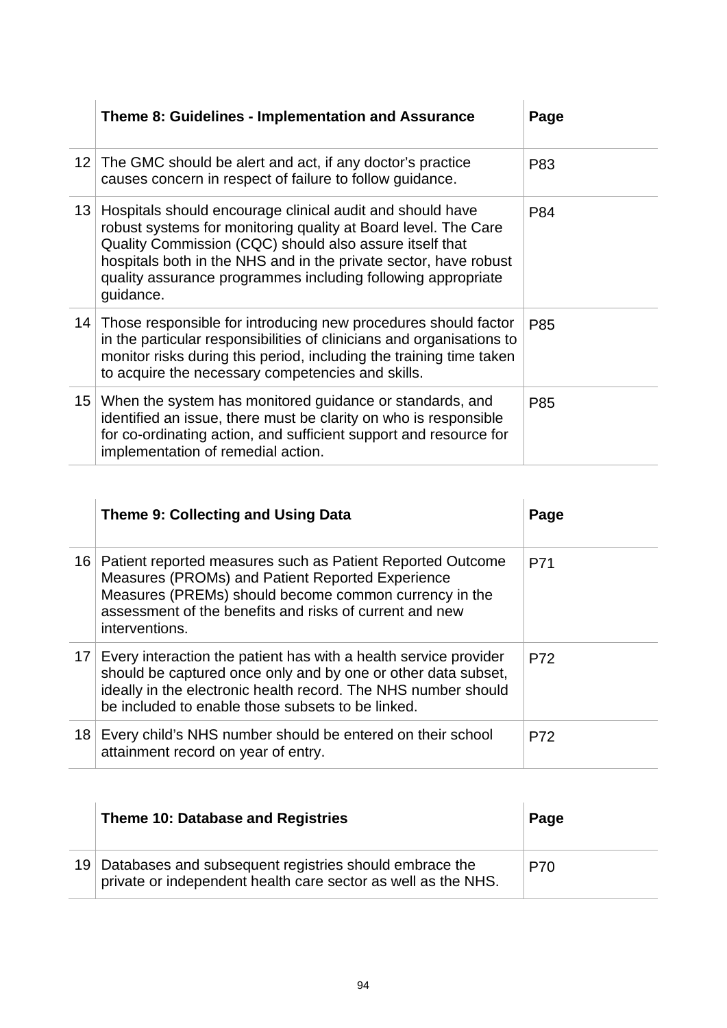| | **Theme 8: Guidelines - Implementation and Assurance** | **Page** |
|---|---|---|
| 12 | The GMC should be alert and act, if any doctor's practice causes concern in respect of failure to follow guidance. | P83 |
| 13 | Hospitals should encourage clinical audit and should have robust systems for monitoring quality at Board level. The Care Quality Commission (CQC) should also assure itself that hospitals both in the NHS and in the private sector, have robust quality assurance programmes including following appropriate guidance. | P84 |
| 14 | Those responsible for introducing new procedures should factor in the particular responsibilities of clinicians and organisations to monitor risks during this period, including the training time taken to acquire the necessary competencies and skills. | P85 |
| 15 | When the system has monitored guidance or standards, and identified an issue, there must be clarity on who is responsible for co-ordinating action, and sufficient support and resource for implementation of remedial action. | P85 |

| | **Theme 9: Collecting and Using Data** | **Page** |
|---|---|---|
| 16 | Patient reported measures such as Patient Reported Outcome Measures (PROMs) and Patient Reported Experience Measures (PREMs) should become common currency in the assessment of the benefits and risks of current and new interventions. | P71 |
| 17 | Every interaction the patient has with a health service provider should be captured once only and by one or other data subset, ideally in the electronic health record. The NHS number should be included to enable those subsets to be linked. | P72 |
| 18 | Every child's NHS number should be entered on their school attainment record on year of entry. | P72 |

| | **Theme 10: Database and Registries** | **Page** |
|---|---|---|
| 19 | Databases and subsequent registries should embrace the private or independent health care sector as well as the NHS. | P70 |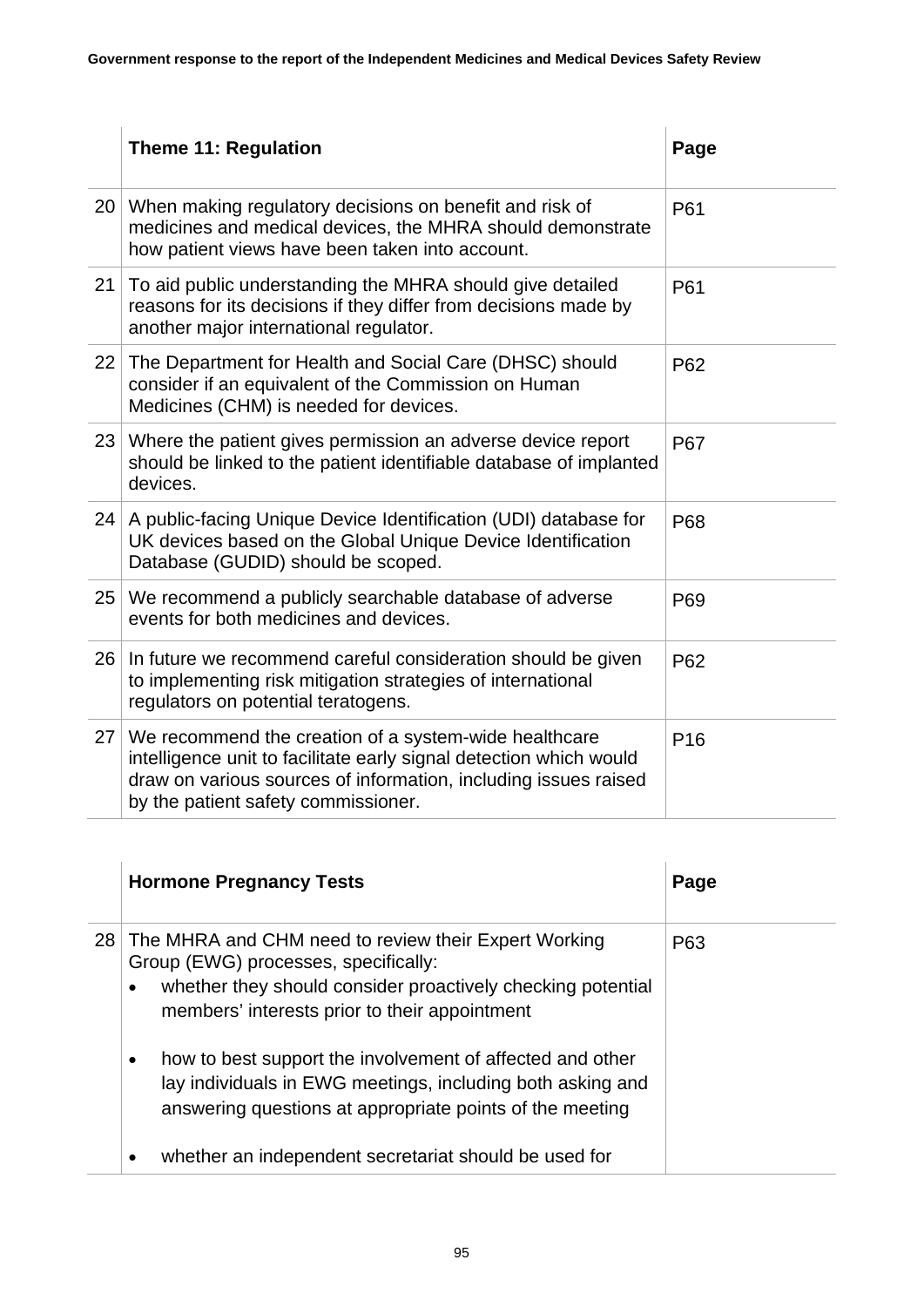|  | Theme 11: Regulation | Page |
|---|---|---|
| 20 | When making regulatory decisions on benefit and risk of medicines and medical devices, the MHRA should demonstrate how patient views have been taken into account. | P61 |
| 21 | To aid public understanding the MHRA should give detailed reasons for its decisions if they differ from decisions made by another major international regulator. | P61 |
| 22 | The Department for Health and Social Care (DHSC) should consider if an equivalent of the Commission on Human Medicines (CHM) is needed for devices. | P62 |
| 23 | Where the patient gives permission an adverse device report should be linked to the patient identifiable database of implanted devices. | P67 |
| 24 | A public-facing Unique Device Identification (UDI) database for UK devices based on the Global Unique Device Identification Database (GUDID) should be scoped. | P68 |
| 25 | We recommend a publicly searchable database of adverse events for both medicines and devices. | P69 |
| 26 | In future we recommend careful consideration should be given to implementing risk mitigation strategies of international regulators on potential teratogens. | P62 |
| 27 | We recommend the creation of a system-wide healthcare intelligence unit to facilitate early signal detection which would draw on various sources of information, including issues raised by the patient safety commissioner. | P16 |

|  | Hormone Pregnancy Tests | Page |
|---|---|---|
| 28 | The MHRA and CHM need to review their Expert Working Group (EWG) processes, specifically:<br>• whether they should consider proactively checking potential members' interests prior to their appointment<br>• how to best support the involvement of affected and other lay individuals in EWG meetings, including both asking and answering questions at appropriate points of the meeting<br>• whether an independent secretariat should be used for | P63 |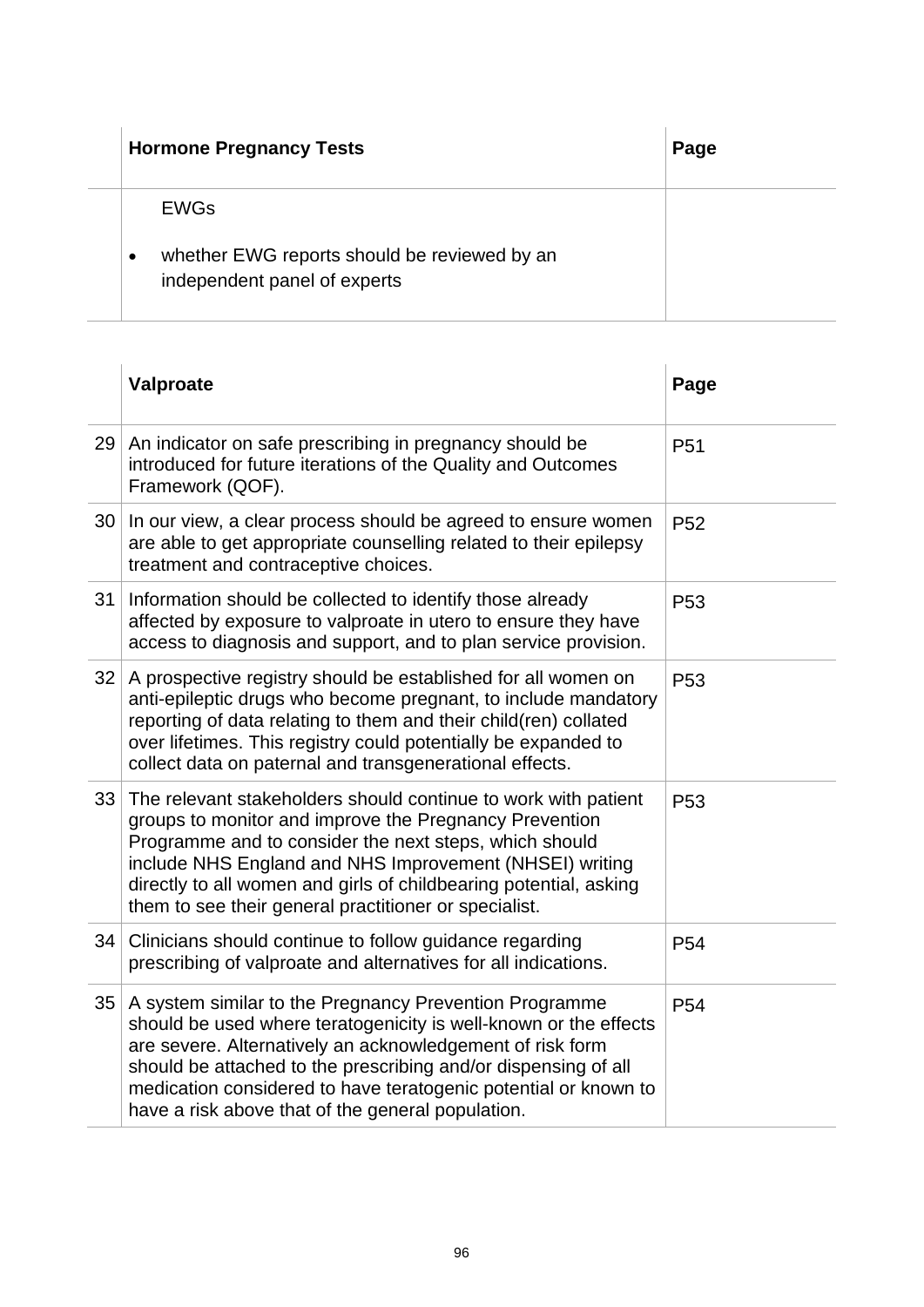| | Hormone Pregnancy Tests | Page |
|---|---|---|
| | EWGs<br><br>• whether EWG reports should be reviewed by an independent panel of experts | |

| | Valproate | Page |
|---|---|---|
| 29 | An indicator on safe prescribing in pregnancy should be introduced for future iterations of the Quality and Outcomes Framework (QOF). | P51 |
| 30 | In our view, a clear process should be agreed to ensure women are able to get appropriate counselling related to their epilepsy treatment and contraceptive choices. | P52 |
| 31 | Information should be collected to identify those already affected by exposure to valproate in utero to ensure they have access to diagnosis and support, and to plan service provision. | P53 |
| 32 | A prospective registry should be established for all women on anti-epileptic drugs who become pregnant, to include mandatory reporting of data relating to them and their child(ren) collated over lifetimes. This registry could potentially be expanded to collect data on paternal and transgenerational effects. | P53 |
| 33 | The relevant stakeholders should continue to work with patient groups to monitor and improve the Pregnancy Prevention Programme and to consider the next steps, which should include NHS England and NHS Improvement (NHSEI) writing directly to all women and girls of childbearing potential, asking them to see their general practitioner or specialist. | P53 |
| 34 | Clinicians should continue to follow guidance regarding prescribing of valproate and alternatives for all indications. | P54 |
| 35 | A system similar to the Pregnancy Prevention Programme should be used where teratogenicity is well-known or the effects are severe. Alternatively an acknowledgement of risk form should be attached to the prescribing and/or dispensing of all medication considered to have teratogenic potential or known to have a risk above that of the general population. | P54 |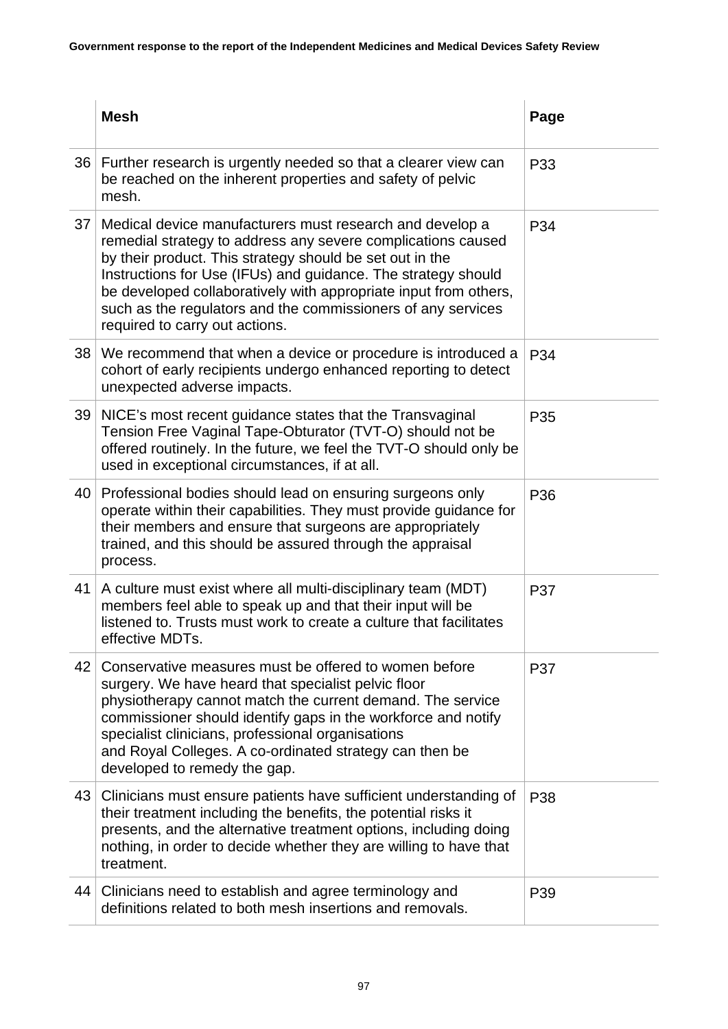| | Mesh | Page |
|---|---|---|
| 36 | Further research is urgently needed so that a clearer view can be reached on the inherent properties and safety of pelvic mesh. | P33 |
| 37 | Medical device manufacturers must research and develop a remedial strategy to address any severe complications caused by their product. This strategy should be set out in the Instructions for Use (IFUs) and guidance. The strategy should be developed collaboratively with appropriate input from others, such as the regulators and the commissioners of any services required to carry out actions. | P34 |
| 38 | We recommend that when a device or procedure is introduced a cohort of early recipients undergo enhanced reporting to detect unexpected adverse impacts. | P34 |
| 39 | NICE's most recent guidance states that the Transvaginal Tension Free Vaginal Tape-Obturator (TVT-O) should not be offered routinely. In the future, we feel the TVT-O should only be used in exceptional circumstances, if at all. | P35 |
| 40 | Professional bodies should lead on ensuring surgeons only operate within their capabilities. They must provide guidance for their members and ensure that surgeons are appropriately trained, and this should be assured through the appraisal process. | P36 |
| 41 | A culture must exist where all multi-disciplinary team (MDT) members feel able to speak up and that their input will be listened to. Trusts must work to create a culture that facilitates effective MDTs. | P37 |
| 42 | Conservative measures must be offered to women before surgery. We have heard that specialist pelvic floor physiotherapy cannot match the current demand. The service commissioner should identify gaps in the workforce and notify specialist clinicians, professional organisations and Royal Colleges. A co-ordinated strategy can then be developed to remedy the gap. | P37 |
| 43 | Clinicians must ensure patients have sufficient understanding of their treatment including the benefits, the potential risks it presents, and the alternative treatment options, including doing nothing, in order to decide whether they are willing to have that treatment. | P38 |
| 44 | Clinicians need to establish and agree terminology and definitions related to both mesh insertions and removals. | P39 |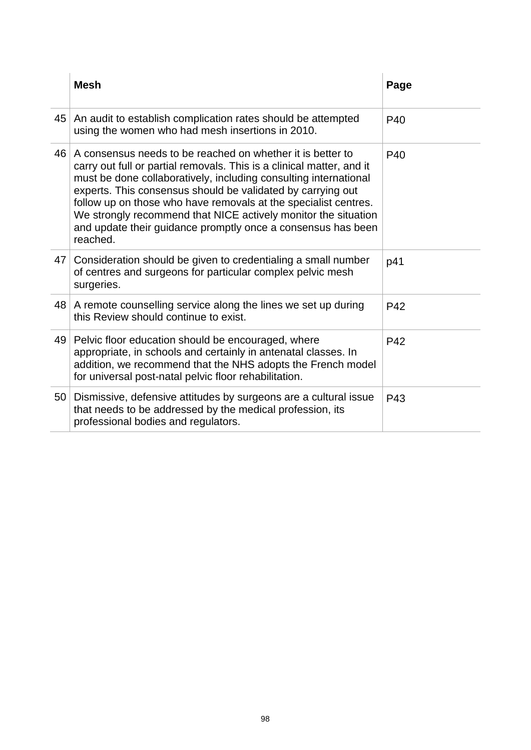| | Mesh | Page |
|---|---|---|
| 45 | An audit to establish complication rates should be attempted using the women who had mesh insertions in 2010. | P40 |
| 46 | A consensus needs to be reached on whether it is better to carry out full or partial removals. This is a clinical matter, and it must be done collaboratively, including consulting international experts. This consensus should be validated by carrying out follow up on those who have removals at the specialist centres. We strongly recommend that NICE actively monitor the situation and update their guidance promptly once a consensus has been reached. | P40 |
| 47 | Consideration should be given to credentialing a small number of centres and surgeons for particular complex pelvic mesh surgeries. | p41 |
| 48 | A remote counselling service along the lines we set up during this Review should continue to exist. | P42 |
| 49 | Pelvic floor education should be encouraged, where appropriate, in schools and certainly in antenatal classes. In addition, we recommend that the NHS adopts the French model for universal post-natal pelvic floor rehabilitation. | P42 |
| 50 | Dismissive, defensive attitudes by surgeons are a cultural issue that needs to be addressed by the medical profession, its professional bodies and regulators. | P43 |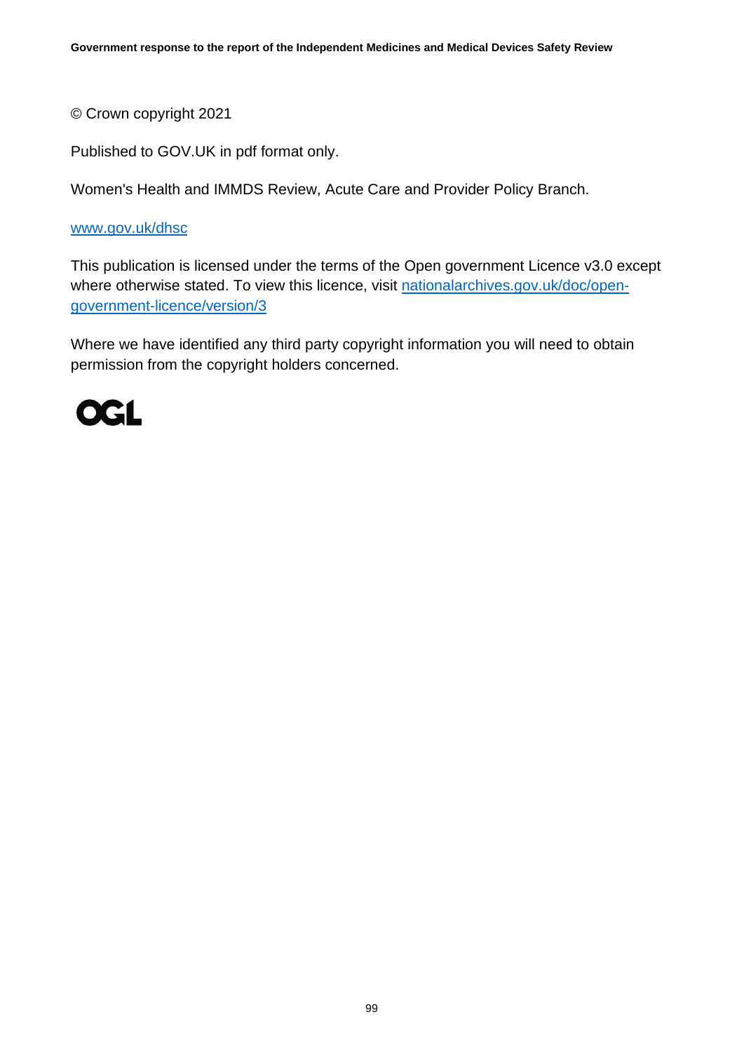© Crown copyright 2021

Published to GOV.UK in pdf format only.

Women's Health and IMMDS Review, Acute Care and Provider Policy Branch.

[www.gov.uk/dhsc](http://www.gov.uk/dhsc)

This publication is licensed under the terms of the Open government Licence v3.0 except where otherwise stated. To view this licence, visit [nationalarchives.gov.uk/doc/open-government-licence/version/3](http://nationalarchives.gov.uk/doc/open-government-licence/version/3)

Where we have identified any third party copyright information you will need to obtain permission from the copyright holders concerned.

OGL